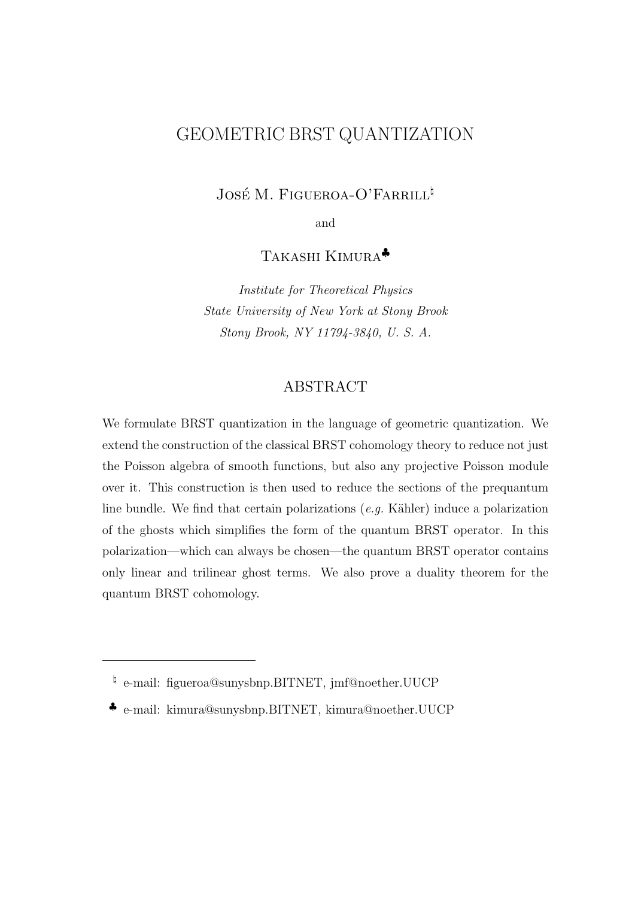# GEOMETRIC BRST QUANTIZATION

José M. Figueroa-O'Farrill[♮]

and

Takashi Kimura[♣]

*Institute for Theoretical Physics*
*State University of New York at Stony Brook*
*Stony Brook, NY 11794-3840, U. S. A.*

## ABSTRACT

We formulate BRST quantization in the language of geometric quantization. We extend the construction of the classical BRST cohomology theory to reduce not just the Poisson algebra of smooth functions, but also any projective Poisson module over it. This construction is then used to reduce the sections of the prequantum line bundle. We find that certain polarizations (*e.g.* Kähler) induce a polarization of the ghosts which simplifies the form of the quantum BRST operator. In this polarization—which can always be chosen—the quantum BRST operator contains only linear and trilinear ghost terms. We also prove a duality theorem for the quantum BRST cohomology.

---

[♮] e-mail: figueroa@sunysbnp.BITNET, jmf@noether.UUCP

[♣] e-mail: kimura@sunysbnp.BITNET, kimura@noether.UUCP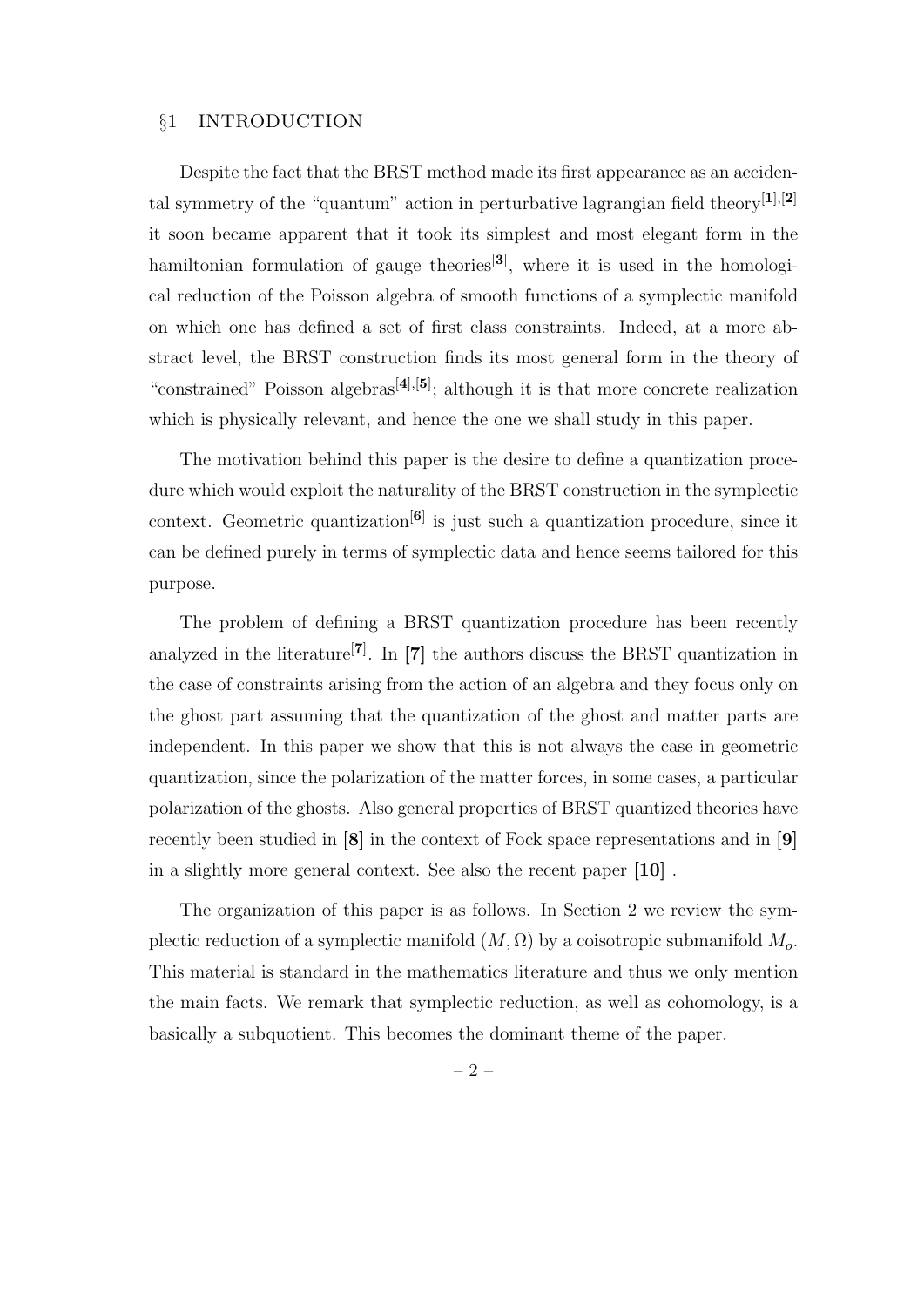## §1 INTRODUCTION

Despite the fact that the BRST method made its first appearance as an accidental symmetry of the "quantum" action in perturbative lagrangian field theory[1],[2] it soon became apparent that it took its simplest and most elegant form in the hamiltonian formulation of gauge theories[3], where it is used in the homological reduction of the Poisson algebra of smooth functions of a symplectic manifold on which one has defined a set of first class constraints. Indeed, at a more abstract level, the BRST construction finds its most general form in the theory of "constrained" Poisson algebras[4],[5]; although it is that more concrete realization which is physically relevant, and hence the one we shall study in this paper.

The motivation behind this paper is the desire to define a quantization procedure which would exploit the naturality of the BRST construction in the symplectic context. Geometric quantization[6] is just such a quantization procedure, since it can be defined purely in terms of symplectic data and hence seems tailored for this purpose.

The problem of defining a BRST quantization procedure has been recently analyzed in the literature[7]. In **[7]** the authors discuss the BRST quantization in the case of constraints arising from the action of an algebra and they focus only on the ghost part assuming that the quantization of the ghost and matter parts are independent. In this paper we show that this is not always the case in geometric quantization, since the polarization of the matter forces, in some cases, a particular polarization of the ghosts. Also general properties of BRST quantized theories have recently been studied in **[8]** in the context of Fock space representations and in **[9]** in a slightly more general context. See also the recent paper **[10]** .

The organization of this paper is as follows. In Section 2 we review the symplectic reduction of a symplectic manifold $(M, \Omega)$ by a coisotropic submanifold $M_o$. This material is standard in the mathematics literature and thus we only mention the main facts. We remark that symplectic reduction, as well as cohomology, is a basically a subquotient. This becomes the dominant theme of the paper.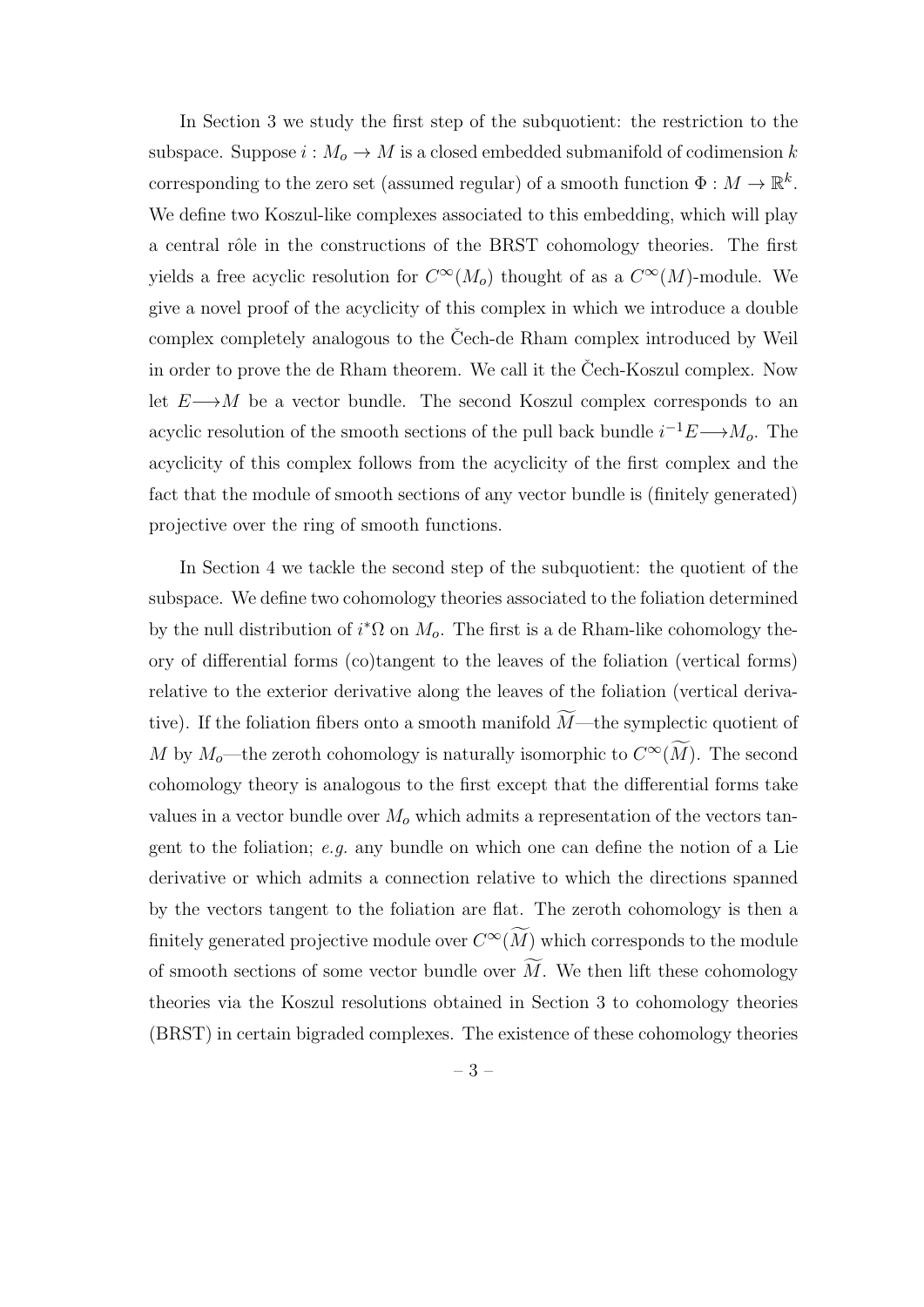In Section 3 we study the first step of the subquotient: the restriction to the subspace. Suppose $i : M_o \to M$ is a closed embedded submanifold of codimension $k$ corresponding to the zero set (assumed regular) of a smooth function $\Phi : M \to \mathbb{R}^k$. We define two Koszul-like complexes associated to this embedding, which will play a central rôle in the constructions of the BRST cohomology theories. The first yields a free acyclic resolution for $C^\infty(M_o)$ thought of as a $C^\infty(M)$-module. We give a novel proof of the acyclicity of this complex in which we introduce a double complex completely analogous to the Čech-de Rham complex introduced by Weil in order to prove the de Rham theorem. We call it the Čech-Koszul complex. Now let $E \longrightarrow M$ be a vector bundle. The second Koszul complex corresponds to an acyclic resolution of the smooth sections of the pull back bundle $i^{-1}E \longrightarrow M_o$. The acyclicity of this complex follows from the acyclicity of the first complex and the fact that the module of smooth sections of any vector bundle is (finitely generated) projective over the ring of smooth functions.

In Section 4 we tackle the second step of the subquotient: the quotient of the subspace. We define two cohomology theories associated to the foliation determined by the null distribution of $i^*\Omega$ on $M_o$. The first is a de Rham-like cohomology theory of differential forms (co)tangent to the leaves of the foliation (vertical forms) relative to the exterior derivative along the leaves of the foliation (vertical derivative). If the foliation fibers onto a smooth manifold $\widetilde{M}$—the symplectic quotient of $M$ by $M_o$—the zeroth cohomology is naturally isomorphic to $C^\infty(\widetilde{M})$. The second cohomology theory is analogous to the first except that the differential forms take values in a vector bundle over $M_o$ which admits a representation of the vectors tangent to the foliation; *e.g.* any bundle on which one can define the notion of a Lie derivative or which admits a connection relative to which the directions spanned by the vectors tangent to the foliation are flat. The zeroth cohomology is then a finitely generated projective module over $C^\infty(\widetilde{M})$ which corresponds to the module of smooth sections of some vector bundle over $\widetilde{M}$. We then lift these cohomology theories via the Koszul resolutions obtained in Section 3 to cohomology theories (BRST) in certain bigraded complexes. The existence of these cohomology theories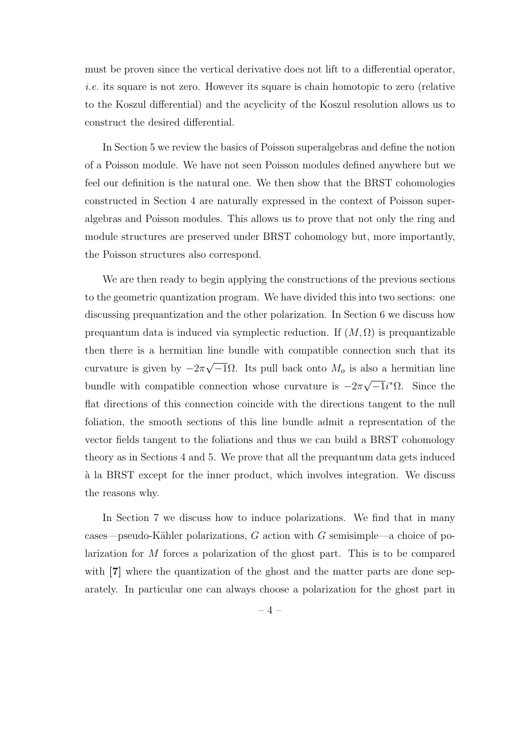must be proven since the vertical derivative does not lift to a differential operator, *i.e.* its square is not zero. However its square is chain homotopic to zero (relative to the Koszul differential) and the acyclicity of the Koszul resolution allows us to construct the desired differential.

In Section 5 we review the basics of Poisson superalgebras and define the notion of a Poisson module. We have not seen Poisson modules defined anywhere but we feel our definition is the natural one. We then show that the BRST cohomologies constructed in Section 4 are naturally expressed in the context of Poisson superalgebras and Poisson modules. This allows us to prove that not only the ring and module structures are preserved under BRST cohomology but, more importantly, the Poisson structures also correspond.

We are then ready to begin applying the constructions of the previous sections to the geometric quantization program. We have divided this into two sections: one discussing prequantization and the other polarization. In Section 6 we discuss how prequantum data is induced via symplectic reduction. If $(M, \Omega)$ is prequantizable then there is a hermitian line bundle with compatible connection such that its curvature is given by $-2\pi\sqrt{-1}\Omega$. Its pull back onto $M_o$ is also a hermitian line bundle with compatible connection whose curvature is $-2\pi\sqrt{-1}i^*\Omega$. Since the flat directions of this connection coincide with the directions tangent to the null foliation, the smooth sections of this line bundle admit a representation of the vector fields tangent to the foliations and thus we can build a BRST cohomology theory as in Sections 4 and 5. We prove that all the prequantum data gets induced à la BRST except for the inner product, which involves integration. We discuss the reasons why.

In Section 7 we discuss how to induce polarizations. We find that in many cases—pseudo-Kähler polarizations, $G$ action with $G$ semisimple—a choice of polarization for $M$ forces a polarization of the ghost part. This is to be compared with **[7]** where the quantization of the ghost and the matter parts are done separately. In particular one can always choose a polarization for the ghost part in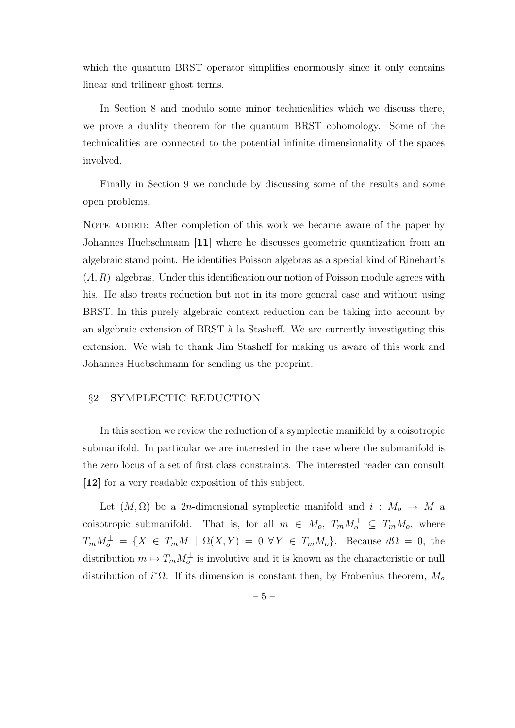which the quantum BRST operator simplifies enormously since it only contains linear and trilinear ghost terms.

In Section 8 and modulo some minor technicalities which we discuss there, we prove a duality theorem for the quantum BRST cohomology. Some of the technicalities are connected to the potential infinite dimensionality of the spaces involved.

Finally in Section 9 we conclude by discussing some of the results and some open problems.

NOTE ADDED: After completion of this work we became aware of the paper by Johannes Huebschmann **[11]** where he discusses geometric quantization from an algebraic stand point. He identifies Poisson algebras as a special kind of Rinehart's $(A, R)$–algebras. Under this identification our notion of Poisson module agrees with his. He also treats reduction but not in its more general case and without using BRST. In this purely algebraic context reduction can be taking into account by an algebraic extension of BRST à la Stasheff. We are currently investigating this extension. We wish to thank Jim Stasheff for making us aware of this work and Johannes Huebschmann for sending us the preprint.

## §2 SYMPLECTIC REDUCTION

In this section we review the reduction of a symplectic manifold by a coisotropic submanifold. In particular we are interested in the case where the submanifold is the zero locus of a set of first class constraints. The interested reader can consult **[12]** for a very readable exposition of this subject.

Let $(M, \Omega)$ be a $2n$-dimensional symplectic manifold and $i : M_o \to M$ a coisotropic submanifold. That is, for all $m \in M_o$, $T_m M_o^\perp \subseteq T_m M_o$, where $T_m M_o^\perp = \{X \in T_m M \mid \Omega(X, Y) = 0 \ \forall Y \in T_m M_o\}$. Because $d\Omega = 0$, the distribution $m \mapsto T_m M_o^\perp$ is involutive and it is known as the characteristic or null distribution of $i^*\Omega$. If its dimension is constant then, by Frobenius theorem, $M_o$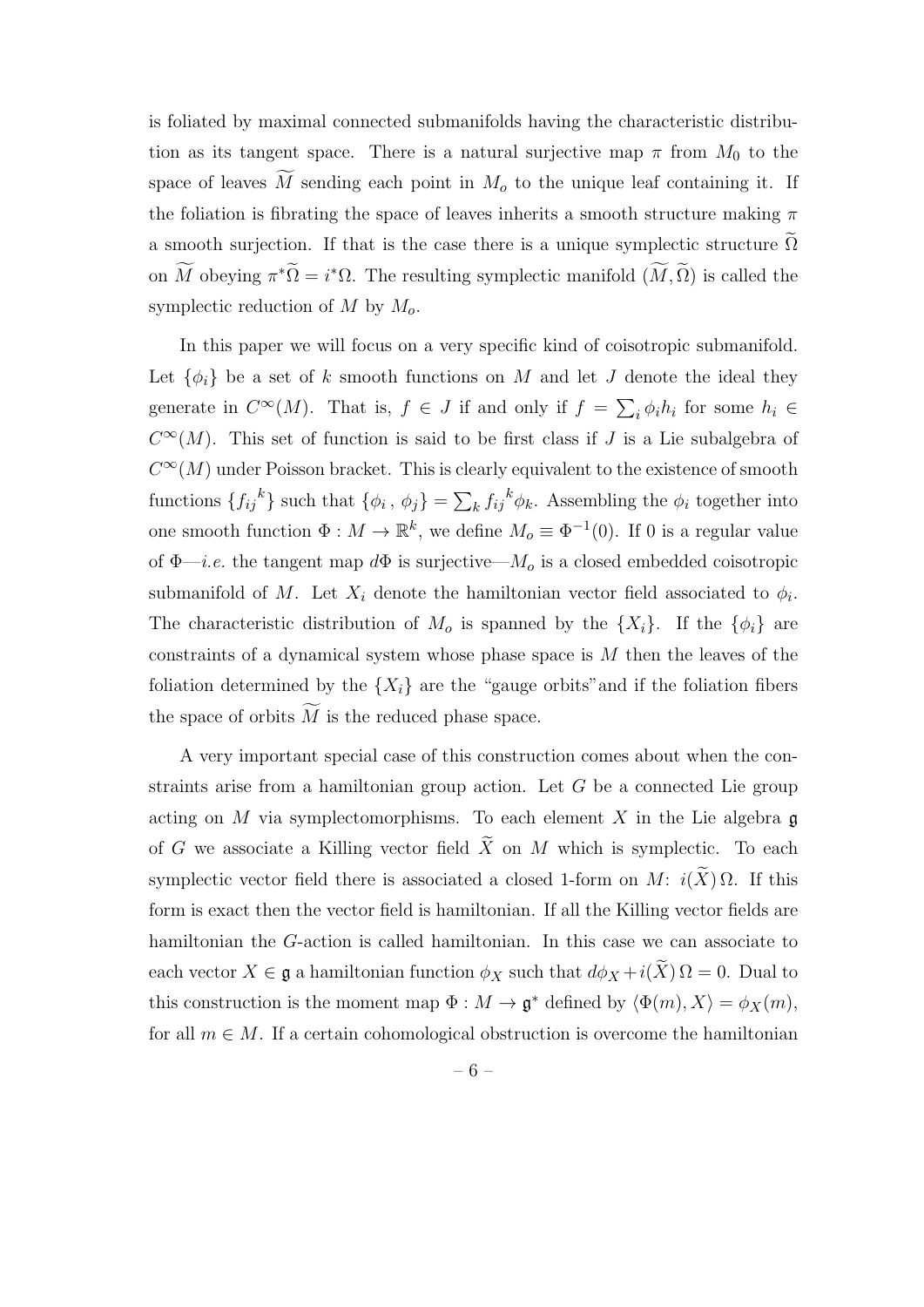is foliated by maximal connected submanifolds having the characteristic distribution as its tangent space. There is a natural surjective map $\pi$ from $M_0$ to the space of leaves $\widetilde{M}$ sending each point in $M_o$ to the unique leaf containing it. If the foliation is fibrating the space of leaves inherits a smooth structure making $\pi$ a smooth surjection. If that is the case there is a unique symplectic structure $\widetilde{\Omega}$ on $\widetilde{M}$ obeying $\pi^*\widetilde{\Omega} = i^*\Omega$. The resulting symplectic manifold $(\widetilde{M}, \widetilde{\Omega})$ is called the symplectic reduction of $M$ by $M_o$.

In this paper we will focus on a very specific kind of coisotropic submanifold. Let $\{\phi_i\}$ be a set of $k$ smooth functions on $M$ and let $J$ denote the ideal they generate in $C^\infty(M)$. That is, $f \in J$ if and only if $f = \sum_i \phi_i h_i$ for some $h_i \in C^\infty(M)$. This set of function is said to be first class if $J$ is a Lie subalgebra of $C^\infty(M)$ under Poisson bracket. This is clearly equivalent to the existence of smooth functions $\{f_{ij}{}^k\}$ such that $\{\phi_i\, ,\, \phi_j\} = \sum_k f_{ij}{}^k \phi_k$. Assembling the $\phi_i$ together into one smooth function $\Phi : M \to \mathbb{R}^k$, we define $M_o \equiv \Phi^{-1}(0)$. If 0 is a regular value of $\Phi$—*i.e.* the tangent map $d\Phi$ is surjective—$M_o$ is a closed embedded coisotropic submanifold of $M$. Let $X_i$ denote the hamiltonian vector field associated to $\phi_i$. The characteristic distribution of $M_o$ is spanned by the $\{X_i\}$. If the $\{\phi_i\}$ are constraints of a dynamical system whose phase space is $M$ then the leaves of the foliation determined by the $\{X_i\}$ are the "gauge orbits"and if the foliation fibers the space of orbits $\widetilde{M}$ is the reduced phase space.

A very important special case of this construction comes about when the constraints arise from a hamiltonian group action. Let $G$ be a connected Lie group acting on $M$ via symplectomorphisms. To each element $X$ in the Lie algebra $\mathfrak{g}$ of $G$ we associate a Killing vector field $\widetilde{X}$ on $M$ which is symplectic. To each symplectic vector field there is associated a closed 1-form on $M$: $i(\widetilde{X})\,\Omega$. If this form is exact then the vector field is hamiltonian. If all the Killing vector fields are hamiltonian the $G$-action is called hamiltonian. In this case we can associate to each vector $X \in \mathfrak{g}$ a hamiltonian function $\phi_X$ such that $d\phi_X + i(\widetilde{X})\,\Omega = 0$. Dual to this construction is the moment map $\Phi : M \to \mathfrak{g}^*$ defined by $\langle \Phi(m), X\rangle = \phi_X(m)$, for all $m \in M$. If a certain cohomological obstruction is overcome the hamiltonian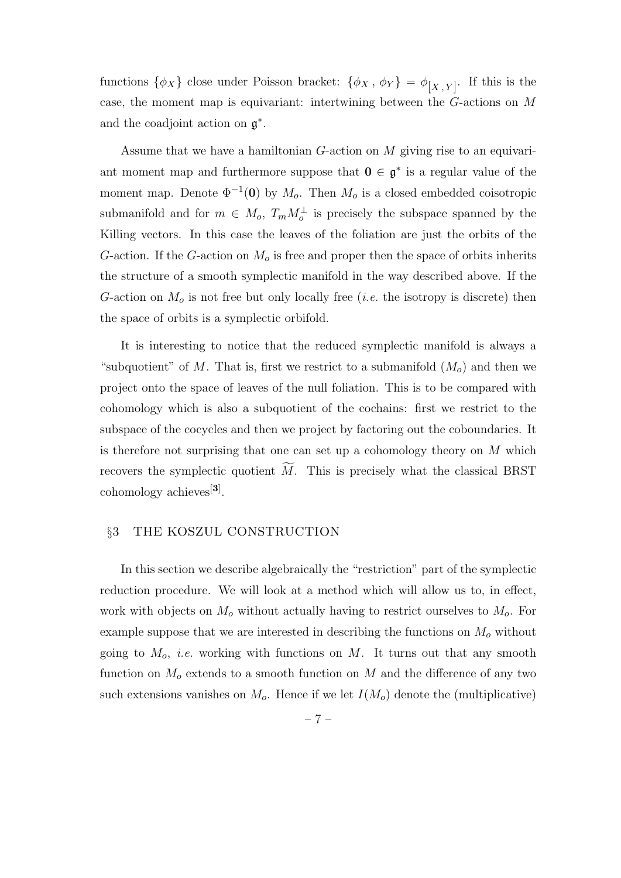functions $\{\phi_X\}$ close under Poisson bracket: $\{\phi_X\,,\,\phi_Y\} = \phi_{[X\,,Y]}$. If this is the case, the moment map is equivariant: intertwining between the $G$-actions on $M$ and the coadjoint action on $\mathfrak{g}^*$.

Assume that we have a hamiltonian $G$-action on $M$ giving rise to an equivariant moment map and furthermore suppose that $\mathbf{0} \in \mathfrak{g}^*$ is a regular value of the moment map. Denote $\Phi^{-1}(\mathbf{0})$ by $M_o$. Then $M_o$ is a closed embedded coisotropic submanifold and for $m \in M_o$, $T_m M_o^{\perp}$ is precisely the subspace spanned by the Killing vectors. In this case the leaves of the foliation are just the orbits of the $G$-action. If the $G$-action on $M_o$ is free and proper then the space of orbits inherits the structure of a smooth symplectic manifold in the way described above. If the $G$-action on $M_o$ is not free but only locally free (*i.e.* the isotropy is discrete) then the space of orbits is a symplectic orbifold.

It is interesting to notice that the reduced symplectic manifold is always a "subquotient" of $M$. That is, first we restrict to a submanifold ($M_o$) and then we project onto the space of leaves of the null foliation. This is to be compared with cohomology which is also a subquotient of the cochains: first we restrict to the subspace of the cocycles and then we project by factoring out the coboundaries. It is therefore not surprising that one can set up a cohomology theory on $M$ which recovers the symplectic quotient $\widetilde{M}$. This is precisely what the classical BRST cohomology achieves[**3**].

## §3 THE KOSZUL CONSTRUCTION

In this section we describe algebraically the "restriction" part of the symplectic reduction procedure. We will look at a method which will allow us to, in effect, work with objects on $M_o$ without actually having to restrict ourselves to $M_o$. For example suppose that we are interested in describing the functions on $M_o$ without going to $M_o$, *i.e.* working with functions on $M$. It turns out that any smooth function on $M_o$ extends to a smooth function on $M$ and the difference of any two such extensions vanishes on $M_o$. Hence if we let $I(M_o)$ denote the (multiplicative)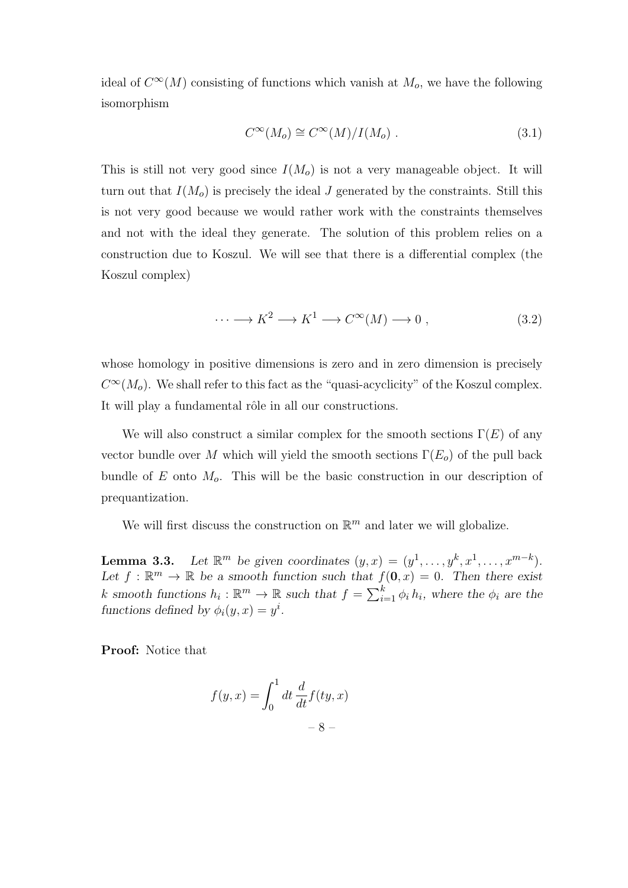ideal of $C^\infty(M)$ consisting of functions which vanish at $M_o$, we have the following isomorphism

$$C^\infty(M_o) \cong C^\infty(M)/I(M_o) \; . \tag{3.1}$$

This is still not very good since $I(M_o)$ is not a very manageable object. It will turn out that $I(M_o)$ is precisely the ideal $J$ generated by the constraints. Still this is not very good because we would rather work with the constraints themselves and not with the ideal they generate. The solution of this problem relies on a construction due to Koszul. We will see that there is a differential complex (the Koszul complex)

$$\cdots \longrightarrow K^2 \longrightarrow K^1 \longrightarrow C^\infty(M) \longrightarrow 0 \; , \tag{3.2}$$

whose homology in positive dimensions is zero and in zero dimension is precisely $C^\infty(M_o)$. We shall refer to this fact as the "quasi-acyclicity" of the Koszul complex. It will play a fundamental rôle in all our constructions.

We will also construct a similar complex for the smooth sections $\Gamma(E)$ of any vector bundle over $M$ which will yield the smooth sections $\Gamma(E_o)$ of the pull back bundle of $E$ onto $M_o$. This will be the basic construction in our description of prequantization.

We will first discuss the construction on $\mathbb{R}^m$ and later we will globalize.

**Lemma 3.3.** *Let $\mathbb{R}^m$ be given coordinates $(y, x) = (y^1, \ldots, y^k, x^1, \ldots, x^{m-k})$. Let $f : \mathbb{R}^m \to \mathbb{R}$ be a smooth function such that $f(\mathbf{0}, x) = 0$. Then there exist $k$ smooth functions $h_i : \mathbb{R}^m \to \mathbb{R}$ such that $f = \sum_{i=1}^k \phi_i \, h_i$, where the $\phi_i$ are the functions defined by $\phi_i(y, x) = y^i$.*

**Proof:** Notice that

$$f(y, x) = \int_0^1 dt \, \frac{d}{dt} f(ty, x)$$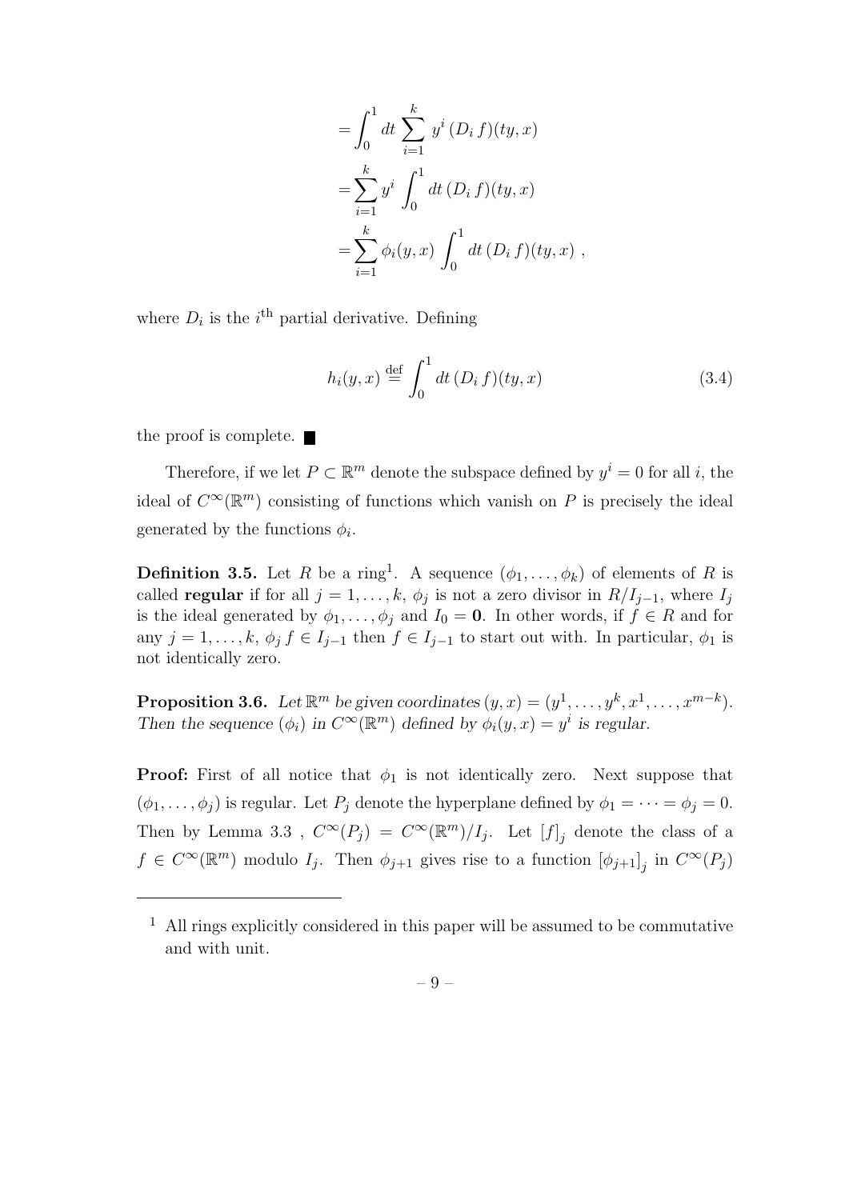$$
\begin{aligned}
&= \int_0^1 dt \sum_{i=1}^k y^i \, (D_i \, f)(ty, x) \\
&= \sum_{i=1}^k y^i \int_0^1 dt \, (D_i \, f)(ty, x) \\
&= \sum_{i=1}^k \phi_i(y, x) \int_0^1 dt \, (D_i \, f)(ty, x) \; ,
\end{aligned}
$$

where $D_i$ is the $i^{\text{th}}$ partial derivative. Defining

$$
h_i(y, x) \stackrel{\text{def}}{=} \int_0^1 dt \, (D_i \, f)(ty, x) \tag{3.4}
$$

the proof is complete. ■

Therefore, if we let $P \subset \mathbb{R}^m$ denote the subspace defined by $y^i = 0$ for all $i$, the ideal of $C^\infty(\mathbb{R}^m)$ consisting of functions which vanish on $P$ is precisely the ideal generated by the functions $\phi_i$.

**Definition 3.5.** Let $R$ be a ring[1]. A sequence $(\phi_1, \ldots, \phi_k)$ of elements of $R$ is called **regular** if for all $j = 1, \ldots, k$, $\phi_j$ is not a zero divisor in $R/I_{j-1}$, where $I_j$ is the ideal generated by $\phi_1, \ldots, \phi_j$ and $I_0 = \mathbf{0}$. In other words, if $f \in R$ and for any $j = 1, \ldots, k$, $\phi_j \, f \in I_{j-1}$ then $f \in I_{j-1}$ to start out with. In particular, $\phi_1$ is not identically zero.

**Proposition 3.6.** *Let $\mathbb{R}^m$ be given coordinates $(y, x) = (y^1, \ldots, y^k, x^1, \ldots, x^{m-k})$. Then the sequence $(\phi_i)$ in $C^\infty(\mathbb{R}^m)$ defined by $\phi_i(y, x) = y^i$ is regular.*

**Proof:** First of all notice that $\phi_1$ is not identically zero. Next suppose that $(\phi_1, \ldots, \phi_j)$ is regular. Let $P_j$ denote the hyperplane defined by $\phi_1 = \cdots = \phi_j = 0$. Then by Lemma 3.3 , $C^\infty(P_j) = C^\infty(\mathbb{R}^m)/I_j$. Let $[f]_j$ denote the class of a $f \in C^\infty(\mathbb{R}^m)$ modulo $I_j$. Then $\phi_{j+1}$ gives rise to a function $[\phi_{j+1}]_j$ in $C^\infty(P_j)$

[1] All rings explicitly considered in this paper will be assumed to be commutative and with unit.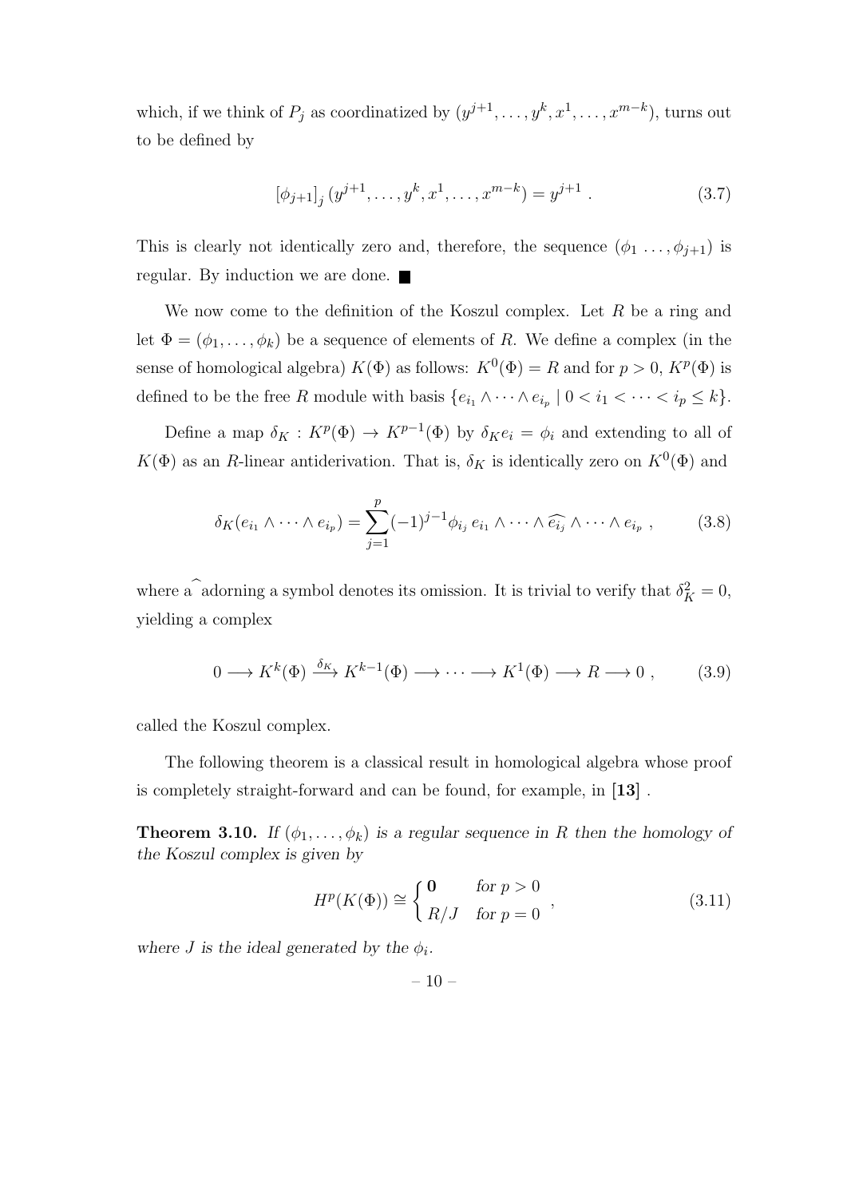which, if we think of $P_j$ as coordinatized by $(y^{j+1}, \ldots, y^k, x^1, \ldots, x^{m-k})$, turns out to be defined by

$$[\phi_{j+1}]_j\,(y^{j+1}, \ldots, y^k, x^1, \ldots, x^{m-k}) = y^{j+1}\ . \tag{3.7}$$

This is clearly not identically zero and, therefore, the sequence $(\phi_1 \ldots, \phi_{j+1})$ is regular. By induction we are done. ■

We now come to the definition of the Koszul complex. Let $R$ be a ring and let $\Phi = (\phi_1, \ldots, \phi_k)$ be a sequence of elements of $R$. We define a complex (in the sense of homological algebra) $K(\Phi)$ as follows: $K^0(\Phi) = R$ and for $p > 0$, $K^p(\Phi)$ is defined to be the free $R$ module with basis $\{e_{i_1} \wedge \cdots \wedge e_{i_p} \mid 0 < i_1 < \cdots < i_p \leq k\}$.

Define a map $\delta_K : K^p(\Phi) \to K^{p-1}(\Phi)$ by $\delta_K e_i = \phi_i$ and extending to all of $K(\Phi)$ as an $R$-linear antiderivation. That is, $\delta_K$ is identically zero on $K^0(\Phi)$ and

$$\delta_K(e_{i_1} \wedge \cdots \wedge e_{i_p}) = \sum_{j=1}^{p} (-1)^{j-1} \phi_{i_j}\, e_{i_1} \wedge \cdots \wedge \widehat{e_{i_j}} \wedge \cdots \wedge e_{i_p}\ , \tag{3.8}$$

where a $\widehat{\ }$ adorning a symbol denotes its omission. It is trivial to verify that $\delta_K^2 = 0$, yielding a complex

$$0 \longrightarrow K^k(\Phi) \xrightarrow{\delta_K} K^{k-1}(\Phi) \longrightarrow \cdots \longrightarrow K^1(\Phi) \longrightarrow R \longrightarrow 0\ , \tag{3.9}$$

called the Koszul complex.

The following theorem is a classical result in homological algebra whose proof is completely straight-forward and can be found, for example, in **[13]** .

**Theorem 3.10.** *If $(\phi_1, \ldots, \phi_k)$ is a regular sequence in $R$ then the homology of the Koszul complex is given by*

$$H^p(K(\Phi)) \cong \begin{cases} \mathbf{0} & \text{for } p > 0 \\ R/J & \text{for } p = 0 \end{cases}\ , \tag{3.11}$$

*where $J$ is the ideal generated by the $\phi_i$.*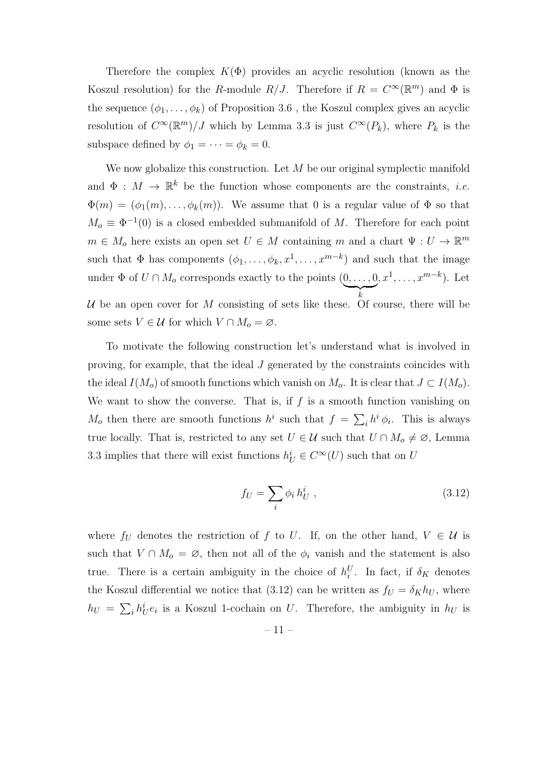Therefore the complex $K(\Phi)$ provides an acyclic resolution (known as the Koszul resolution) for the $R$-module $R/J$. Therefore if $R = C^\infty(\mathbb{R}^m)$ and $\Phi$ is the sequence $(\phi_1, \ldots, \phi_k)$ of Proposition 3.6 , the Koszul complex gives an acyclic resolution of $C^\infty(\mathbb{R}^m)/J$ which by Lemma 3.3 is just $C^\infty(P_k)$, where $P_k$ is the subspace defined by $\phi_1 = \cdots = \phi_k = 0$.

We now globalize this construction. Let $M$ be our original symplectic manifold and $\Phi : M \to \mathbb{R}^k$ be the function whose components are the constraints, *i.e.* $\Phi(m) = (\phi_1(m), \ldots, \phi_k(m))$. We assume that 0 is a regular value of $\Phi$ so that $M_o \equiv \Phi^{-1}(0)$ is a closed embedded submanifold of $M$. Therefore for each point $m \in M_o$ here exists an open set $U \in M$ containing $m$ and a chart $\Psi : U \to \mathbb{R}^m$ such that $\Phi$ has components $(\phi_1, \ldots, \phi_k, x^1, \ldots, x^{m-k})$ and such that the image under $\Phi$ of $U \cap M_o$ corresponds exactly to the points $(\underbrace{0, \ldots, 0}_{k}, x^1, \ldots, x^{m-k})$. Let $\mathcal{U}$ be an open cover for $M$ consisting of sets like these. Of course, there will be some sets $V \in \mathcal{U}$ for which $V \cap M_o = \varnothing$.

To motivate the following construction let's understand what is involved in proving, for example, that the ideal $J$ generated by the constraints coincides with the ideal $I(M_o)$ of smooth functions which vanish on $M_o$. It is clear that $J \subset I(M_o)$. We want to show the converse. That is, if $f$ is a smooth function vanishing on $M_o$ then there are smooth functions $h^i$ such that $f = \sum_i h^i \phi_i$. This is always true locally. That is, restricted to any set $U \in \mathcal{U}$ such that $U \cap M_o \neq \varnothing$, Lemma 3.3 implies that there will exist functions $h^i_U \in C^\infty(U)$ such that on $U$

$$f_U = \sum_i \phi_i \, h^i_U \ , \tag{3.12}$$

where $f_U$ denotes the restriction of $f$ to $U$. If, on the other hand, $V \in \mathcal{U}$ is such that $V \cap M_o = \varnothing$, then not all of the $\phi_i$ vanish and the statement is also true. There is a certain ambiguity in the choice of $h^U_i$. In fact, if $\delta_K$ denotes the Koszul differential we notice that (3.12) can be written as $f_U = \delta_K h_U$, where $h_U = \sum_i h^i_U e_i$ is a Koszul 1-cochain on $U$. Therefore, the ambiguity in $h_U$ is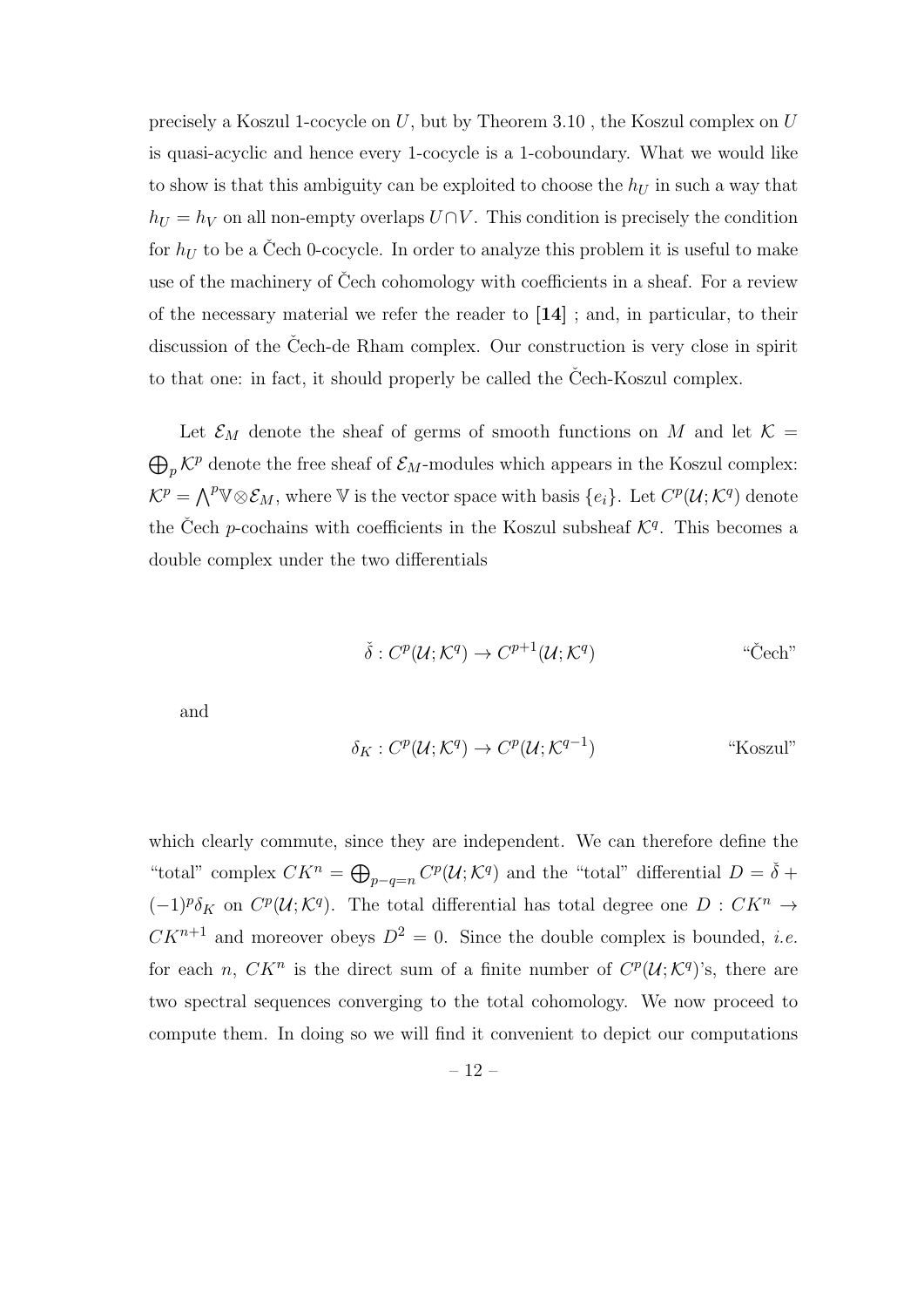precisely a Koszul 1-cocycle on $U$, but by Theorem 3.10 , the Koszul complex on $U$ is quasi-acyclic and hence every 1-cocycle is a 1-coboundary. What we would like to show is that this ambiguity can be exploited to choose the $h_U$ in such a way that $h_U = h_V$ on all non-empty overlaps $U \cap V$. This condition is precisely the condition for $h_U$ to be a Čech 0-cocycle. In order to analyze this problem it is useful to make use of the machinery of Čech cohomology with coefficients in a sheaf. For a review of the necessary material we refer the reader to **[14]** ; and, in particular, to their discussion of the Čech-de Rham complex. Our construction is very close in spirit to that one: in fact, it should properly be called the Čech-Koszul complex.

Let $\mathcal{E}_M$ denote the sheaf of germs of smooth functions on $M$ and let $\mathcal{K} = \bigoplus_p \mathcal{K}^p$ denote the free sheaf of $\mathcal{E}_M$-modules which appears in the Koszul complex: $\mathcal{K}^p = \bigwedge^p \mathbb{V} \otimes \mathcal{E}_M$, where $\mathbb{V}$ is the vector space with basis $\{e_i\}$. Let $C^p(\mathcal{U}; \mathcal{K}^q)$ denote the Čech $p$-cochains with coefficients in the Koszul subsheaf $\mathcal{K}^q$. This becomes a double complex under the two differentials

$$\check{\delta} : C^p(\mathcal{U}; \mathcal{K}^q) \to C^{p+1}(\mathcal{U}; \mathcal{K}^q) \qquad \text{"Čech"}$$

and

$$\delta_K : C^p(\mathcal{U}; \mathcal{K}^q) \to C^p(\mathcal{U}; \mathcal{K}^{q-1}) \qquad \text{"Koszul"}$$

which clearly commute, since they are independent. We can therefore define the "total" complex $CK^n = \bigoplus_{p-q=n} C^p(\mathcal{U}; \mathcal{K}^q)$ and the "total" differential $D = \check{\delta} + (-1)^p \delta_K$ on $C^p(\mathcal{U}; \mathcal{K}^q)$. The total differential has total degree one $D : CK^n \to CK^{n+1}$ and moreover obeys $D^2 = 0$. Since the double complex is bounded, *i.e.* for each $n$, $CK^n$ is the direct sum of a finite number of $C^p(\mathcal{U}; \mathcal{K}^q)$'s, there are two spectral sequences converging to the total cohomology. We now proceed to compute them. In doing so we will find it convenient to depict our computations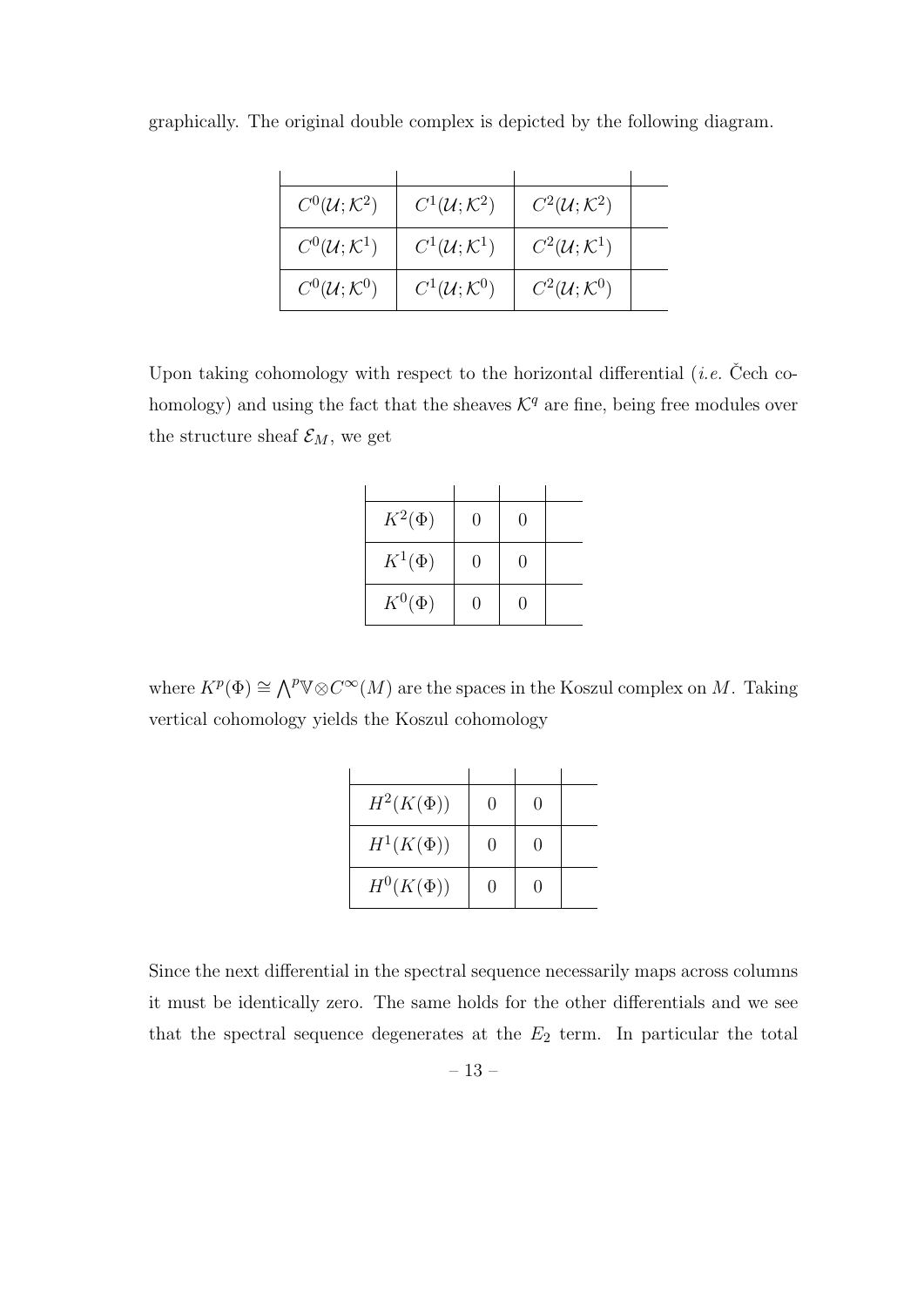graphically. The original double complex is depicted by the following diagram.

| | | | |
|---|---|---|---|
| | | | |
| $C^0(\mathcal{U};\mathcal{K}^2)$ | $C^1(\mathcal{U};\mathcal{K}^2)$ | $C^2(\mathcal{U};\mathcal{K}^2)$ | |
| $C^0(\mathcal{U};\mathcal{K}^1)$ | $C^1(\mathcal{U};\mathcal{K}^1)$ | $C^2(\mathcal{U};\mathcal{K}^1)$ | |
| $C^0(\mathcal{U};\mathcal{K}^0)$ | $C^1(\mathcal{U};\mathcal{K}^0)$ | $C^2(\mathcal{U};\mathcal{K}^0)$ | |

Upon taking cohomology with respect to the horizontal differential (*i.e.* Čech cohomology) and using the fact that the sheaves $\mathcal{K}^q$ are fine, being free modules over the structure sheaf $\mathcal{E}_M$, we get

| | | | |
|---|---|---|---|
| | | | |
| $K^2(\Phi)$ | 0 | 0 | |
| $K^1(\Phi)$ | 0 | 0 | |
| $K^0(\Phi)$ | 0 | 0 | |

where $K^p(\Phi) \cong \bigwedge^p \mathbb{V} \otimes C^\infty(M)$ are the spaces in the Koszul complex on $M$. Taking vertical cohomology yields the Koszul cohomology

| | | | |
|---|---|---|---|
| | | | |
| $H^2(K(\Phi))$ | 0 | 0 | |
| $H^1(K(\Phi))$ | 0 | 0 | |
| $H^0(K(\Phi))$ | 0 | 0 | |

Since the next differential in the spectral sequence necessarily maps across columns it must be identically zero. The same holds for the other differentials and we see that the spectral sequence degenerates at the $E_2$ term. In particular the total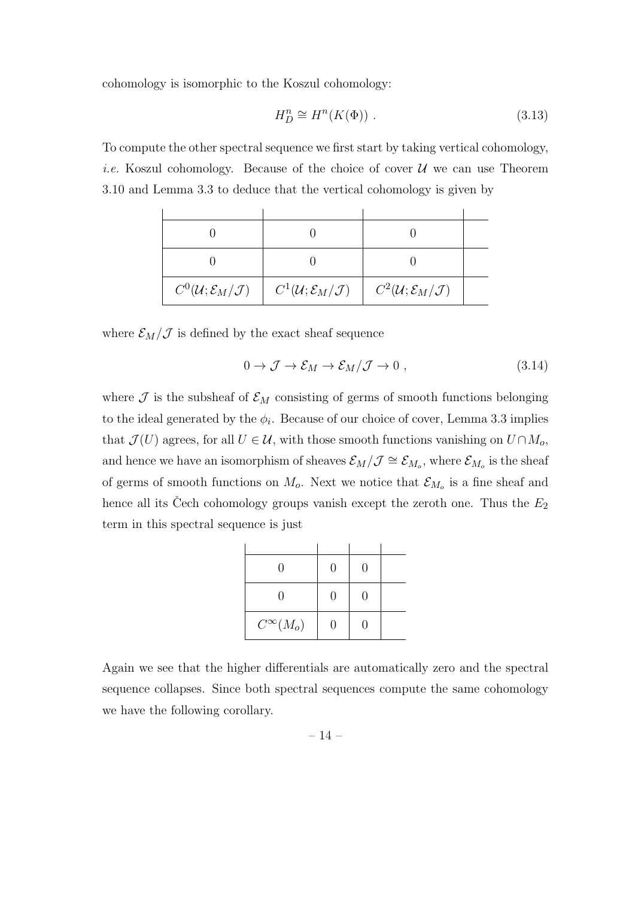cohomology is isomorphic to the Koszul cohomology:

$$H^n_D \cong H^n(K(\Phi)) \ . \tag{3.13}$$

To compute the other spectral sequence we first start by taking vertical cohomology, *i.e.* Koszul cohomology. Because of the choice of cover $\mathcal{U}$ we can use Theorem 3.10 and Lemma 3.3 to deduce that the vertical cohomology is given by

| | | | |
|---|---|---|---|
| $0$ | $0$ | $0$ | |
| $0$ | $0$ | $0$ | |
| $C^0(\mathcal{U};\mathcal{E}_M/\mathcal{J})$ | $C^1(\mathcal{U};\mathcal{E}_M/\mathcal{J})$ | $C^2(\mathcal{U};\mathcal{E}_M/\mathcal{J})$ | |

where $\mathcal{E}_M/\mathcal{J}$ is defined by the exact sheaf sequence

$$0 \to \mathcal{J} \to \mathcal{E}_M \to \mathcal{E}_M/\mathcal{J} \to 0 \ , \tag{3.14}$$

where $\mathcal{J}$ is the subsheaf of $\mathcal{E}_M$ consisting of germs of smooth functions belonging to the ideal generated by the $\phi_i$. Because of our choice of cover, Lemma 3.3 implies that $\mathcal{J}(U)$ agrees, for all $U \in \mathcal{U}$, with those smooth functions vanishing on $U \cap M_o$, and hence we have an isomorphism of sheaves $\mathcal{E}_M/\mathcal{J} \cong \mathcal{E}_{M_o}$, where $\mathcal{E}_{M_o}$ is the sheaf of germs of smooth functions on $M_o$. Next we notice that $\mathcal{E}_{M_o}$ is a fine sheaf and hence all its Čech cohomology groups vanish except the zeroth one. Thus the $E_2$ term in this spectral sequence is just

| | | | |
|---|---|---|---|
| $0$ | $0$ | $0$ | |
| $0$ | $0$ | $0$ | |
| $C^\infty(M_o)$ | $0$ | $0$ | |

Again we see that the higher differentials are automatically zero and the spectral sequence collapses. Since both spectral sequences compute the same cohomology we have the following corollary.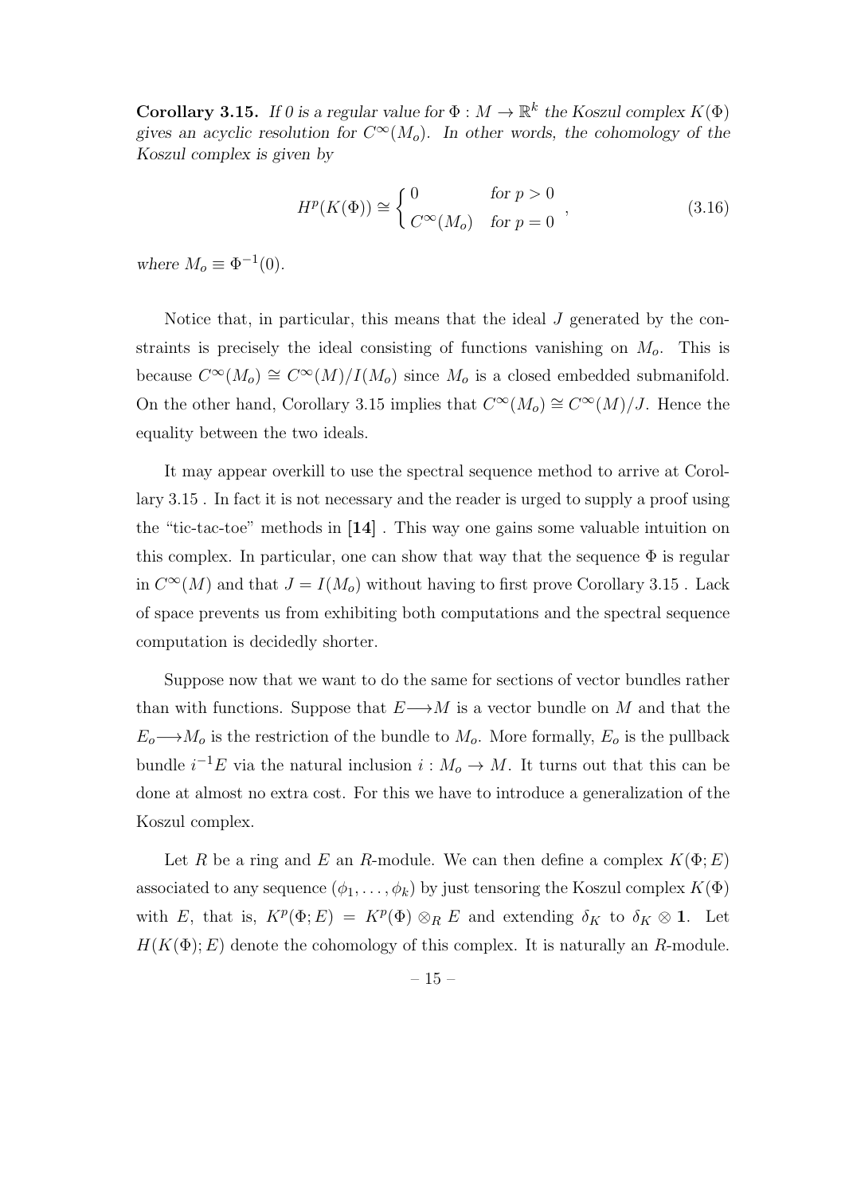**Corollary 3.15.** *If 0 is a regular value for $\Phi : M \to \mathbb{R}^k$ the Koszul complex $K(\Phi)$ gives an acyclic resolution for $C^\infty(M_o)$. In other words, the cohomology of the Koszul complex is given by*

$$
H^p(K(\Phi)) \cong \begin{cases} 0 & \text{for } p > 0 \\ C^\infty(M_o) & \text{for } p = 0 \end{cases} , \tag{3.16}
$$

*where $M_o \equiv \Phi^{-1}(0)$.*

Notice that, in particular, this means that the ideal $J$ generated by the constraints is precisely the ideal consisting of functions vanishing on $M_o$. This is because $C^\infty(M_o) \cong C^\infty(M)/I(M_o)$ since $M_o$ is a closed embedded submanifold. On the other hand, Corollary 3.15 implies that $C^\infty(M_o) \cong C^\infty(M)/J$. Hence the equality between the two ideals.

It may appear overkill to use the spectral sequence method to arrive at Corollary 3.15 . In fact it is not necessary and the reader is urged to supply a proof using the "tic-tac-toe" methods in **[14]** . This way one gains some valuable intuition on this complex. In particular, one can show that way that the sequence $\Phi$ is regular in $C^\infty(M)$ and that $J = I(M_o)$ without having to first prove Corollary 3.15 . Lack of space prevents us from exhibiting both computations and the spectral sequence computation is decidedly shorter.

Suppose now that we want to do the same for sections of vector bundles rather than with functions. Suppose that $E \longrightarrow M$ is a vector bundle on $M$ and that the $E_o \longrightarrow M_o$ is the restriction of the bundle to $M_o$. More formally, $E_o$ is the pullback bundle $i^{-1}E$ via the natural inclusion $i : M_o \to M$. It turns out that this can be done at almost no extra cost. For this we have to introduce a generalization of the Koszul complex.

Let $R$ be a ring and $E$ an $R$-module. We can then define a complex $K(\Phi; E)$ associated to any sequence $(\phi_1, \ldots, \phi_k)$ by just tensoring the Koszul complex $K(\Phi)$ with $E$, that is, $K^p(\Phi; E) = K^p(\Phi) \otimes_R E$ and extending $\delta_K$ to $\delta_K \otimes \mathbf{1}$. Let $H(K(\Phi); E)$ denote the cohomology of this complex. It is naturally an $R$-module.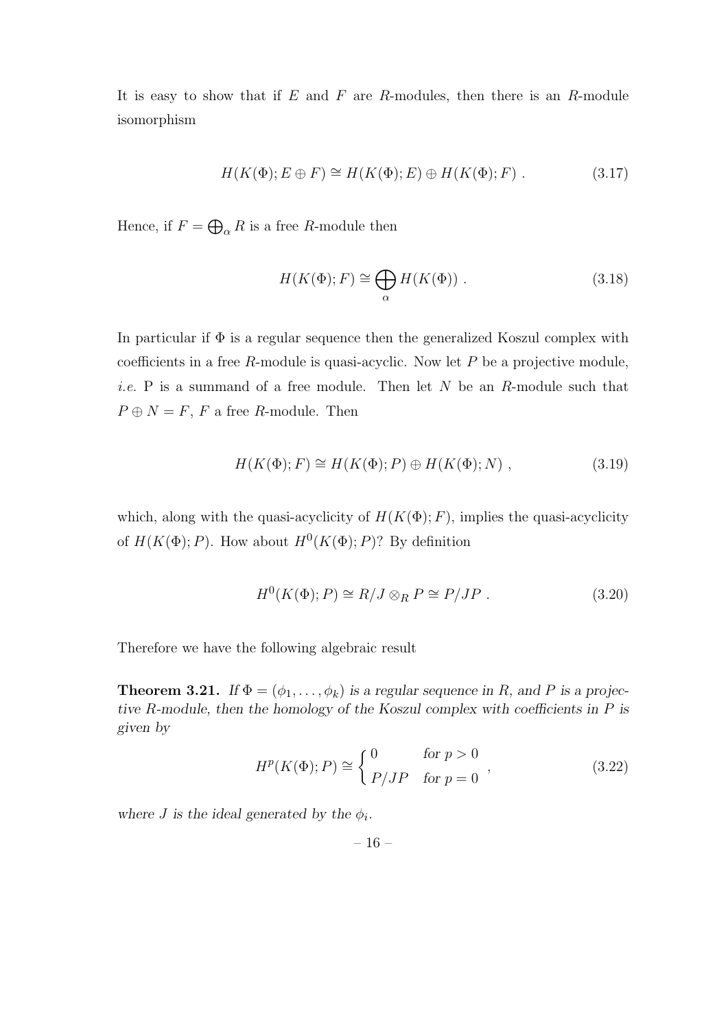It is easy to show that if $E$ and $F$ are $R$-modules, then there is an $R$-module isomorphism

$$H(K(\Phi); E \oplus F) \cong H(K(\Phi); E) \oplus H(K(\Phi); F) \; . \tag{3.17}$$

Hence, if $F = \bigoplus_\alpha R$ is a free $R$-module then

$$H(K(\Phi); F) \cong \bigoplus_\alpha H(K(\Phi)) \; . \tag{3.18}$$

In particular if $\Phi$ is a regular sequence then the generalized Koszul complex with coefficients in a free $R$-module is quasi-acyclic. Now let $P$ be a projective module, *i.e.* P is a summand of a free module. Then let $N$ be an $R$-module such that $P \oplus N = F$, $F$ a free $R$-module. Then

$$H(K(\Phi); F) \cong H(K(\Phi); P) \oplus H(K(\Phi); N) \; , \tag{3.19}$$

which, along with the quasi-acyclicity of $H(K(\Phi); F)$, implies the quasi-acyclicity of $H(K(\Phi); P)$. How about $H^0(K(\Phi); P)$? By definition

$$H^0(K(\Phi); P) \cong R/J \otimes_R P \cong P/JP \; . \tag{3.20}$$

Therefore we have the following algebraic result

**Theorem 3.21.** *If $\Phi = (\phi_1, \ldots, \phi_k)$ is a regular sequence in $R$, and $P$ is a projective $R$-module, then the homology of the Koszul complex with coefficients in $P$ is given by*

$$H^p(K(\Phi); P) \cong \begin{cases} 0 & \text{for } p > 0 \\ P/JP & \text{for } p = 0 \end{cases} , \tag{3.22}$$

*where $J$ is the ideal generated by the $\phi_i$.*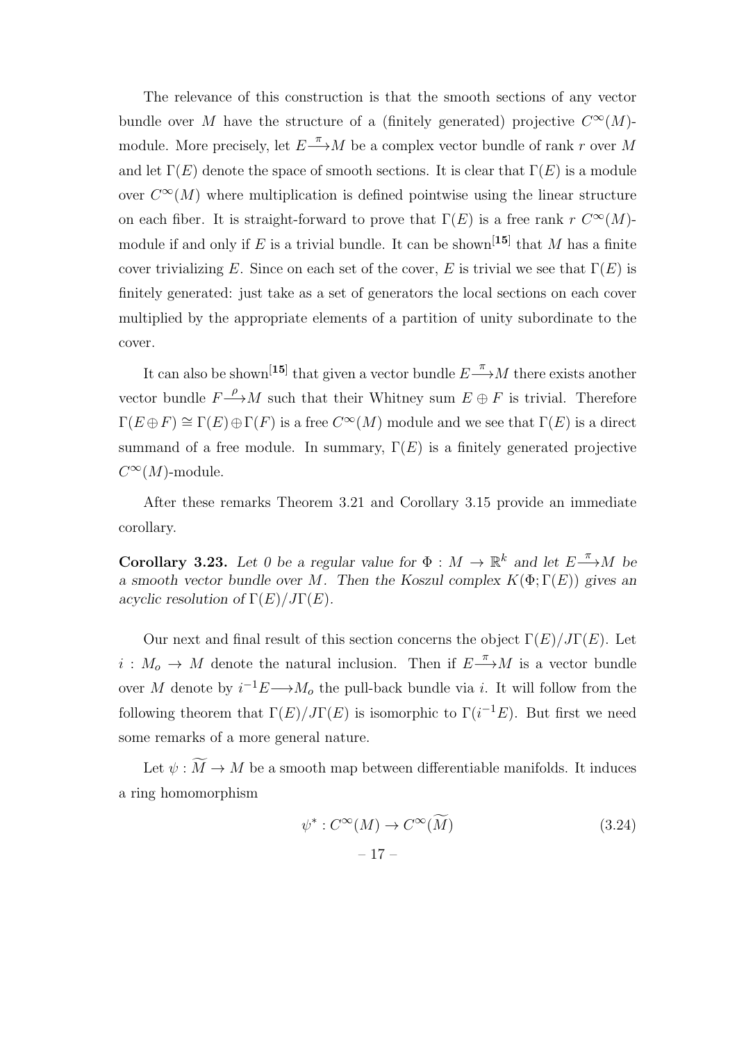The relevance of this construction is that the smooth sections of any vector bundle over $M$ have the structure of a (finitely generated) projective $C^\infty(M)$-module. More precisely, let $E \xrightarrow{\pi} M$ be a complex vector bundle of rank $r$ over $M$ and let $\Gamma(E)$ denote the space of smooth sections. It is clear that $\Gamma(E)$ is a module over $C^\infty(M)$ where multiplication is defined pointwise using the linear structure on each fiber. It is straight-forward to prove that $\Gamma(E)$ is a free rank $r$ $C^\infty(M)$-module if and only if $E$ is a trivial bundle. It can be shown[**15**] that $M$ has a finite cover trivializing $E$. Since on each set of the cover, $E$ is trivial we see that $\Gamma(E)$ is finitely generated: just take as a set of generators the local sections on each cover multiplied by the appropriate elements of a partition of unity subordinate to the cover.

It can also be shown[**15**] that given a vector bundle $E \xrightarrow{\pi} M$ there exists another vector bundle $F \xrightarrow{\rho} M$ such that their Whitney sum $E \oplus F$ is trivial. Therefore $\Gamma(E \oplus F) \cong \Gamma(E) \oplus \Gamma(F)$ is a free $C^\infty(M)$ module and we see that $\Gamma(E)$ is a direct summand of a free module. In summary, $\Gamma(E)$ is a finitely generated projective $C^\infty(M)$-module.

After these remarks Theorem 3.21 and Corollary 3.15 provide an immediate corollary.

**Corollary 3.23.** *Let 0 be a regular value for $\Phi : M \to \mathbb{R}^k$ and let $E \xrightarrow{\pi} M$ be a smooth vector bundle over $M$. Then the Koszul complex $K(\Phi; \Gamma(E))$ gives an acyclic resolution of $\Gamma(E)/J\Gamma(E)$.*

Our next and final result of this section concerns the object $\Gamma(E)/J\Gamma(E)$. Let $i : M_o \to M$ denote the natural inclusion. Then if $E \xrightarrow{\pi} M$ is a vector bundle over $M$ denote by $i^{-1}E \longrightarrow M_o$ the pull-back bundle via $i$. It will follow from the following theorem that $\Gamma(E)/J\Gamma(E)$ is isomorphic to $\Gamma(i^{-1}E)$. But first we need some remarks of a more general nature.

Let $\psi : \widetilde{M} \to M$ be a smooth map between differentiable manifolds. It induces a ring homomorphism

$$\psi^* : C^\infty(M) \to C^\infty(\widetilde{M}) \tag{3.24}$$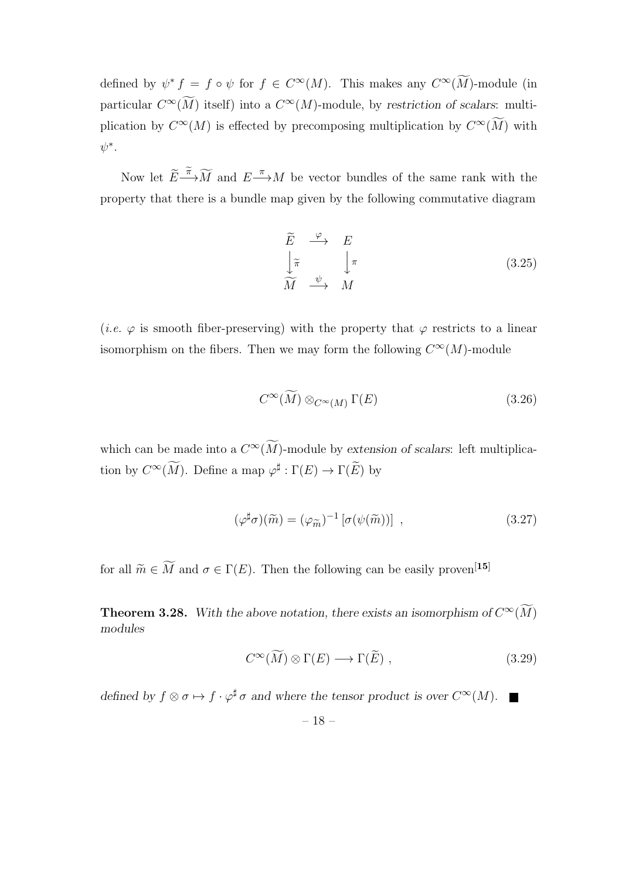defined by $\psi^* f = f \circ \psi$ for $f \in C^\infty(M)$. This makes any $C^\infty(\widetilde{M})$-module (in particular $C^\infty(\widetilde{M})$ itself) into a $C^\infty(M)$-module, by *restriction of scalars*: multiplication by $C^\infty(M)$ is effected by precomposing multiplication by $C^\infty(\widetilde{M})$ with $\psi^*$.

Now let $\widetilde{E} \xrightarrow{\widetilde{\pi}} \widetilde{M}$ and $E \xrightarrow{\pi} M$ be vector bundles of the same rank with the property that there is a bundle map given by the following commutative diagram

$$
\begin{array}{ccc}
\widetilde{E} & \xrightarrow{\varphi} & E \\
\Big\downarrow \widetilde{\pi} & & \Big\downarrow \pi \\
\widetilde{M} & \xrightarrow{\psi} & M
\end{array}
\tag{3.25}
$$

(*i.e.* $\varphi$ is smooth fiber-preserving) with the property that $\varphi$ restricts to a linear isomorphism on the fibers. Then we may form the following $C^\infty(M)$-module

$$
C^\infty(\widetilde{M}) \otimes_{C^\infty(M)} \Gamma(E) \tag{3.26}
$$

which can be made into a $C^\infty(\widetilde{M})$-module by *extension of scalars*: left multiplication by $C^\infty(\widetilde{M})$. Define a map $\varphi^\sharp : \Gamma(E) \to \Gamma(\widetilde{E})$ by

$$
(\varphi^\sharp \sigma)(\widetilde{m}) = (\varphi_{\widetilde{m}})^{-1} \left[ \sigma(\psi(\widetilde{m})) \right] \ , \tag{3.27}
$$

for all $\widetilde{m} \in \widetilde{M}$ and $\sigma \in \Gamma(E)$. Then the following can be easily proven[15]

**Theorem 3.28.** *With the above notation, there exists an isomorphism of $C^\infty(\widetilde{M})$ modules*

$$
C^\infty(\widetilde{M}) \otimes \Gamma(E) \longrightarrow \Gamma(\widetilde{E}) \ , \tag{3.29}
$$

*defined by $f \otimes \sigma \mapsto f \cdot \varphi^\sharp \sigma$ and where the tensor product is over $C^\infty(M)$.* ■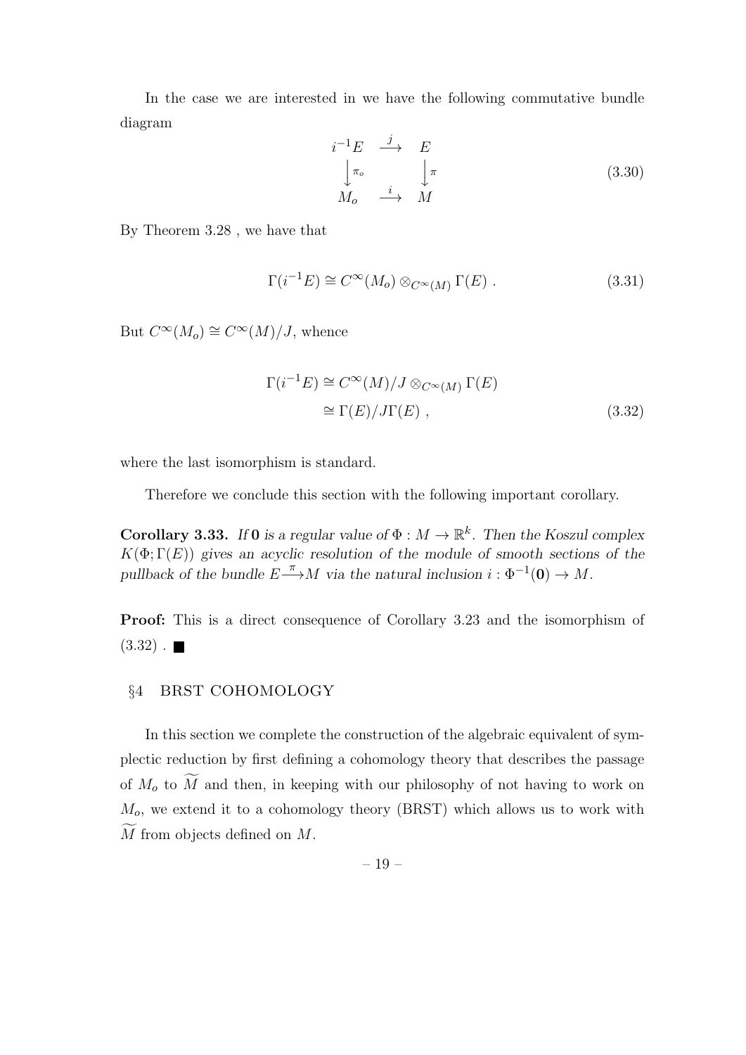In the case we are interested in we have the following commutative bundle diagram

$$
\begin{array}{ccc}
i^{-1}E & \stackrel{j}{\longrightarrow} & E \\
\Big\downarrow \pi_o & & \Big\downarrow \pi \\
M_o & \stackrel{i}{\longrightarrow} & M
\end{array}
\tag{3.30}
$$

By Theorem 3.28 , we have that

$$
\Gamma(i^{-1}E) \cong C^\infty(M_o) \otimes_{C^\infty(M)} \Gamma(E) \ . \tag{3.31}
$$

But $C^\infty(M_o) \cong C^\infty(M)/J$, whence

$$
\begin{aligned}
\Gamma(i^{-1}E) &\cong C^\infty(M)/J \otimes_{C^\infty(M)} \Gamma(E) \\
&\cong \Gamma(E)/J\Gamma(E) \ ,
\end{aligned}
\tag{3.32}
$$

where the last isomorphism is standard.

Therefore we conclude this section with the following important corollary.

**Corollary 3.33.** *If $\mathbf{0}$ is a regular value of $\Phi : M \to \mathbb{R}^k$. Then the Koszul complex $K(\Phi; \Gamma(E))$ gives an acyclic resolution of the module of smooth sections of the pullback of the bundle $E \stackrel{\pi}{\longrightarrow} M$ via the natural inclusion $i : \Phi^{-1}(\mathbf{0}) \to M$.*

**Proof:** This is a direct consequence of Corollary 3.23 and the isomorphism of (3.32) . ■

## §4 BRST COHOMOLOGY

In this section we complete the construction of the algebraic equivalent of symplectic reduction by first defining a cohomology theory that describes the passage of $M_o$ to $\widetilde{M}$ and then, in keeping with our philosophy of not having to work on $M_o$, we extend it to a cohomology theory (BRST) which allows us to work with $\widetilde{M}$ from objects defined on $M$.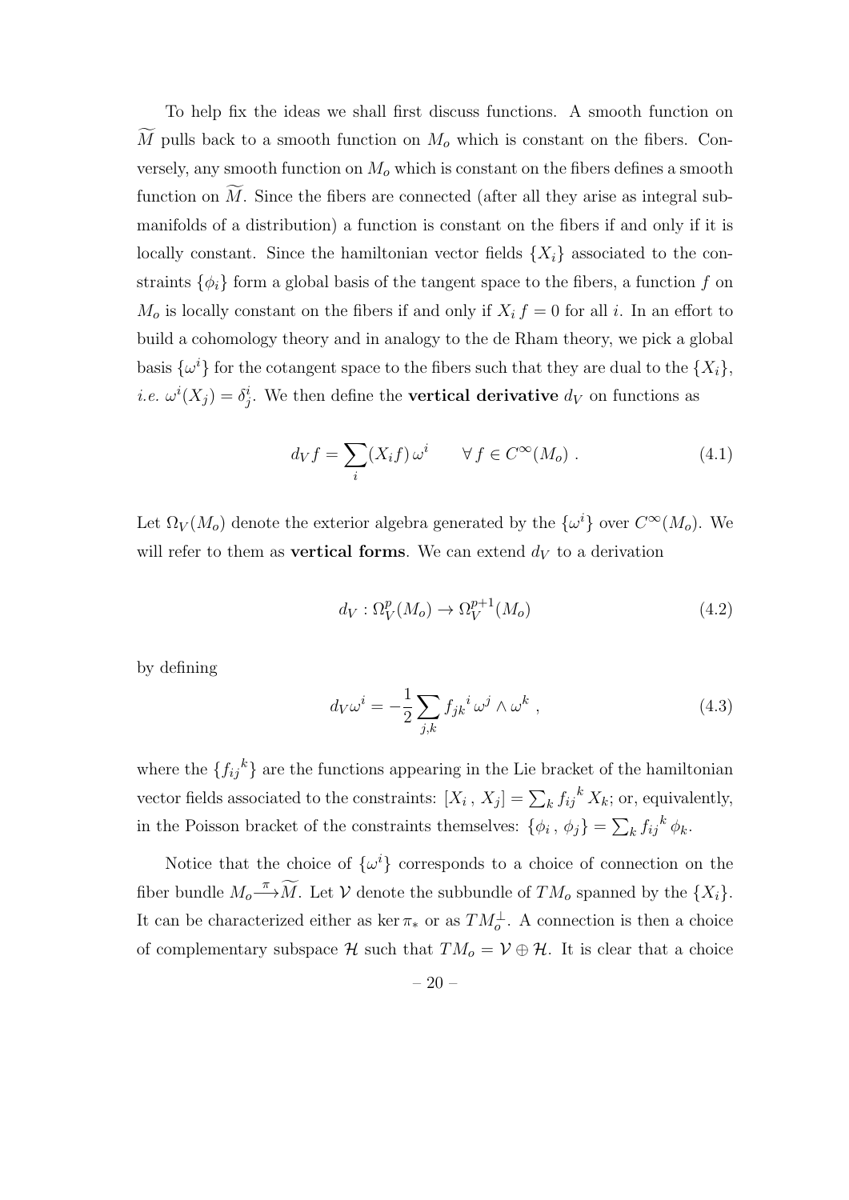To help fix the ideas we shall first discuss functions. A smooth function on $\widetilde{M}$ pulls back to a smooth function on $M_o$ which is constant on the fibers. Conversely, any smooth function on $M_o$ which is constant on the fibers defines a smooth function on $\widetilde{M}$. Since the fibers are connected (after all they arise as integral submanifolds of a distribution) a function is constant on the fibers if and only if it is locally constant. Since the hamiltonian vector fields $\{X_i\}$ associated to the constraints $\{\phi_i\}$ form a global basis of the tangent space to the fibers, a function $f$ on $M_o$ is locally constant on the fibers if and only if $X_i\, f = 0$ for all $i$. In an effort to build a cohomology theory and in analogy to the de Rham theory, we pick a global basis $\{\omega^i\}$ for the cotangent space to the fibers such that they are dual to the $\{X_i\}$, *i.e.* $\omega^i(X_j) = \delta^i_j$. We then define the **vertical derivative** $d_V$ on functions as

$$d_V f = \sum_i (X_i f)\, \omega^i \qquad \forall\, f \in C^\infty(M_o)\ . \tag{4.1}$$

Let $\Omega_V(M_o)$ denote the exterior algebra generated by the $\{\omega^i\}$ over $C^\infty(M_o)$. We will refer to them as **vertical forms**. We can extend $d_V$ to a derivation

$$d_V : \Omega^p_V(M_o) \to \Omega^{p+1}_V(M_o) \tag{4.2}$$

by defining

$$d_V \omega^i = -\frac{1}{2} \sum_{j,k} {f_{jk}}^i\, \omega^j \wedge \omega^k\ , \tag{4.3}$$

where the $\{{f_{ij}}^k\}$ are the functions appearing in the Lie bracket of the hamiltonian vector fields associated to the constraints: $[X_i\, ,\, X_j] = \sum_k {f_{ij}}^k\, X_k$; or, equivalently, in the Poisson bracket of the constraints themselves: $\{\phi_i\, ,\, \phi_j\} = \sum_k {f_{ij}}^k\, \phi_k$.

Notice that the choice of $\{\omega^i\}$ corresponds to a choice of connection on the fiber bundle $M_o \xrightarrow{\pi} \widetilde{M}$. Let $\mathcal{V}$ denote the subbundle of $TM_o$ spanned by the $\{X_i\}$. It can be characterized either as $\ker \pi_*$ or as $TM_o^\perp$. A connection is then a choice of complementary subspace $\mathcal{H}$ such that $TM_o = \mathcal{V} \oplus \mathcal{H}$. It is clear that a choice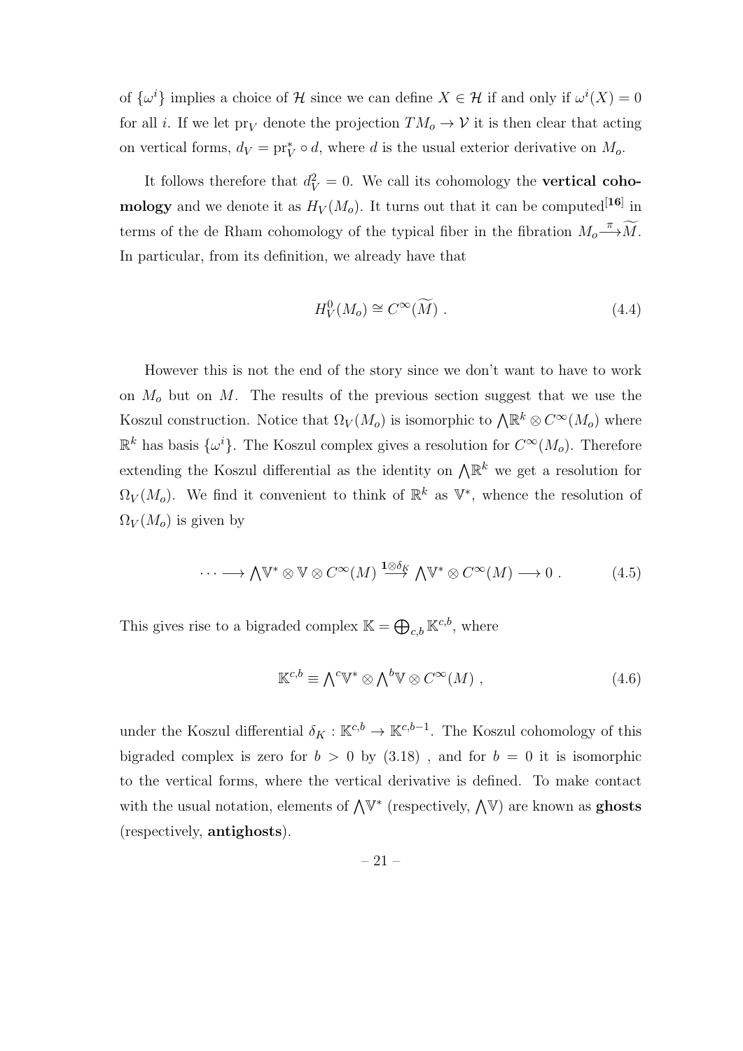of $\{\omega^i\}$ implies a choice of $\mathcal{H}$ since we can define $X \in \mathcal{H}$ if and only if $\omega^i(X) = 0$ for all $i$. If we let $\mathrm{pr}_V$ denote the projection $TM_o \to \mathcal{V}$ it is then clear that acting on vertical forms, $d_V = \mathrm{pr}_V^* \circ d$, where $d$ is the usual exterior derivative on $M_o$.

It follows therefore that $d_V^2 = 0$. We call its cohomology the **vertical cohomology** and we denote it as $H_V(M_o)$. It turns out that it can be computed[16] in terms of the de Rham cohomology of the typical fiber in the fibration $M_o \overset{\pi}{\longrightarrow} \widetilde{M}$. In particular, from its definition, we already have that

$$H_V^0(M_o) \cong C^\infty(\widetilde{M}) \ . \tag{4.4}$$

However this is not the end of the story since we don't want to have to work on $M_o$ but on $M$. The results of the previous section suggest that we use the Koszul construction. Notice that $\Omega_V(M_o)$ is isomorphic to $\bigwedge \mathbb{R}^k \otimes C^\infty(M_o)$ where $\mathbb{R}^k$ has basis $\{\omega^i\}$. The Koszul complex gives a resolution for $C^\infty(M_o)$. Therefore extending the Koszul differential as the identity on $\bigwedge \mathbb{R}^k$ we get a resolution for $\Omega_V(M_o)$. We find it convenient to think of $\mathbb{R}^k$ as $\mathbb{V}^*$, whence the resolution of $\Omega_V(M_o)$ is given by

$$\cdots \longrightarrow \bigwedge \mathbb{V}^* \otimes \mathbb{V} \otimes C^\infty(M) \overset{\mathbf{1} \otimes \delta_K}{\longrightarrow} \bigwedge \mathbb{V}^* \otimes C^\infty(M) \longrightarrow 0 \ . \tag{4.5}$$

This gives rise to a bigraded complex $\mathbb{K} = \bigoplus_{c,b} \mathbb{K}^{c,b}$, where

$$\mathbb{K}^{c,b} \equiv \bigwedge{}^c \mathbb{V}^* \otimes \bigwedge{}^b \mathbb{V} \otimes C^\infty(M) \ , \tag{4.6}$$

under the Koszul differential $\delta_K : \mathbb{K}^{c,b} \to \mathbb{K}^{c,b-1}$. The Koszul cohomology of this bigraded complex is zero for $b > 0$ by (3.18) , and for $b = 0$ it is isomorphic to the vertical forms, where the vertical derivative is defined. To make contact with the usual notation, elements of $\bigwedge \mathbb{V}^*$ (respectively, $\bigwedge \mathbb{V}$) are known as **ghosts** (respectively, **antighosts**).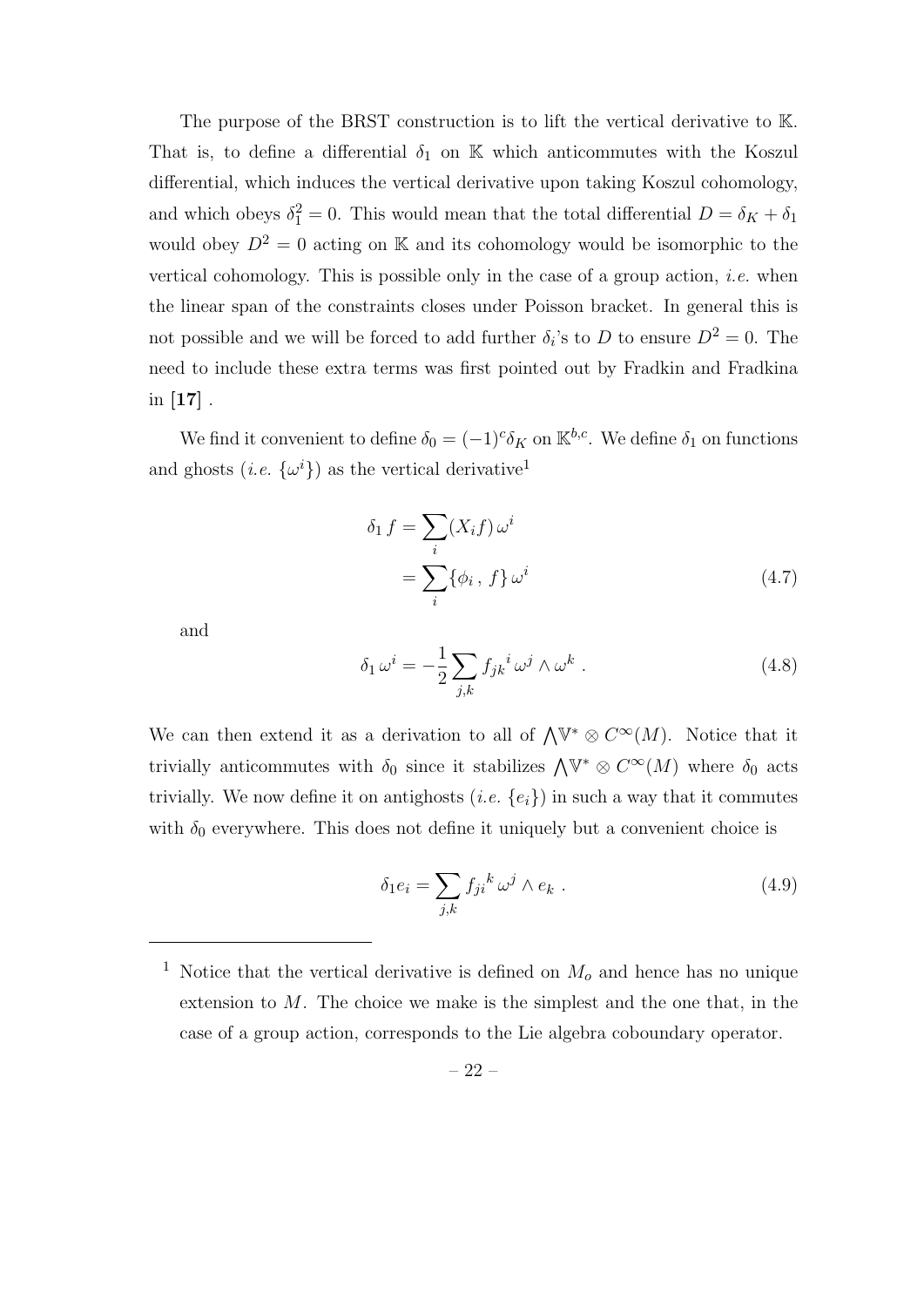The purpose of the BRST construction is to lift the vertical derivative to $\mathbb{K}$. That is, to define a differential $\delta_1$ on $\mathbb{K}$ which anticommutes with the Koszul differential, which induces the vertical derivative upon taking Koszul cohomology, and which obeys $\delta_1^2 = 0$. This would mean that the total differential $D = \delta_K + \delta_1$ would obey $D^2 = 0$ acting on $\mathbb{K}$ and its cohomology would be isomorphic to the vertical cohomology. This is possible only in the case of a group action, *i.e.* when the linear span of the constraints closes under Poisson bracket. In general this is not possible and we will be forced to add further $\delta_i$'s to $D$ to ensure $D^2 = 0$. The need to include these extra terms was first pointed out by Fradkin and Fradkina in **[17]** .

We find it convenient to define $\delta_0 = (-1)^c \delta_K$ on $\mathbb{K}^{b,c}$. We define $\delta_1$ on functions and ghosts (*i.e.* $\{\omega^i\}$) as the vertical derivative[1]

$$
\begin{aligned}
\delta_1 \, f &= \sum_i (X_i f) \, \omega^i \\
&= \sum_i \{\phi_i \, , \, f\} \, \omega^i
\end{aligned}
\tag{4.7}
$$

and

$$
\delta_1 \, \omega^i = -\frac{1}{2} \sum_{j,k} f_{jk}{}^i \, \omega^j \wedge \omega^k \, . \tag{4.8}
$$

We can then extend it as a derivation to all of $\bigwedge \mathbb{V}^* \otimes C^\infty(M)$. Notice that it trivially anticommutes with $\delta_0$ since it stabilizes $\bigwedge \mathbb{V}^* \otimes C^\infty(M)$ where $\delta_0$ acts trivially. We now define it on antighosts (*i.e.* $\{e_i\}$) in such a way that it commutes with $\delta_0$ everywhere. This does not define it uniquely but a convenient choice is

$$
\delta_1 e_i = \sum_{j,k} f_{ji}{}^k \, \omega^j \wedge e_k \, . \tag{4.9}
$$

[1] Notice that the vertical derivative is defined on $M_o$ and hence has no unique extension to $M$. The choice we make is the simplest and the one that, in the case of a group action, corresponds to the Lie algebra coboundary operator.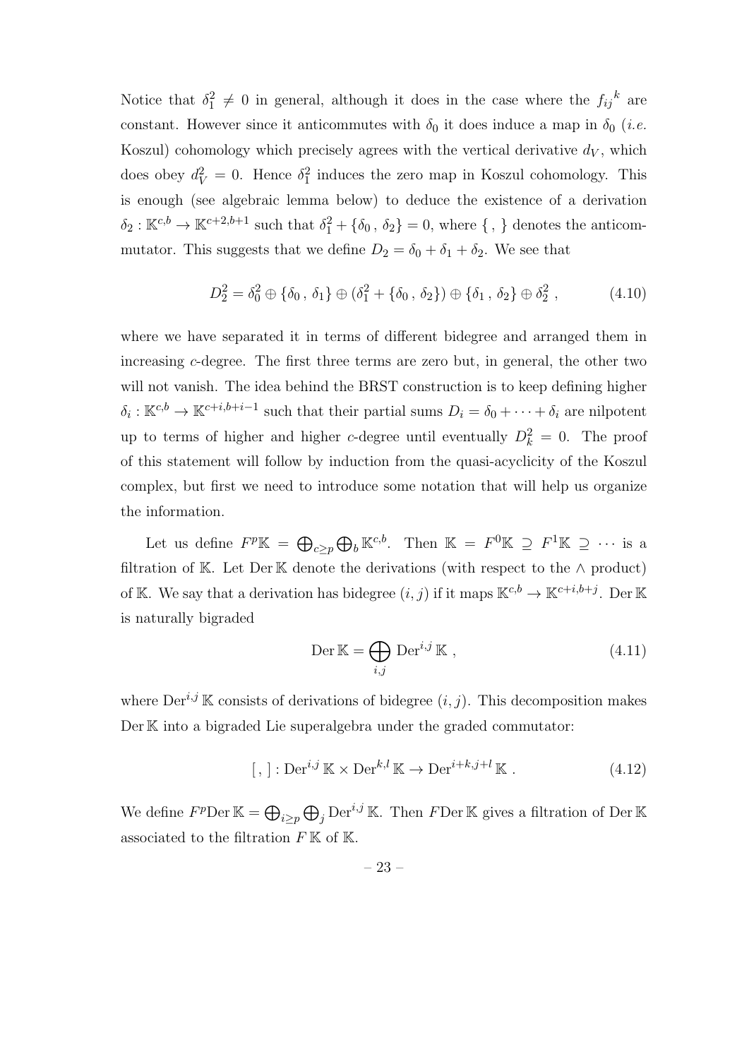Notice that $\delta_1^2 \neq 0$ in general, although it does in the case where the ${f_{ij}}^k$ are constant. However since it anticommutes with $\delta_0$ it does induce a map in $\delta_0$ (*i.e.* Koszul) cohomology which precisely agrees with the vertical derivative $d_V$, which does obey $d_V^2 = 0$. Hence $\delta_1^2$ induces the zero map in Koszul cohomology. This is enough (see algebraic lemma below) to deduce the existence of a derivation $\delta_2 : \mathbb{K}^{c,b} \to \mathbb{K}^{c+2,b+1}$ such that $\delta_1^2 + \{\delta_0\,,\,\delta_2\} = 0$, where $\{\,,\,\}$ denotes the anticommutator. This suggests that we define $D_2 = \delta_0 + \delta_1 + \delta_2$. We see that

$$D_2^2 = \delta_0^2 \oplus \{\delta_0\,,\,\delta_1\} \oplus (\delta_1^2 + \{\delta_0\,,\,\delta_2\}) \oplus \{\delta_1\,,\,\delta_2\} \oplus \delta_2^2\;, \tag{4.10}$$

where we have separated it in terms of different bidegree and arranged them in increasing $c$-degree. The first three terms are zero but, in general, the other two will not vanish. The idea behind the BRST construction is to keep defining higher $\delta_i : \mathbb{K}^{c,b} \to \mathbb{K}^{c+i,b+i-1}$ such that their partial sums $D_i = \delta_0 + \cdots + \delta_i$ are nilpotent up to terms of higher and higher $c$-degree until eventually $D_k^2 = 0$. The proof of this statement will follow by induction from the quasi-acyclicity of the Koszul complex, but first we need to introduce some notation that will help us organize the information.

Let us define $F^p\mathbb{K} = \bigoplus_{c\geq p}\bigoplus_b \mathbb{K}^{c,b}$. Then $\mathbb{K} = F^0\mathbb{K} \supseteq F^1\mathbb{K} \supseteq \cdots$ is a filtration of $\mathbb{K}$. Let $\operatorname{Der}\mathbb{K}$ denote the derivations (with respect to the $\wedge$ product) of $\mathbb{K}$. We say that a derivation has bidegree $(i,j)$ if it maps $\mathbb{K}^{c,b} \to \mathbb{K}^{c+i,b+j}$. $\operatorname{Der}\mathbb{K}$ is naturally bigraded

$$\operatorname{Der}\mathbb{K} = \bigoplus_{i,j} \operatorname{Der}^{i,j}\mathbb{K}\;, \tag{4.11}$$

where $\operatorname{Der}^{i,j}\mathbb{K}$ consists of derivations of bidegree $(i,j)$. This decomposition makes $\operatorname{Der}\mathbb{K}$ into a bigraded Lie superalgebra under the graded commutator:

$$[\,,\,] : \operatorname{Der}^{i,j}\mathbb{K} \times \operatorname{Der}^{k,l}\mathbb{K} \to \operatorname{Der}^{i+k,j+l}\mathbb{K}\;. \tag{4.12}$$

We define $F^p\operatorname{Der}\mathbb{K} = \bigoplus_{i\geq p}\bigoplus_j \operatorname{Der}^{i,j}\mathbb{K}$. Then $F\operatorname{Der}\mathbb{K}$ gives a filtration of $\operatorname{Der}\mathbb{K}$ associated to the filtration $F\,\mathbb{K}$ of $\mathbb{K}$.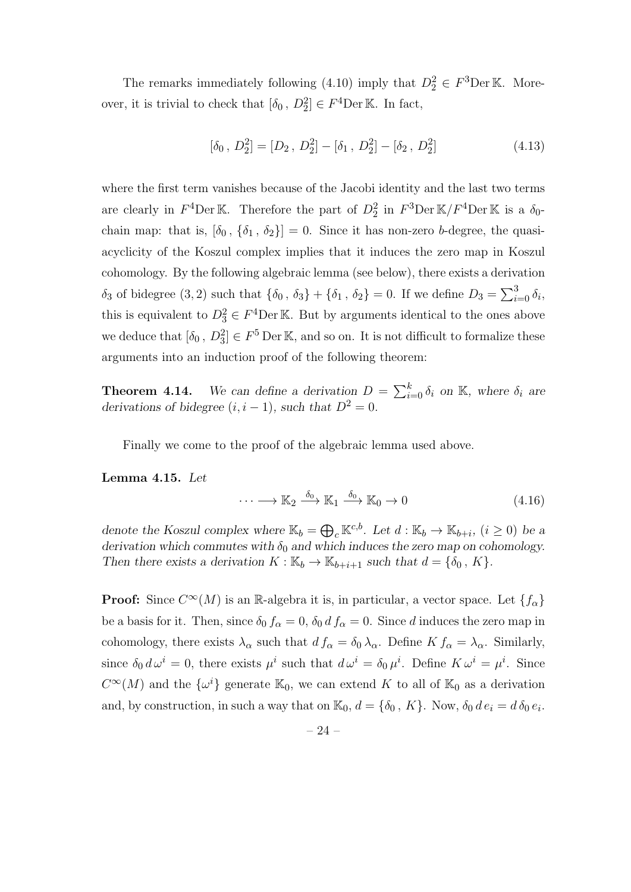The remarks immediately following (4.10) imply that $D_2^2 \in F^3 \mathrm{Der}\, \mathbb{K}$. Moreover, it is trivial to check that $[\delta_0\,,\, D_2^2] \in F^4 \mathrm{Der}\, \mathbb{K}$. In fact,

$$
[\delta_0\,,\, D_2^2] = [D_2\,,\, D_2^2] - [\delta_1\,,\, D_2^2] - [\delta_2\,,\, D_2^2] \tag{4.13}
$$

where the first term vanishes because of the Jacobi identity and the last two terms are clearly in $F^4 \mathrm{Der}\, \mathbb{K}$. Therefore the part of $D_2^2$ in $F^3 \mathrm{Der}\, \mathbb{K} / F^4 \mathrm{Der}\, \mathbb{K}$ is a $\delta_0$-chain map: that is, $[\delta_0\,,\, \{\delta_1\,,\, \delta_2\}] = 0$. Since it has non-zero $b$-degree, the quasi-acyclicity of the Koszul complex implies that it induces the zero map in Koszul cohomology. By the following algebraic lemma (see below), there exists a derivation $\delta_3$ of bidegree $(3,2)$ such that $\{\delta_0\,,\, \delta_3\} + \{\delta_1\,,\, \delta_2\} = 0$. If we define $D_3 = \sum_{i=0}^{3} \delta_i$, this is equivalent to $D_3^2 \in F^4 \mathrm{Der}\, \mathbb{K}$. But by arguments identical to the ones above we deduce that $[\delta_0\,,\, D_3^2] \in F^5\, \mathrm{Der}\, \mathbb{K}$, and so on. It is not difficult to formalize these arguments into an induction proof of the following theorem:

**Theorem 4.14.** *We can define a derivation $D = \sum_{i=0}^{k} \delta_i$ on $\mathbb{K}$, where $\delta_i$ are derivations of bidegree $(i, i-1)$, such that $D^2 = 0$.*

Finally we come to the proof of the algebraic lemma used above.

**Lemma 4.15.** *Let*

$$
\cdots \longrightarrow \mathbb{K}_2 \xrightarrow{\delta_0} \mathbb{K}_1 \xrightarrow{\delta_0} \mathbb{K}_0 \rightarrow 0 \tag{4.16}
$$

*denote the Koszul complex where $\mathbb{K}_b = \bigoplus_c \mathbb{K}^{c,b}$. Let $d : \mathbb{K}_b \rightarrow \mathbb{K}_{b+i}$, $(i \geq 0)$ be a derivation which commutes with $\delta_0$ and which induces the zero map on cohomology. Then there exists a derivation $K : \mathbb{K}_b \rightarrow \mathbb{K}_{b+i+1}$ such that $d = \{\delta_0\,,\, K\}$.*

**Proof:** Since $C^\infty(M)$ is an $\mathbb{R}$-algebra it is, in particular, a vector space. Let $\{f_\alpha\}$ be a basis for it. Then, since $\delta_0\, f_\alpha = 0$, $\delta_0\, d\, f_\alpha = 0$. Since $d$ induces the zero map in cohomology, there exists $\lambda_\alpha$ such that $d\, f_\alpha = \delta_0\, \lambda_\alpha$. Define $K\, f_\alpha = \lambda_\alpha$. Similarly, since $\delta_0\, d\, \omega^i = 0$, there exists $\mu^i$ such that $d\, \omega^i = \delta_0\, \mu^i$. Define $K\, \omega^i = \mu^i$. Since $C^\infty(M)$ and the $\{\omega^i\}$ generate $\mathbb{K}_0$, we can extend $K$ to all of $\mathbb{K}_0$ as a derivation and, by construction, in such a way that on $\mathbb{K}_0$, $d = \{\delta_0\,,\, K\}$. Now, $\delta_0\, d\, e_i = d\, \delta_0\, e_i$.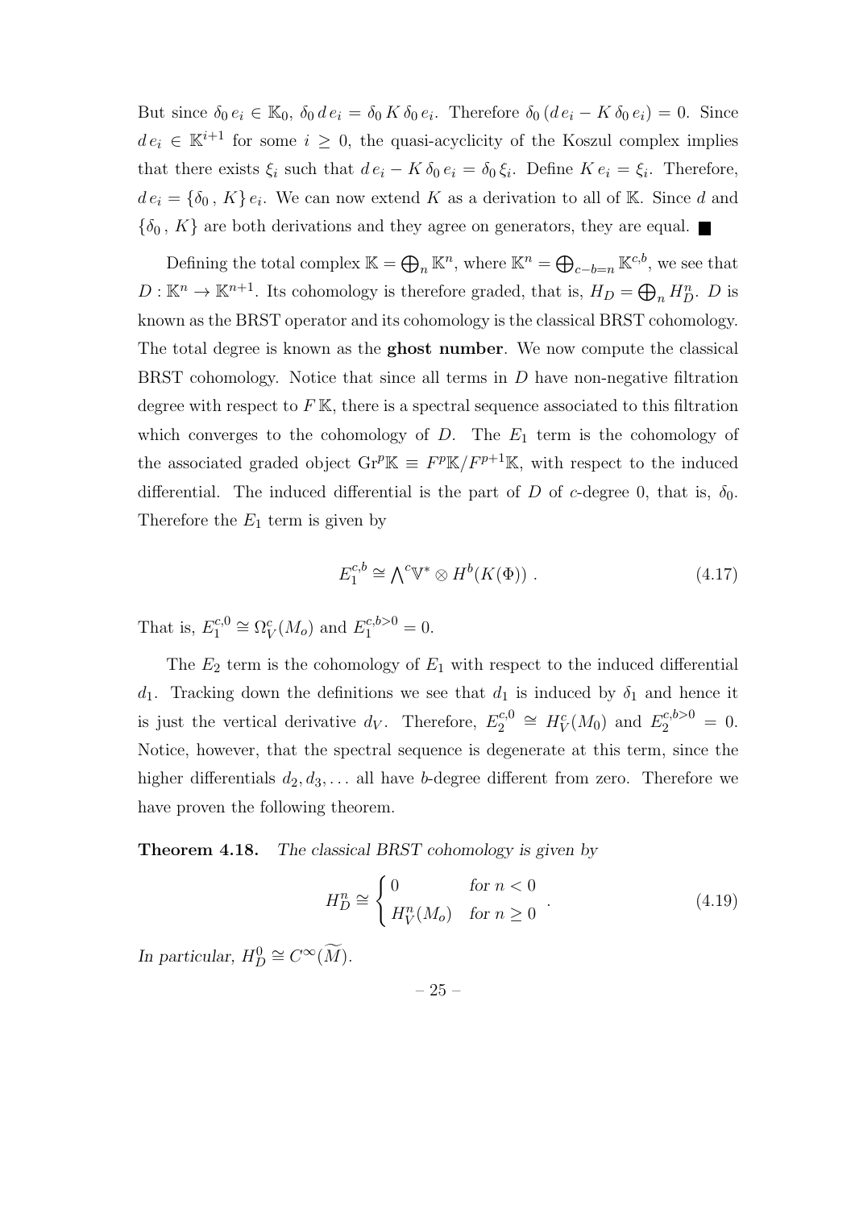But since $\delta_0 e_i \in \mathbb{K}_0$, $\delta_0 d e_i = \delta_0 K \delta_0 e_i$. Therefore $\delta_0 (d e_i - K \delta_0 e_i) = 0$. Since $d e_i \in \mathbb{K}^{i+1}$ for some $i \geq 0$, the quasi-acyclicity of the Koszul complex implies that there exists $\xi_i$ such that $d e_i - K \delta_0 e_i = \delta_0 \xi_i$. Define $K e_i = \xi_i$. Therefore, $d e_i = \{\delta_0 , K\} e_i$. We can now extend $K$ as a derivation to all of $\mathbb{K}$. Since $d$ and $\{\delta_0 , K\}$ are both derivations and they agree on generators, they are equal. ■

Defining the total complex $\mathbb{K} = \bigoplus_n \mathbb{K}^n$, where $\mathbb{K}^n = \bigoplus_{c-b=n} \mathbb{K}^{c,b}$, we see that $D : \mathbb{K}^n \to \mathbb{K}^{n+1}$. Its cohomology is therefore graded, that is, $H_D = \bigoplus_n H_D^n$. $D$ is known as the BRST operator and its cohomology is the classical BRST cohomology. The total degree is known as the **ghost number**. We now compute the classical BRST cohomology. Notice that since all terms in $D$ have non-negative filtration degree with respect to $F\,\mathbb{K}$, there is a spectral sequence associated to this filtration which converges to the cohomology of $D$. The $E_1$ term is the cohomology of the associated graded object $\mathrm{Gr}^p\mathbb{K} \equiv F^p\mathbb{K}/F^{p+1}\mathbb{K}$, with respect to the induced differential. The induced differential is the part of $D$ of $c$-degree 0, that is, $\delta_0$. Therefore the $E_1$ term is given by

$$E_1^{c,b} \cong \bigwedge{}^c \mathbb{V}^* \otimes H^b(K(\Phi)) \; . \tag{4.17}$$

That is, $E_1^{c,0} \cong \Omega_V^c(M_o)$ and $E_1^{c,b>0} = 0$.

The $E_2$ term is the cohomology of $E_1$ with respect to the induced differential $d_1$. Tracking down the definitions we see that $d_1$ is induced by $\delta_1$ and hence it is just the vertical derivative $d_V$. Therefore, $E_2^{c,0} \cong H_V^c(M_0)$ and $E_2^{c,b>0} = 0$. Notice, however, that the spectral sequence is degenerate at this term, since the higher differentials $d_2, d_3, \ldots$ all have $b$-degree different from zero. Therefore we have proven the following theorem.

**Theorem 4.18.** *The classical BRST cohomology is given by*

$$H_D^n \cong \begin{cases} 0 & \text{for } n < 0 \\ H_V^n(M_o) & \text{for } n \geq 0 \end{cases} \; . \tag{4.19}$$

*In particular,* $H_D^0 \cong C^\infty(\widetilde{M})$.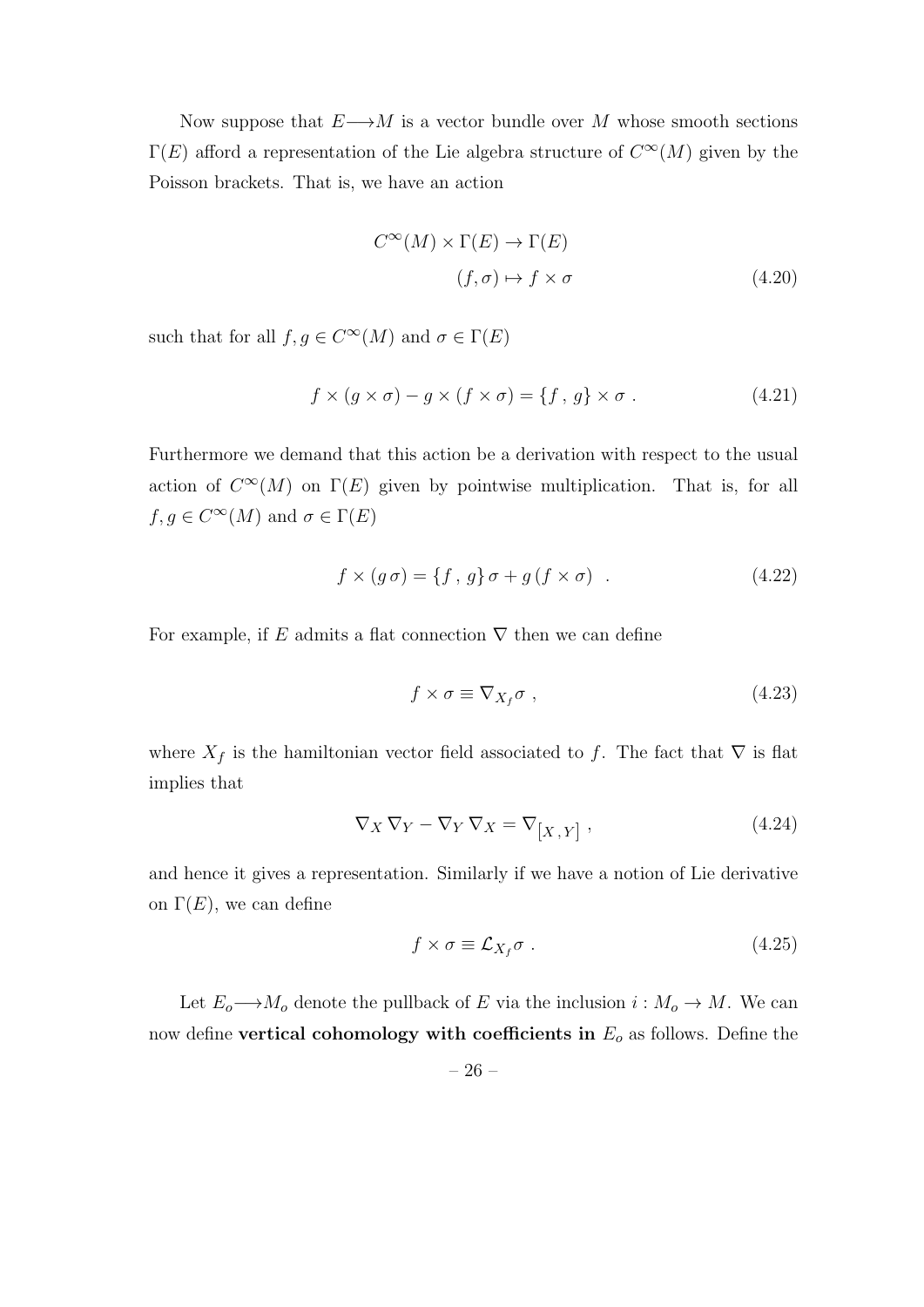Now suppose that $E \longrightarrow M$ is a vector bundle over $M$ whose smooth sections $\Gamma(E)$ afford a representation of the Lie algebra structure of $C^\infty(M)$ given by the Poisson brackets. That is, we have an action

$$
\begin{aligned}
C^\infty(M) \times \Gamma(E) &\to \Gamma(E) \\
(f, \sigma) &\mapsto f \times \sigma
\end{aligned}
\tag{4.20}
$$

such that for all $f, g \in C^\infty(M)$ and $\sigma \in \Gamma(E)$

$$
f \times (g \times \sigma) - g \times (f \times \sigma) = \{f \,,\, g\} \times \sigma \;. \tag{4.21}
$$

Furthermore we demand that this action be a derivation with respect to the usual action of $C^\infty(M)$ on $\Gamma(E)$ given by pointwise multiplication. That is, for all $f, g \in C^\infty(M)$ and $\sigma \in \Gamma(E)$

$$
f \times (g \, \sigma) = \{f \,,\, g\} \, \sigma + g \, (f \times \sigma) \quad . \tag{4.22}
$$

For example, if $E$ admits a flat connection $\nabla$ then we can define

$$
f \times \sigma \equiv \nabla_{X_f} \sigma \;, \tag{4.23}
$$

where $X_f$ is the hamiltonian vector field associated to $f$. The fact that $\nabla$ is flat implies that

$$
\nabla_X \, \nabla_Y - \nabla_Y \, \nabla_X = \nabla_{[X \,, Y]} \;, \tag{4.24}
$$

and hence it gives a representation. Similarly if we have a notion of Lie derivative on $\Gamma(E)$, we can define

$$
f \times \sigma \equiv \mathcal{L}_{X_f} \sigma \;. \tag{4.25}
$$

Let $E_o \longrightarrow M_o$ denote the pullback of $E$ via the inclusion $i : M_o \to M$. We can now define **vertical cohomology with coefficients in** $E_o$ as follows. Define the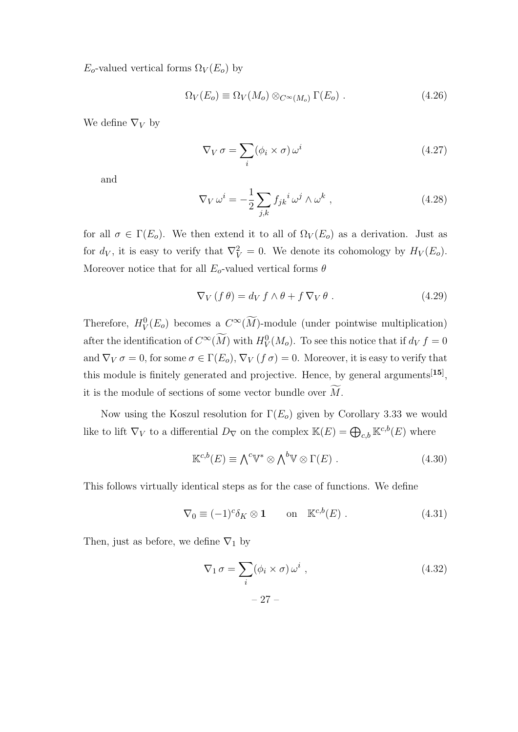$E_o$-valued vertical forms $\Omega_V(E_o)$ by

$$
\Omega_V(E_o) \equiv \Omega_V(M_o) \otimes_{C^\infty(M_o)} \Gamma(E_o) \ . \tag{4.26}
$$

We define $\nabla_V$ by

$$
\nabla_V \, \sigma = \sum_i (\phi_i \times \sigma) \, \omega^i \tag{4.27}
$$

and

$$
\nabla_V \, \omega^i = -\frac{1}{2} \sum_{j,k} f_{jk}{}^i \, \omega^j \wedge \omega^k \ , \tag{4.28}
$$

for all $\sigma \in \Gamma(E_o)$. We then extend it to all of $\Omega_V(E_o)$ as a derivation. Just as for $d_V$, it is easy to verify that $\nabla_V^2 = 0$. We denote its cohomology by $H_V(E_o)$. Moreover notice that for all $E_o$-valued vertical forms $\theta$

$$
\nabla_V \, (f \, \theta) = d_V \, f \wedge \theta + f \, \nabla_V \, \theta \ . \tag{4.29}
$$

Therefore, $H_V^0(E_o)$ becomes a $C^\infty(\widetilde{M})$-module (under pointwise multiplication) after the identification of $C^\infty(\widetilde{M})$ with $H_V^0(M_o)$. To see this notice that if $d_V \, f = 0$ and $\nabla_V \, \sigma = 0$, for some $\sigma \in \Gamma(E_o)$, $\nabla_V \, (f \, \sigma) = 0$. Moreover, it is easy to verify that this module is finitely generated and projective. Hence, by general arguments[15], it is the module of sections of some vector bundle over $\widetilde{M}$.

Now using the Koszul resolution for $\Gamma(E_o)$ given by Corollary 3.33 we would like to lift $\nabla_V$ to a differential $D_\nabla$ on the complex $\mathbb{K}(E) = \bigoplus_{c,b} \mathbb{K}^{c,b}(E)$ where

$$
\mathbb{K}^{c,b}(E) \equiv \bigwedge\nolimits^c \mathbb{V}^* \otimes \bigwedge\nolimits^b \mathbb{V} \otimes \Gamma(E) \ . \tag{4.30}
$$

This follows virtually identical steps as for the case of functions. We define

$$
\nabla_0 \equiv (-1)^c \delta_K \otimes \mathbf{1} \qquad \text{on} \quad \mathbb{K}^{c,b}(E) \ . \tag{4.31}
$$

Then, just as before, we define $\nabla_1$ by

$$
\nabla_1 \, \sigma = \sum_i (\phi_i \times \sigma) \, \omega^i \ , \tag{4.32}
$$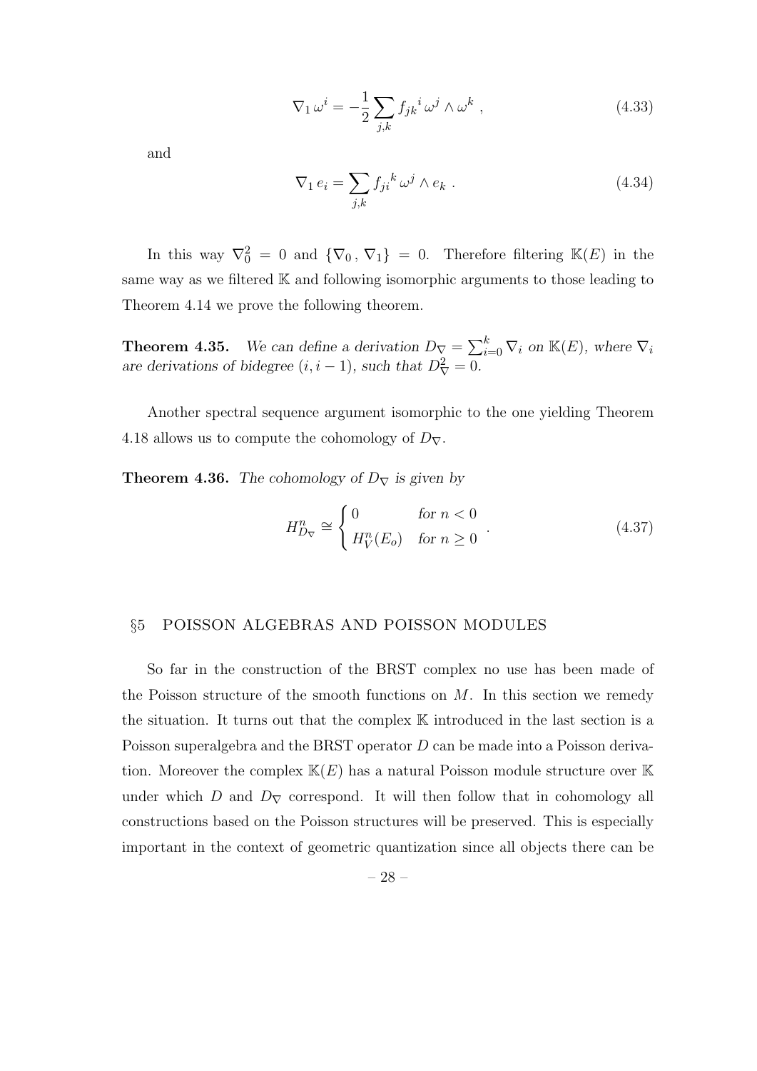$$\nabla_1\, \omega^i = -\frac{1}{2} \sum_{j,k} f_{jk}{}^i\, \omega^j \wedge \omega^k\ , \tag{4.33}$$

and

$$\nabla_1\, e_i = \sum_{j,k} f_{ji}{}^k\, \omega^j \wedge e_k\ . \tag{4.34}$$

In this way $\nabla_0^2 = 0$ and $\{\nabla_0\,,\, \nabla_1\} = 0$. Therefore filtering $\mathbb{K}(E)$ in the same way as we filtered $\mathbb{K}$ and following isomorphic arguments to those leading to Theorem 4.14 we prove the following theorem.

**Theorem 4.35.** *We can define a derivation* $D_\nabla = \sum_{i=0}^k \nabla_i$ *on* $\mathbb{K}(E)$*, where* $\nabla_i$ *are derivations of bidegree* $(i, i-1)$*, such that* $D_\nabla^2 = 0$*.*

Another spectral sequence argument isomorphic to the one yielding Theorem 4.18 allows us to compute the cohomology of $D_\nabla$.

**Theorem 4.36.** *The cohomology of* $D_\nabla$ *is given by*

$$H^n_{D_\nabla} \cong \begin{cases} 0 & \text{for } n < 0 \\ H^n_V(E_o) & \text{for } n \geq 0 \end{cases} . \tag{4.37}$$

## §5 POISSON ALGEBRAS AND POISSON MODULES

So far in the construction of the BRST complex no use has been made of the Poisson structure of the smooth functions on $M$. In this section we remedy the situation. It turns out that the complex $\mathbb{K}$ introduced in the last section is a Poisson superalgebra and the BRST operator $D$ can be made into a Poisson derivation. Moreover the complex $\mathbb{K}(E)$ has a natural Poisson module structure over $\mathbb{K}$ under which $D$ and $D_\nabla$ correspond. It will then follow that in cohomology all constructions based on the Poisson structures will be preserved. This is especially important in the context of geometric quantization since all objects there can be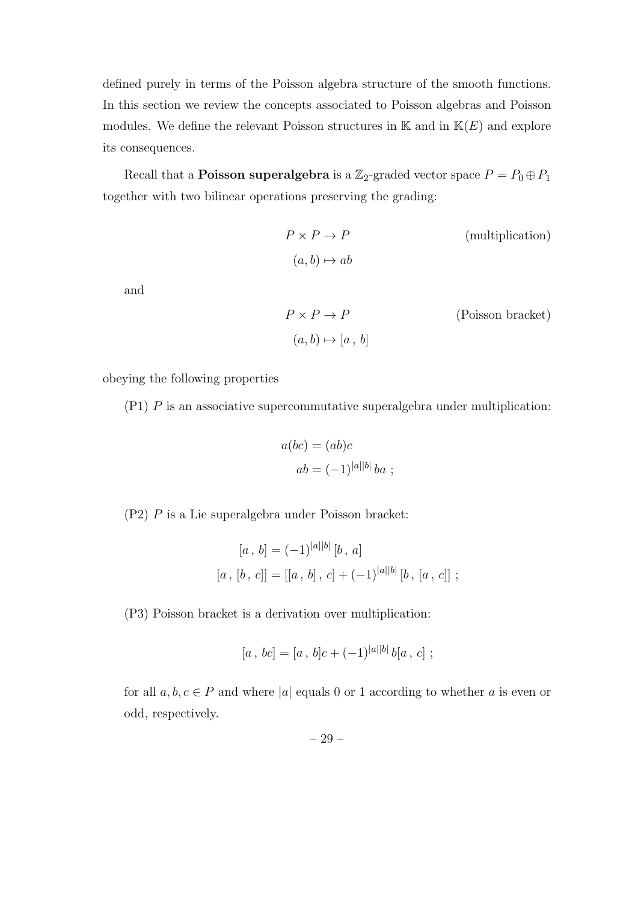defined purely in terms of the Poisson algebra structure of the smooth functions. In this section we review the concepts associated to Poisson algebras and Poisson modules. We define the relevant Poisson structures in $\mathbb{K}$ and in $\mathbb{K}(E)$ and explore its consequences.

Recall that a **Poisson superalgebra** is a $\mathbb{Z}_2$-graded vector space $P = P_0 \oplus P_1$ together with two bilinear operations preserving the grading:

$$
\begin{aligned}
P \times P &\to P \qquad\qquad\qquad \text{(multiplication)}\\
(a, b) &\mapsto ab
\end{aligned}
$$

and

$$
\begin{aligned}
P \times P &\to P \qquad\qquad\qquad \text{(Poisson bracket)}\\
(a, b) &\mapsto [a\,,\, b]
\end{aligned}
$$

obeying the following properties

(P1) $P$ is an associative supercommutative superalgebra under multiplication:

$$
\begin{aligned}
a(bc) &= (ab)c\\
ab &= (-1)^{|a||b|}\, ba \; ;
\end{aligned}
$$

(P2) $P$ is a Lie superalgebra under Poisson bracket:

$$
\begin{aligned}
[a\,,\, b] &= (-1)^{|a||b|}\, [b\,,\, a]\\
[a\,,\, [b\,,\, c]] &= [[a\,,\, b]\,,\, c] + (-1)^{|a||b|}\, [b\,,\, [a\,,\, c]] \; ;
\end{aligned}
$$

(P3) Poisson bracket is a derivation over multiplication:

$$
[a\,,\, bc] = [a\,,\, b]c + (-1)^{|a||b|}\, b[a\,,\, c] \; ;
$$

for all $a, b, c \in P$ and where $|a|$ equals 0 or 1 according to whether $a$ is even or odd, respectively.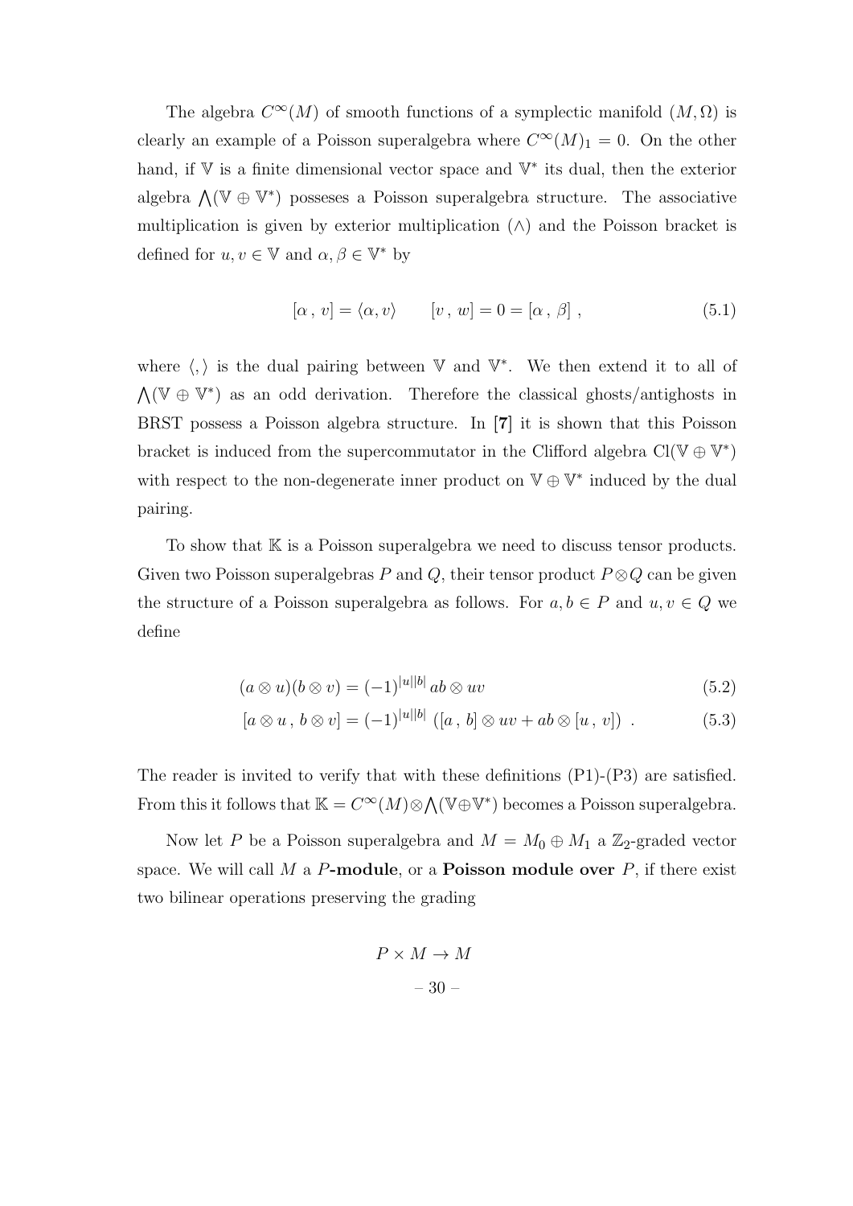The algebra $C^\infty(M)$ of smooth functions of a symplectic manifold $(M, \Omega)$ is clearly an example of a Poisson superalgebra where $C^\infty(M)_1 = 0$. On the other hand, if $\mathbb{V}$ is a finite dimensional vector space and $\mathbb{V}^*$ its dual, then the exterior algebra $\bigwedge(\mathbb{V} \oplus \mathbb{V}^*)$ posseses a Poisson superalgebra structure. The associative multiplication is given by exterior multiplication ($\wedge$) and the Poisson bracket is defined for $u, v \in \mathbb{V}$ and $\alpha, \beta \in \mathbb{V}^*$ by

$$[\alpha\,,\,v] = \langle \alpha, v \rangle \qquad [v\,,\,w] = 0 = [\alpha\,,\,\beta]\,, \tag{5.1}$$

where $\langle , \rangle$ is the dual pairing between $\mathbb{V}$ and $\mathbb{V}^*$. We then extend it to all of $\bigwedge(\mathbb{V} \oplus \mathbb{V}^*)$ as an odd derivation. Therefore the classical ghosts/antighosts in BRST possess a Poisson algebra structure. In **[7]** it is shown that this Poisson bracket is induced from the supercommutator in the Clifford algebra $\mathrm{Cl}(\mathbb{V} \oplus \mathbb{V}^*)$ with respect to the non-degenerate inner product on $\mathbb{V} \oplus \mathbb{V}^*$ induced by the dual pairing.

To show that $\mathbb{K}$ is a Poisson superalgebra we need to discuss tensor products. Given two Poisson superalgebras $P$ and $Q$, their tensor product $P \otimes Q$ can be given the structure of a Poisson superalgebra as follows. For $a, b \in P$ and $u, v \in Q$ we define

$$(a \otimes u)(b \otimes v) = (-1)^{|u||b|}\, ab \otimes uv \tag{5.2}$$

$$[a \otimes u\,,\, b \otimes v] = (-1)^{|u||b|}\, \left([a\,,\,b] \otimes uv + ab \otimes [u\,,\,v]\right)\,. \tag{5.3}$$

The reader is invited to verify that with these definitions (P1)-(P3) are satisfied. From this it follows that $\mathbb{K} = C^\infty(M) \otimes \bigwedge(\mathbb{V} \oplus \mathbb{V}^*)$ becomes a Poisson superalgebra.

Now let $P$ be a Poisson superalgebra and $M = M_0 \oplus M_1$ a $\mathbb{Z}_2$-graded vector space. We will call $M$ a **$P$-module**, or a **Poisson module over** $P$, if there exist two bilinear operations preserving the grading

$$P \times M \to M$$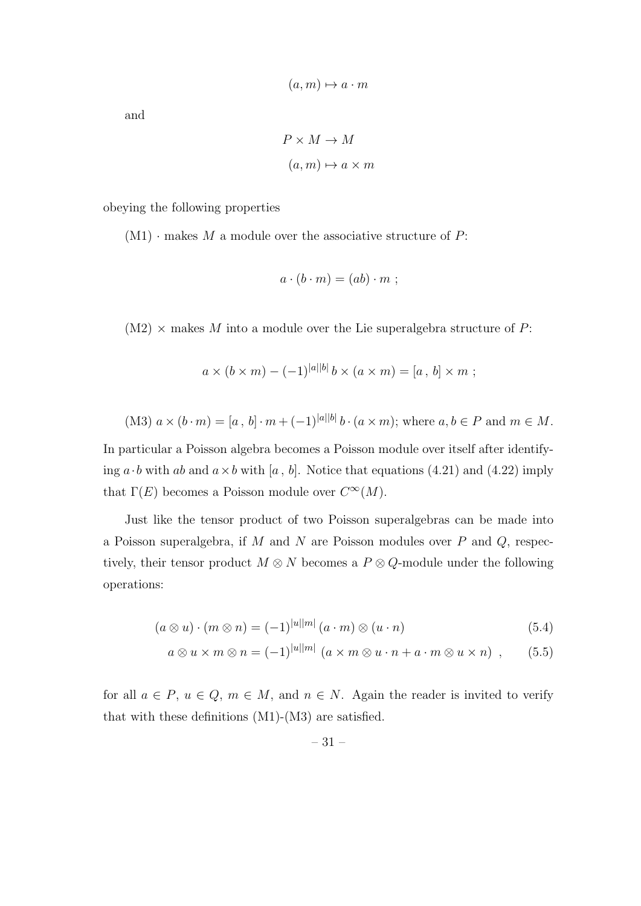$$(a, m) \mapsto a \cdot m$$

and

$$P \times M \to M$$
$$(a, m) \mapsto a \times m$$

obeying the following properties

(M1) $\cdot$ makes $M$ a module over the associative structure of $P$:

$$a \cdot (b \cdot m) = (ab) \cdot m \ ;$$

(M2) $\times$ makes $M$ into a module over the Lie superalgebra structure of $P$:

$$a \times (b \times m) - (-1)^{|a||b|}\, b \times (a \times m) = [a\,,\, b] \times m \ ;$$

(M3) $a \times (b \cdot m) = [a\,,\, b] \cdot m + (-1)^{|a||b|}\, b \cdot (a \times m)$; where $a, b \in P$ and $m \in M$.

In particular a Poisson algebra becomes a Poisson module over itself after identifying $a \cdot b$ with $ab$ and $a \times b$ with $[a\,,\, b]$. Notice that equations (4.21) and (4.22) imply that $\Gamma(E)$ becomes a Poisson module over $C^\infty(M)$.

Just like the tensor product of two Poisson superalgebras can be made into a Poisson superalgebra, if $M$ and $N$ are Poisson modules over $P$ and $Q$, respectively, their tensor product $M \otimes N$ becomes a $P \otimes Q$-module under the following operations:

$$(a \otimes u) \cdot (m \otimes n) = (-1)^{|u||m|}\, (a \cdot m) \otimes (u \cdot n) \tag{5.4}$$

$$a \otimes u \times m \otimes n = (-1)^{|u||m|}\, \left(a \times m \otimes u \cdot n + a \cdot m \otimes u \times n\right)\ , \tag{5.5}$$

for all $a \in P$, $u \in Q$, $m \in M$, and $n \in N$. Again the reader is invited to verify that with these definitions (M1)-(M3) are satisfied.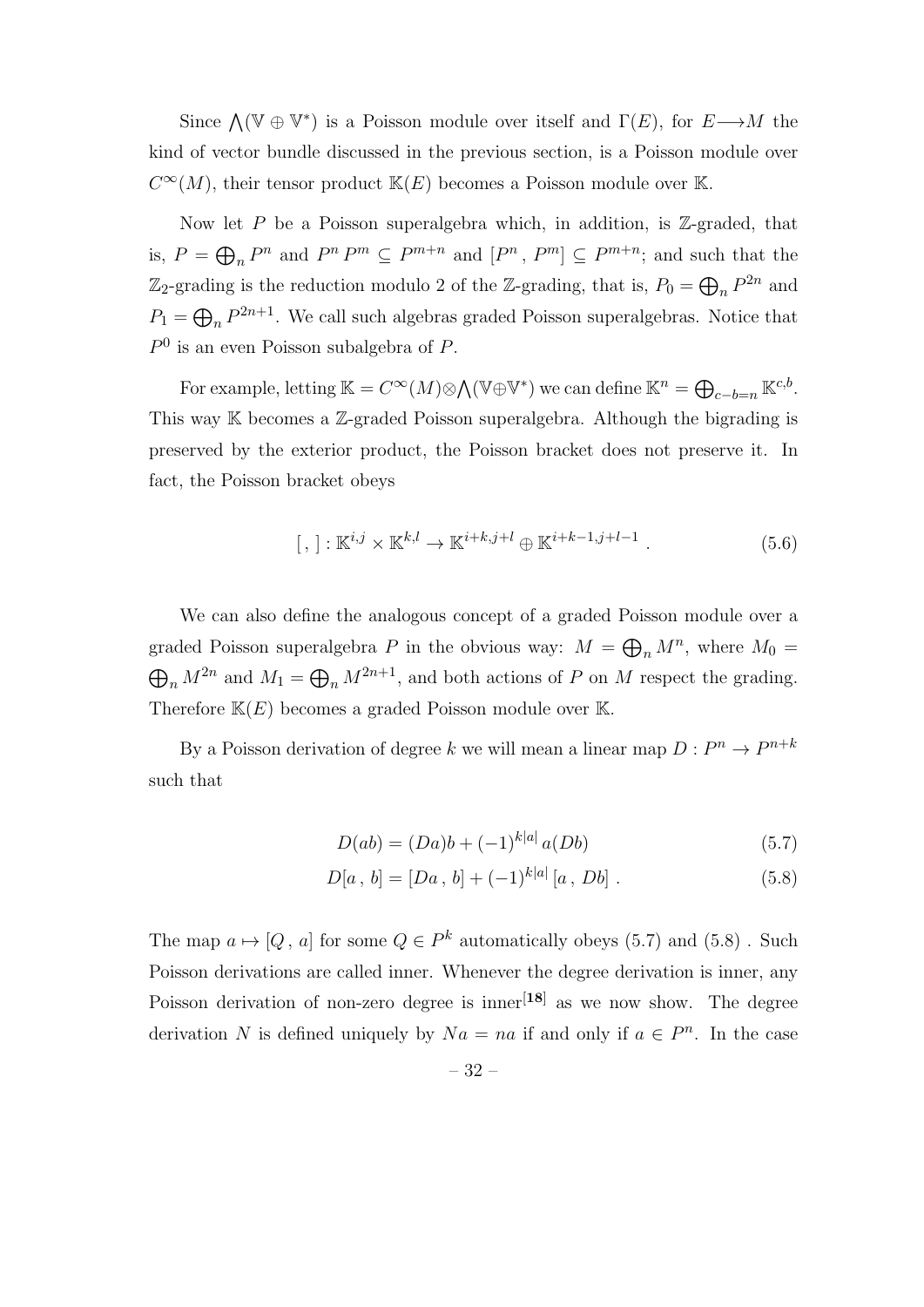Since $\bigwedge(\mathbb{V} \oplus \mathbb{V}^*)$ is a Poisson module over itself and $\Gamma(E)$, for $E \longrightarrow M$ the kind of vector bundle discussed in the previous section, is a Poisson module over $C^\infty(M)$, their tensor product $\mathbb{K}(E)$ becomes a Poisson module over $\mathbb{K}$.

Now let $P$ be a Poisson superalgebra which, in addition, is $\mathbb{Z}$-graded, that is, $P = \bigoplus_n P^n$ and $P^n\, P^m \subseteq P^{m+n}$ and $[P^n\, ,\, P^m] \subseteq P^{m+n}$; and such that the $\mathbb{Z}_2$-grading is the reduction modulo 2 of the $\mathbb{Z}$-grading, that is, $P_0 = \bigoplus_n P^{2n}$ and $P_1 = \bigoplus_n P^{2n+1}$. We call such algebras graded Poisson superalgebras. Notice that $P^0$ is an even Poisson subalgebra of $P$.

For example, letting $\mathbb{K} = C^\infty(M) \otimes \bigwedge(\mathbb{V} \oplus \mathbb{V}^*)$ we can define $\mathbb{K}^n = \bigoplus_{c-b=n} \mathbb{K}^{c,b}$. This way $\mathbb{K}$ becomes a $\mathbb{Z}$-graded Poisson superalgebra. Although the bigrading is preserved by the exterior product, the Poisson bracket does not preserve it. In fact, the Poisson bracket obeys

$$
[\, ,\, ] : \mathbb{K}^{i,j} \times \mathbb{K}^{k,l} \to \mathbb{K}^{i+k,j+l} \oplus \mathbb{K}^{i+k-1,j+l-1}\ . \tag{5.6}
$$

We can also define the analogous concept of a graded Poisson module over a graded Poisson superalgebra $P$ in the obvious way: $M = \bigoplus_n M^n$, where $M_0 = \bigoplus_n M^{2n}$ and $M_1 = \bigoplus_n M^{2n+1}$, and both actions of $P$ on $M$ respect the grading. Therefore $\mathbb{K}(E)$ becomes a graded Poisson module over $\mathbb{K}$.

By a Poisson derivation of degree $k$ we will mean a linear map $D : P^n \to P^{n+k}$ such that

$$
D(ab) = (Da)b + (-1)^{k|a|}\, a(Db) \tag{5.7}
$$

$$
D[a\, ,\, b] = [Da\, ,\, b] + (-1)^{k|a|}\, [a\, ,\, Db]\ . \tag{5.8}
$$

The map $a \mapsto [Q\, ,\, a]$ for some $Q \in P^k$ automatically obeys (5.7) and (5.8) . Such Poisson derivations are called inner. Whenever the degree derivation is inner, any Poisson derivation of non-zero degree is inner[18] as we now show. The degree derivation $N$ is defined uniquely by $Na = na$ if and only if $a \in P^n$. In the case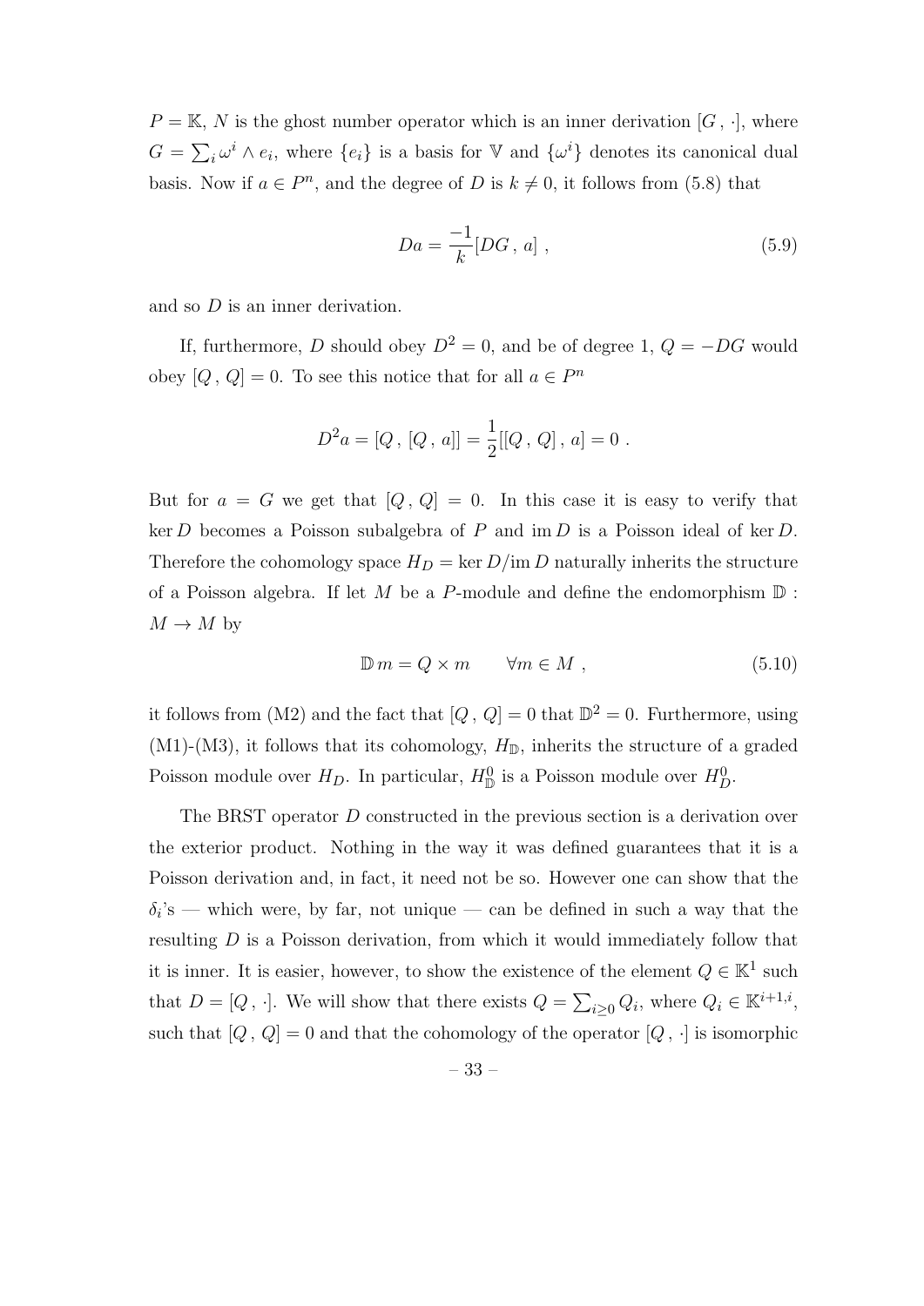$P = \mathbb{K}$, $N$ is the ghost number operator which is an inner derivation $[G\,,\,\cdot]$, where $G = \sum_i \omega^i \wedge e_i$, where $\{e_i\}$ is a basis for $\mathbb{V}$ and $\{\omega^i\}$ denotes its canonical dual basis. Now if $a \in P^n$, and the degree of $D$ is $k \neq 0$, it follows from (5.8) that

$$Da = \frac{-1}{k}[DG\,,\,a]\ , \tag{5.9}$$

and so $D$ is an inner derivation.

If, furthermore, $D$ should obey $D^2 = 0$, and be of degree 1, $Q = -DG$ would obey $[Q\,,\,Q] = 0$. To see this notice that for all $a \in P^n$

$$D^2 a = [Q\,,\,[Q\,,\,a]] = \frac{1}{2}[[Q\,,\,Q]\,,\,a] = 0\ .$$

But for $a = G$ we get that $[Q\,,\,Q] = 0$. In this case it is easy to verify that $\ker D$ becomes a Poisson subalgebra of $P$ and $\operatorname{im} D$ is a Poisson ideal of $\ker D$. Therefore the cohomology space $H_D = \ker D/\operatorname{im} D$ naturally inherits the structure of a Poisson algebra. If let $M$ be a $P$-module and define the endomorphism $\mathbb{D} : M \to M$ by

$$\mathbb{D}\, m = Q \times m \qquad \forall m \in M\ , \tag{5.10}$$

it follows from (M2) and the fact that $[Q\,,\,Q] = 0$ that $\mathbb{D}^2 = 0$. Furthermore, using (M1)-(M3), it follows that its cohomology, $H_{\mathbb{D}}$, inherits the structure of a graded Poisson module over $H_D$. In particular, $H^0_{\mathbb{D}}$ is a Poisson module over $H^0_D$.

The BRST operator $D$ constructed in the previous section is a derivation over the exterior product. Nothing in the way it was defined guarantees that it is a Poisson derivation and, in fact, it need not be so. However one can show that the $\delta_i$'s — which were, by far, not unique — can be defined in such a way that the resulting $D$ is a Poisson derivation, from which it would immediately follow that it is inner. It is easier, however, to show the existence of the element $Q \in \mathbb{K}^1$ such that $D = [Q\,,\,\cdot]$. We will show that there exists $Q = \sum_{i\geq 0} Q_i$, where $Q_i \in \mathbb{K}^{i+1,i}$, such that $[Q\,,\,Q] = 0$ and that the cohomology of the operator $[Q\,,\,\cdot]$ is isomorphic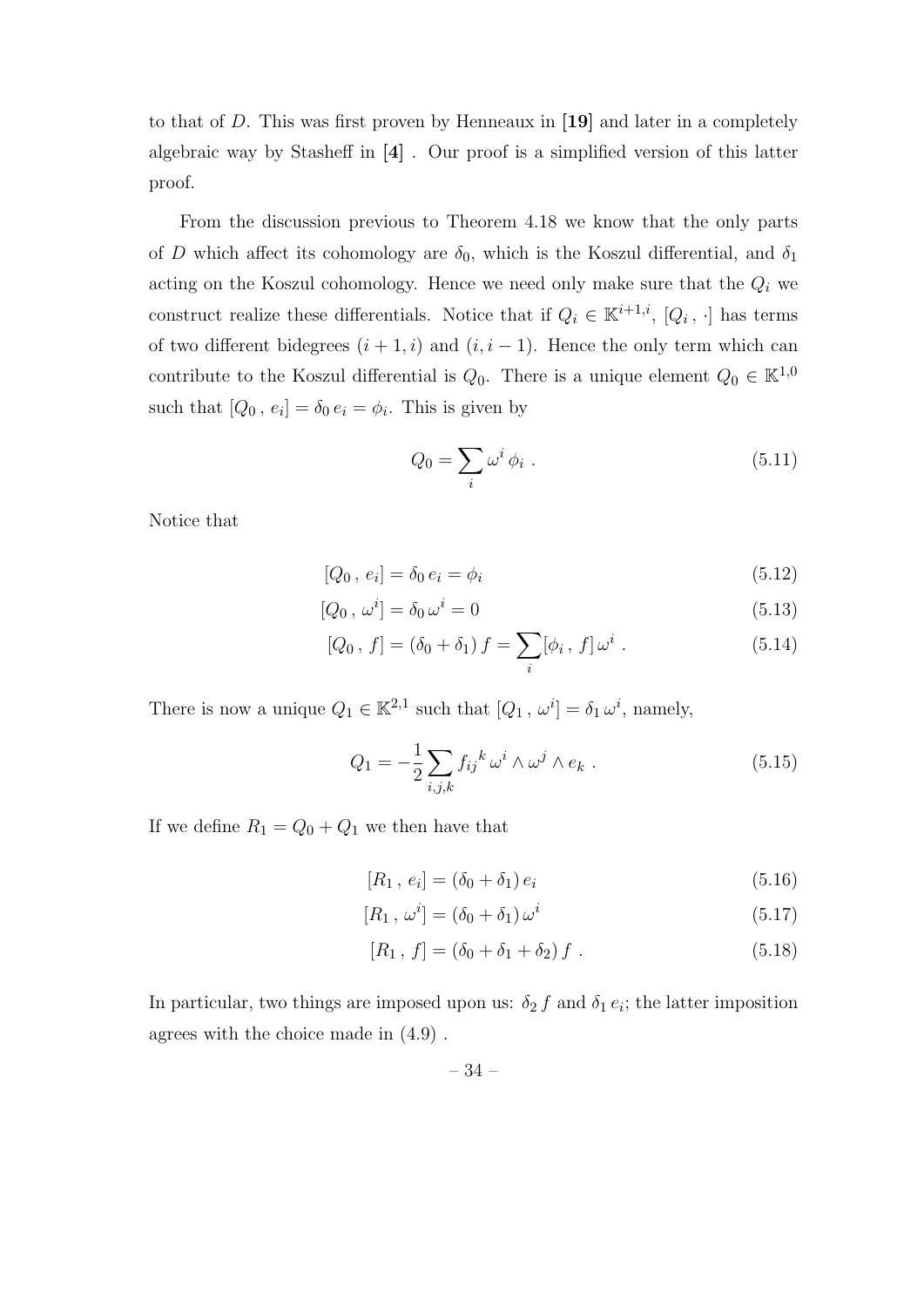to that of $D$. This was first proven by Henneaux in **[19]** and later in a completely algebraic way by Stasheff in **[4]** . Our proof is a simplified version of this latter proof.

From the discussion previous to Theorem 4.18 we know that the only parts of $D$ which affect its cohomology are $\delta_0$, which is the Koszul differential, and $\delta_1$ acting on the Koszul cohomology. Hence we need only make sure that the $Q_i$ we construct realize these differentials. Notice that if $Q_i \in \mathbb{K}^{i+1,i}$, $[Q_i\,,\,\cdot]$ has terms of two different bidegrees $(i+1,i)$ and $(i,i-1)$. Hence the only term which can contribute to the Koszul differential is $Q_0$. There is a unique element $Q_0 \in \mathbb{K}^{1,0}$ such that $[Q_0\,,\,e_i] = \delta_0\, e_i = \phi_i$. This is given by

$$Q_0 = \sum_i \omega^i\, \phi_i\ . \tag{5.11}$$

Notice that

$$[Q_0\,,\,e_i] = \delta_0\, e_i = \phi_i \tag{5.12}$$

$$[Q_0\,,\,\omega^i] = \delta_0\, \omega^i = 0 \tag{5.13}$$

$$[Q_0\,,\,f] = (\delta_0 + \delta_1)\, f = \sum_i [\phi_i\,,\,f]\, \omega^i\ . \tag{5.14}$$

There is now a unique $Q_1 \in \mathbb{K}^{2,1}$ such that $[Q_1\,,\,\omega^i] = \delta_1\, \omega^i$, namely,

$$Q_1 = -\frac{1}{2} \sum_{i,j,k} f_{ij}{}^k\, \omega^i \wedge \omega^j \wedge e_k\ . \tag{5.15}$$

If we define $R_1 = Q_0 + Q_1$ we then have that

$$[R_1\,,\,e_i] = (\delta_0 + \delta_1)\, e_i \tag{5.16}$$

$$[R_1\,,\,\omega^i] = (\delta_0 + \delta_1)\, \omega^i \tag{5.17}$$

$$[R_1\,,\,f] = (\delta_0 + \delta_1 + \delta_2)\, f\ . \tag{5.18}$$

In particular, two things are imposed upon us: $\delta_2\, f$ and $\delta_1\, e_i$; the latter imposition agrees with the choice made in (4.9) .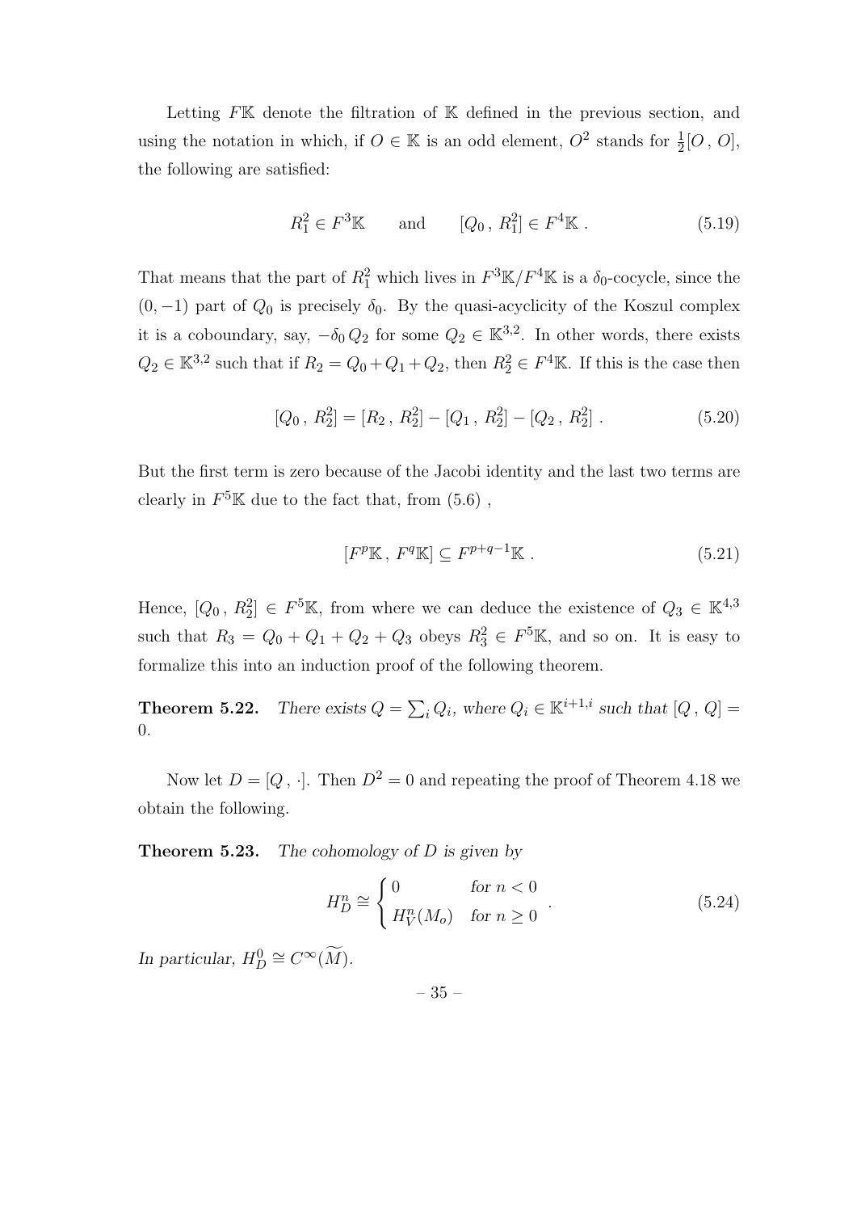Letting $F\mathbb{K}$ denote the filtration of $\mathbb{K}$ defined in the previous section, and using the notation in which, if $O \in \mathbb{K}$ is an odd element, $O^2$ stands for $\frac{1}{2}[O\,,\,O]$, the following are satisfied:

$$
R_1^2 \in F^3\mathbb{K} \qquad \text{and} \qquad [Q_0\,,\,R_1^2] \in F^4\mathbb{K}\,. \tag{5.19}
$$

That means that the part of $R_1^2$ which lives in $F^3\mathbb{K}/F^4\mathbb{K}$ is a $\delta_0$-cocycle, since the $(0,-1)$ part of $Q_0$ is precisely $\delta_0$. By the quasi-acyclicity of the Koszul complex it is a coboundary, say, $-\delta_0\,Q_2$ for some $Q_2 \in \mathbb{K}^{3,2}$. In other words, there exists $Q_2 \in \mathbb{K}^{3,2}$ such that if $R_2 = Q_0 + Q_1 + Q_2$, then $R_2^2 \in F^4\mathbb{K}$. If this is the case then

$$
[Q_0\,,\,R_2^2] = [R_2\,,\,R_2^2] - [Q_1\,,\,R_2^2] - [Q_2\,,\,R_2^2]\,. \tag{5.20}
$$

But the first term is zero because of the Jacobi identity and the last two terms are clearly in $F^5\mathbb{K}$ due to the fact that, from (5.6) ,

$$
[F^p\mathbb{K}\,,\,F^q\mathbb{K}] \subseteq F^{p+q-1}\mathbb{K}\,. \tag{5.21}
$$

Hence, $[Q_0\,,\,R_2^2] \in F^5\mathbb{K}$, from where we can deduce the existence of $Q_3 \in \mathbb{K}^{4,3}$ such that $R_3 = Q_0 + Q_1 + Q_2 + Q_3$ obeys $R_3^2 \in F^5\mathbb{K}$, and so on. It is easy to formalize this into an induction proof of the following theorem.

**Theorem 5.22.** *There exists $Q = \sum_i Q_i$, where $Q_i \in \mathbb{K}^{i+1,i}$ such that $[Q\,,\,Q] = 0$.*

Now let $D = [Q\,,\,\cdot]$. Then $D^2 = 0$ and repeating the proof of Theorem 4.18 we obtain the following.

**Theorem 5.23.** *The cohomology of $D$ is given by*

$$
H_D^n \cong \begin{cases} 0 & \text{for } n < 0 \\ H_V^n(M_o) & \text{for } n \geq 0 \end{cases}\,. \tag{5.24}
$$

*In particular, $H_D^0 \cong C^\infty(\widetilde{M})$.*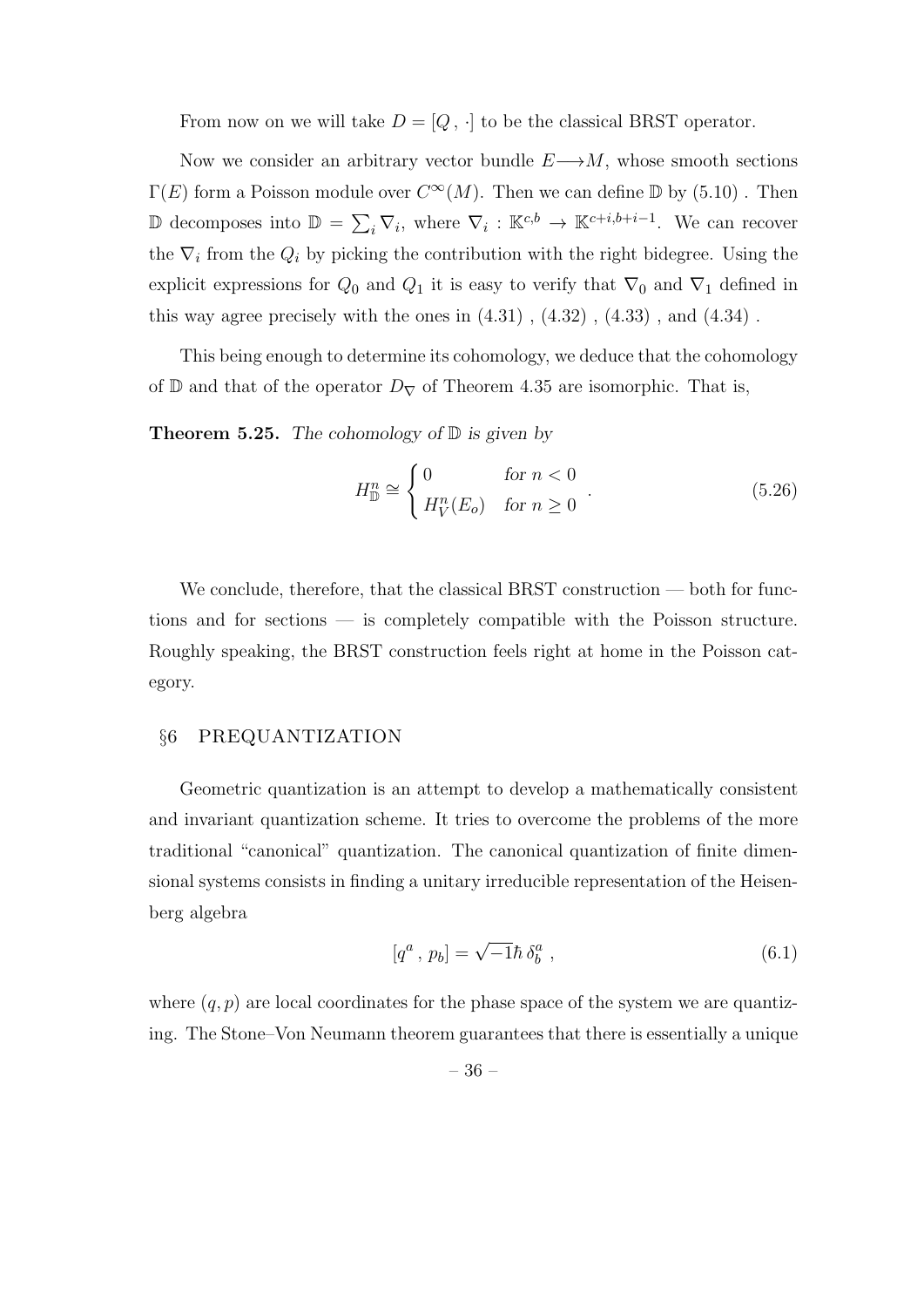From now on we will take $D = [Q\,,\,\cdot]$ to be the classical BRST operator.

Now we consider an arbitrary vector bundle $E\longrightarrow M$, whose smooth sections $\Gamma(E)$ form a Poisson module over $C^\infty(M)$. Then we can define $\mathbb{D}$ by (5.10) . Then $\mathbb{D}$ decomposes into $\mathbb{D} = \sum_i \nabla_i$, where $\nabla_i : \mathbb{K}^{c,b} \to \mathbb{K}^{c+i,b+i-1}$. We can recover the $\nabla_i$ from the $Q_i$ by picking the contribution with the right bidegree. Using the explicit expressions for $Q_0$ and $Q_1$ it is easy to verify that $\nabla_0$ and $\nabla_1$ defined in this way agree precisely with the ones in (4.31) , (4.32) , (4.33) , and (4.34) .

This being enough to determine its cohomology, we deduce that the cohomology of $\mathbb{D}$ and that of the operator $D_\nabla$ of Theorem 4.35 are isomorphic. That is,

**Theorem 5.25.** *The cohomology of $\mathbb{D}$ is given by*

$$H^n_{\mathbb{D}} \cong \begin{cases} 0 & \text{for } n < 0 \\ H^n_V(E_o) & \text{for } n \geq 0 \end{cases} . \tag{5.26}$$

We conclude, therefore, that the classical BRST construction — both for functions and for sections — is completely compatible with the Poisson structure. Roughly speaking, the BRST construction feels right at home in the Poisson category.

## §6 PREQUANTIZATION

Geometric quantization is an attempt to develop a mathematically consistent and invariant quantization scheme. It tries to overcome the problems of the more traditional "canonical" quantization. The canonical quantization of finite dimensional systems consists in finding a unitary irreducible representation of the Heisenberg algebra

$$[q^a\,,\,p_b] = \sqrt{-1}\hbar\,\delta^a_b\,, \tag{6.1}$$

where $(q,p)$ are local coordinates for the phase space of the system we are quantizing. The Stone–Von Neumann theorem guarantees that there is essentially a unique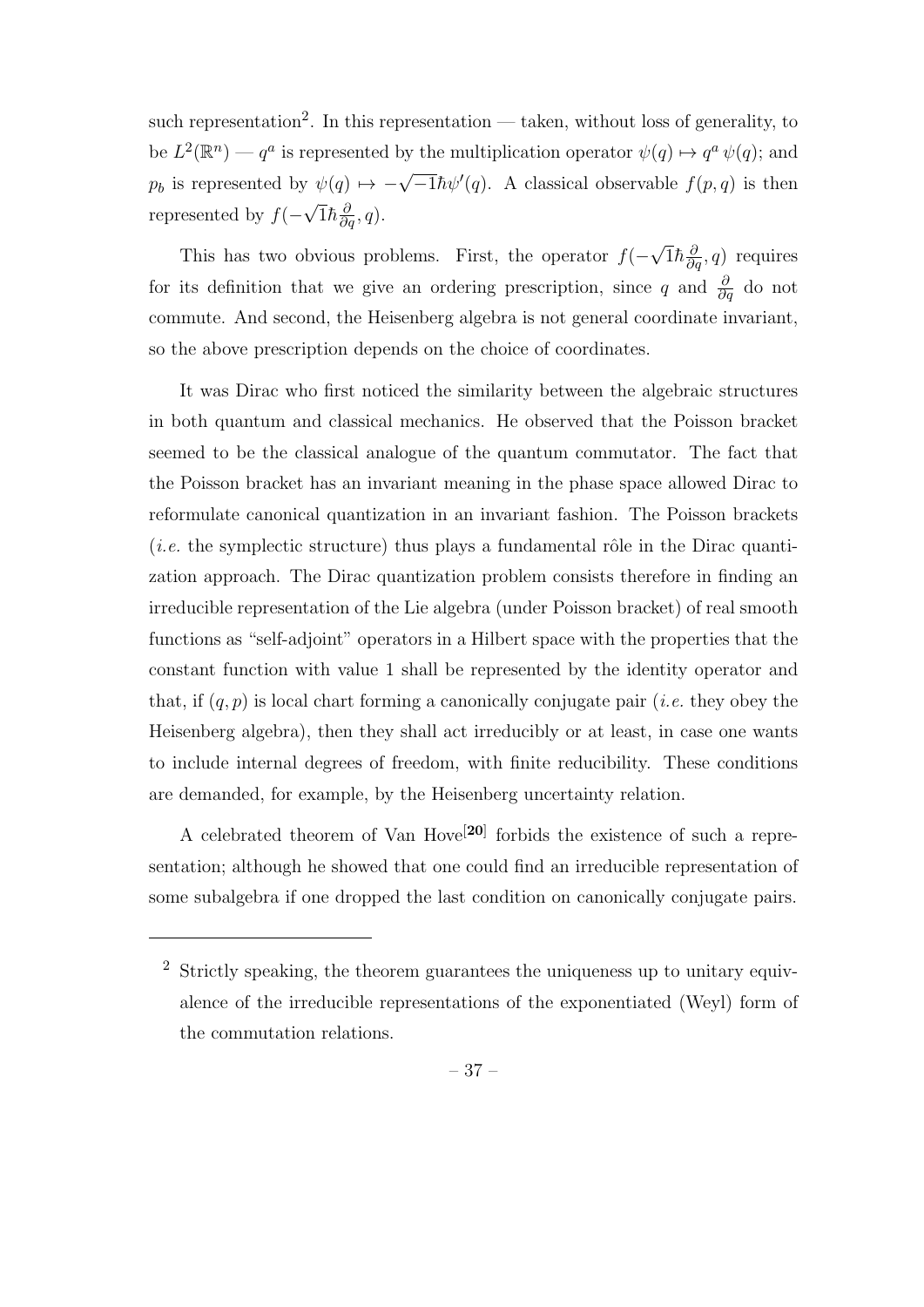such representation[2]. In this representation — taken, without loss of generality, to be $L^2(\mathbb{R}^n)$ — $q^a$ is represented by the multiplication operator $\psi(q) \mapsto q^a \, \psi(q)$; and $p_b$ is represented by $\psi(q) \mapsto -\sqrt{-1}\hbar\psi'(q)$. A classical observable $f(p,q)$ is then represented by $f(-\sqrt{1}\hbar\frac{\partial}{\partial q}, q)$.

This has two obvious problems. First, the operator $f(-\sqrt{1}\hbar\frac{\partial}{\partial q}, q)$ requires for its definition that we give an ordering prescription, since $q$ and $\frac{\partial}{\partial q}$ do not commute. And second, the Heisenberg algebra is not general coordinate invariant, so the above prescription depends on the choice of coordinates.

It was Dirac who first noticed the similarity between the algebraic structures in both quantum and classical mechanics. He observed that the Poisson bracket seemed to be the classical analogue of the quantum commutator. The fact that the Poisson bracket has an invariant meaning in the phase space allowed Dirac to reformulate canonical quantization in an invariant fashion. The Poisson brackets (*i.e.* the symplectic structure) thus plays a fundamental rôle in the Dirac quantization approach. The Dirac quantization problem consists therefore in finding an irreducible representation of the Lie algebra (under Poisson bracket) of real smooth functions as "self-adjoint" operators in a Hilbert space with the properties that the constant function with value 1 shall be represented by the identity operator and that, if $(q,p)$ is local chart forming a canonically conjugate pair (*i.e.* they obey the Heisenberg algebra), then they shall act irreducibly or at least, in case one wants to include internal degrees of freedom, with finite reducibility. These conditions are demanded, for example, by the Heisenberg uncertainty relation.

A celebrated theorem of Van Hove[**20**] forbids the existence of such a representation; although he showed that one could find an irreducible representation of some subalgebra if one dropped the last condition on canonically conjugate pairs.

---

[2] Strictly speaking, the theorem guarantees the uniqueness up to unitary equivalence of the irreducible representations of the exponentiated (Weyl) form of the commutation relations.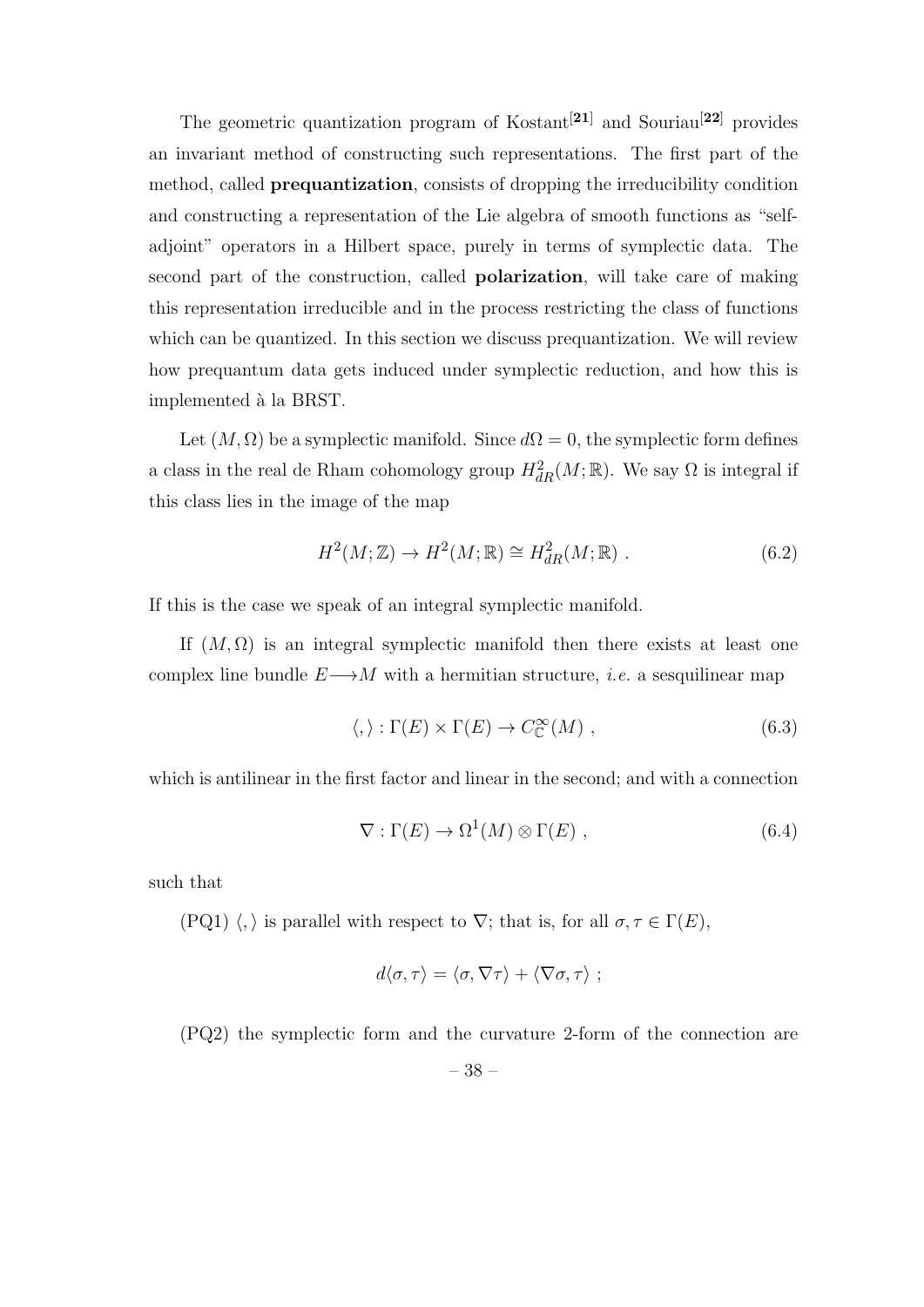The geometric quantization program of Kostant[21] and Souriau[22] provides an invariant method of constructing such representations. The first part of the method, called **prequantization**, consists of dropping the irreducibility condition and constructing a representation of the Lie algebra of smooth functions as "self-adjoint" operators in a Hilbert space, purely in terms of symplectic data. The second part of the construction, called **polarization**, will take care of making this representation irreducible and in the process restricting the class of functions which can be quantized. In this section we discuss prequantization. We will review how prequantum data gets induced under symplectic reduction, and how this is implemented à la BRST.

Let $(M,\Omega)$ be a symplectic manifold. Since $d\Omega = 0$, the symplectic form defines a class in the real de Rham cohomology group $H^2_{dR}(M;\mathbb{R})$. We say $\Omega$ is integral if this class lies in the image of the map

$$H^2(M;\mathbb{Z}) \to H^2(M;\mathbb{R}) \cong H^2_{dR}(M;\mathbb{R}) \; . \tag{6.2}$$

If this is the case we speak of an integral symplectic manifold.

If $(M,\Omega)$ is an integral symplectic manifold then there exists at least one complex line bundle $E \longrightarrow M$ with a hermitian structure, *i.e.* a sesquilinear map

$$\langle , \rangle : \Gamma(E) \times \Gamma(E) \to C^\infty_{\mathbb{C}}(M) \; , \tag{6.3}$$

which is antilinear in the first factor and linear in the second; and with a connection

$$\nabla : \Gamma(E) \to \Omega^1(M) \otimes \Gamma(E) \; , \tag{6.4}$$

such that

(PQ1) $\langle , \rangle$ is parallel with respect to $\nabla$; that is, for all $\sigma, \tau \in \Gamma(E)$,

$$d\langle \sigma, \tau \rangle = \langle \sigma, \nabla \tau \rangle + \langle \nabla \sigma, \tau \rangle \; ;$$

(PQ2) the symplectic form and the curvature 2-form of the connection are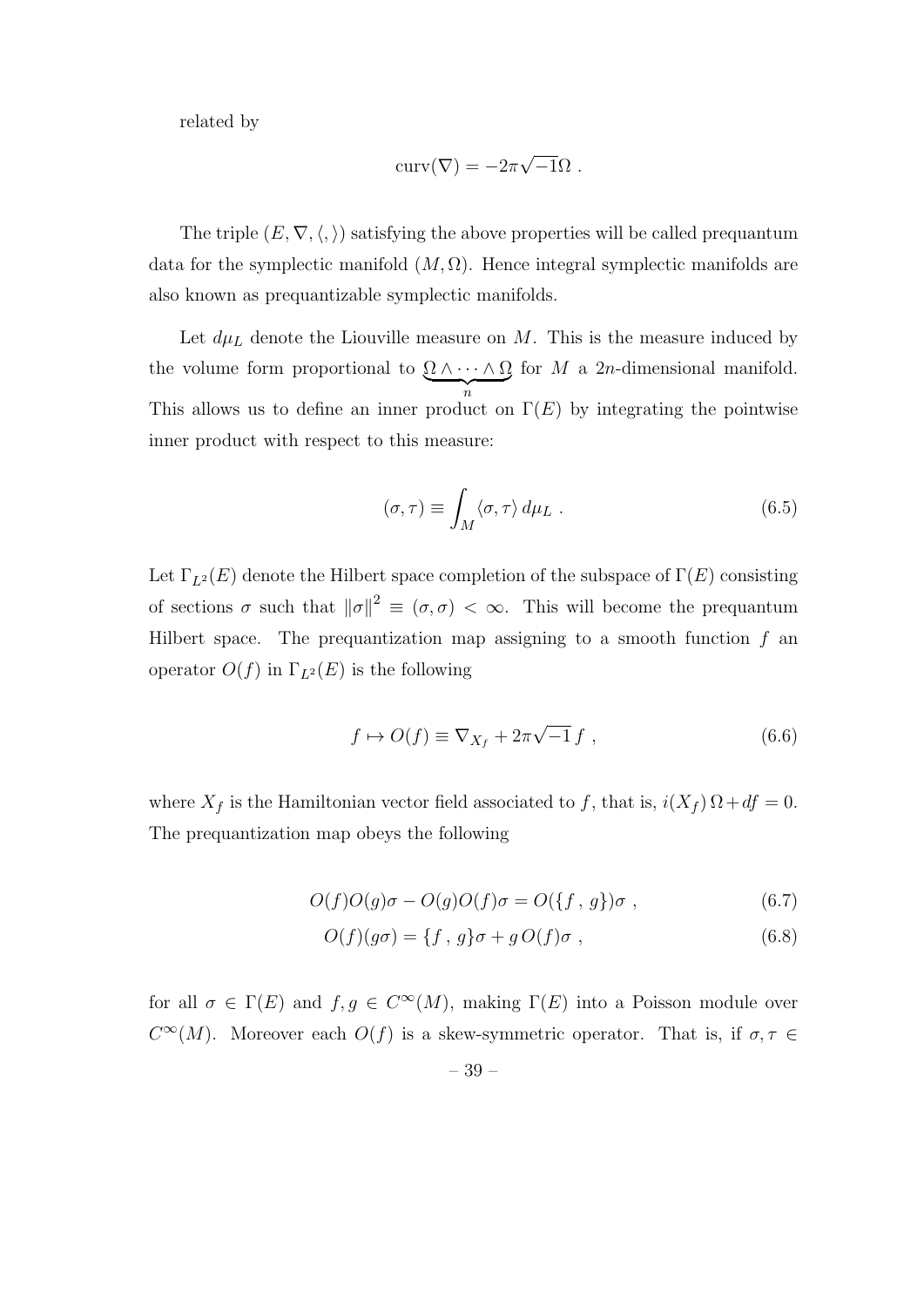related by

$$\mathrm{curv}(\nabla) = -2\pi\sqrt{-1}\Omega \ .$$

The triple $(E, \nabla, \langle , \rangle)$ satisfying the above properties will be called prequantum data for the symplectic manifold $(M, \Omega)$. Hence integral symplectic manifolds are also known as prequantizable symplectic manifolds.

Let $d\mu_L$ denote the Liouville measure on $M$. This is the measure induced by the volume form proportional to $\underbrace{\Omega \wedge \cdots \wedge \Omega}_{n}$ for $M$ a $2n$-dimensional manifold. This allows us to define an inner product on $\Gamma(E)$ by integrating the pointwise inner product with respect to this measure:

$$(\sigma, \tau) \equiv \int_M \langle \sigma, \tau \rangle \, d\mu_L \ . \tag{6.5}$$

Let $\Gamma_{L^2}(E)$ denote the Hilbert space completion of the subspace of $\Gamma(E)$ consisting of sections $\sigma$ such that $\|\sigma\|^2 \equiv (\sigma, \sigma) < \infty$. This will become the prequantum Hilbert space. The prequantization map assigning to a smooth function $f$ an operator $O(f)$ in $\Gamma_{L^2}(E)$ is the following

$$f \mapsto O(f) \equiv \nabla_{X_f} + 2\pi\sqrt{-1}\, f \ , \tag{6.6}$$

where $X_f$ is the Hamiltonian vector field associated to $f$, that is, $i(X_f)\,\Omega + df = 0$. The prequantization map obeys the following

$$O(f)O(g)\sigma - O(g)O(f)\sigma = O(\{f \, , \, g\})\sigma \ , \tag{6.7}$$

$$O(f)(g\sigma) = \{f \, , \, g\}\sigma + g\, O(f)\sigma \ , \tag{6.8}$$

for all $\sigma \in \Gamma(E)$ and $f, g \in C^\infty(M)$, making $\Gamma(E)$ into a Poisson module over $C^\infty(M)$. Moreover each $O(f)$ is a skew-symmetric operator. That is, if $\sigma, \tau \in$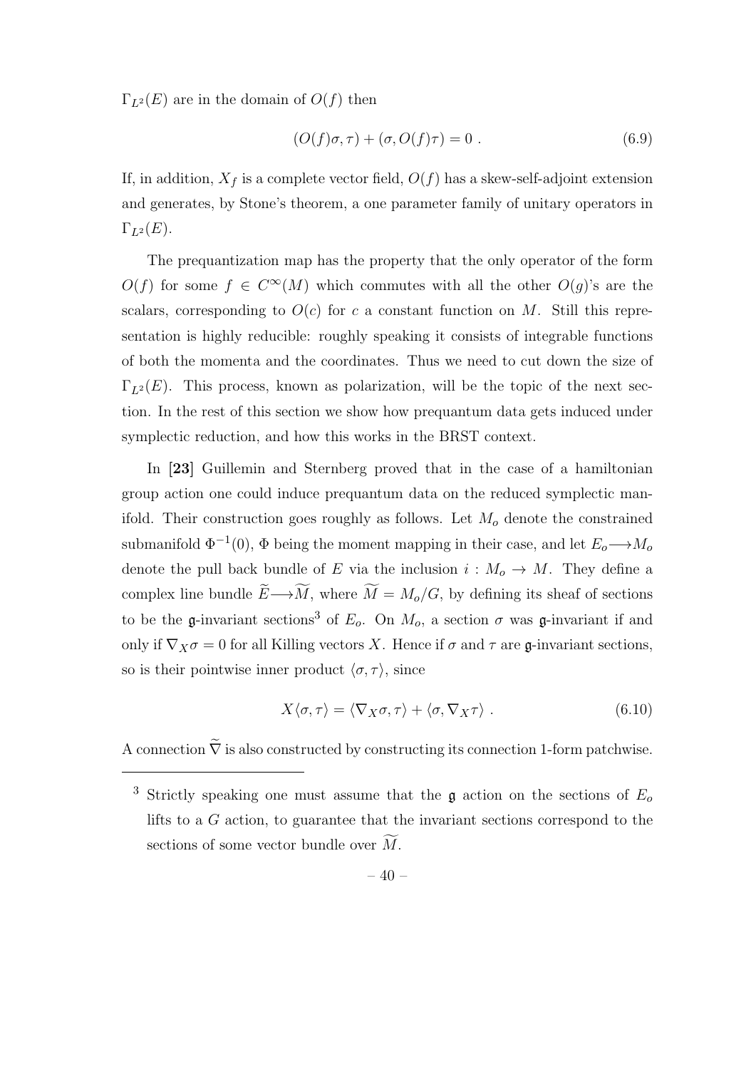$\Gamma_{L^2}(E)$ are in the domain of $O(f)$ then

$$(O(f)\sigma, \tau) + (\sigma, O(f)\tau) = 0 \ . \tag{6.9}$$

If, in addition, $X_f$ is a complete vector field, $O(f)$ has a skew-self-adjoint extension and generates, by Stone's theorem, a one parameter family of unitary operators in $\Gamma_{L^2}(E)$.

The prequantization map has the property that the only operator of the form $O(f)$ for some $f \in C^\infty(M)$ which commutes with all the other $O(g)$'s are the scalars, corresponding to $O(c)$ for $c$ a constant function on $M$. Still this representation is highly reducible: roughly speaking it consists of integrable functions of both the momenta and the coordinates. Thus we need to cut down the size of $\Gamma_{L^2}(E)$. This process, known as polarization, will be the topic of the next section. In the rest of this section we show how prequantum data gets induced under symplectic reduction, and how this works in the BRST context.

In **[23]** Guillemin and Sternberg proved that in the case of a hamiltonian group action one could induce prequantum data on the reduced symplectic manifold. Their construction goes roughly as follows. Let $M_o$ denote the constrained submanifold $\Phi^{-1}(0)$, $\Phi$ being the moment mapping in their case, and let $E_o \longrightarrow M_o$ denote the pull back bundle of $E$ via the inclusion $i : M_o \to M$. They define a complex line bundle $\widetilde{E} \longrightarrow \widetilde{M}$, where $\widetilde{M} = M_o/G$, by defining its sheaf of sections to be the $\mathfrak{g}$-invariant sections[3] of $E_o$. On $M_o$, a section $\sigma$ was $\mathfrak{g}$-invariant if and only if $\nabla_X \sigma = 0$ for all Killing vectors $X$. Hence if $\sigma$ and $\tau$ are $\mathfrak{g}$-invariant sections, so is their pointwise inner product $\langle \sigma, \tau \rangle$, since

$$X\langle \sigma, \tau \rangle = \langle \nabla_X \sigma, \tau \rangle + \langle \sigma, \nabla_X \tau \rangle \ . \tag{6.10}$$

A connection $\widetilde{\nabla}$ is also constructed by constructing its connection 1-form patchwise.

[3] Strictly speaking one must assume that the $\mathfrak{g}$ action on the sections of $E_o$ lifts to a $G$ action, to guarantee that the invariant sections correspond to the sections of some vector bundle over $\widetilde{M}$.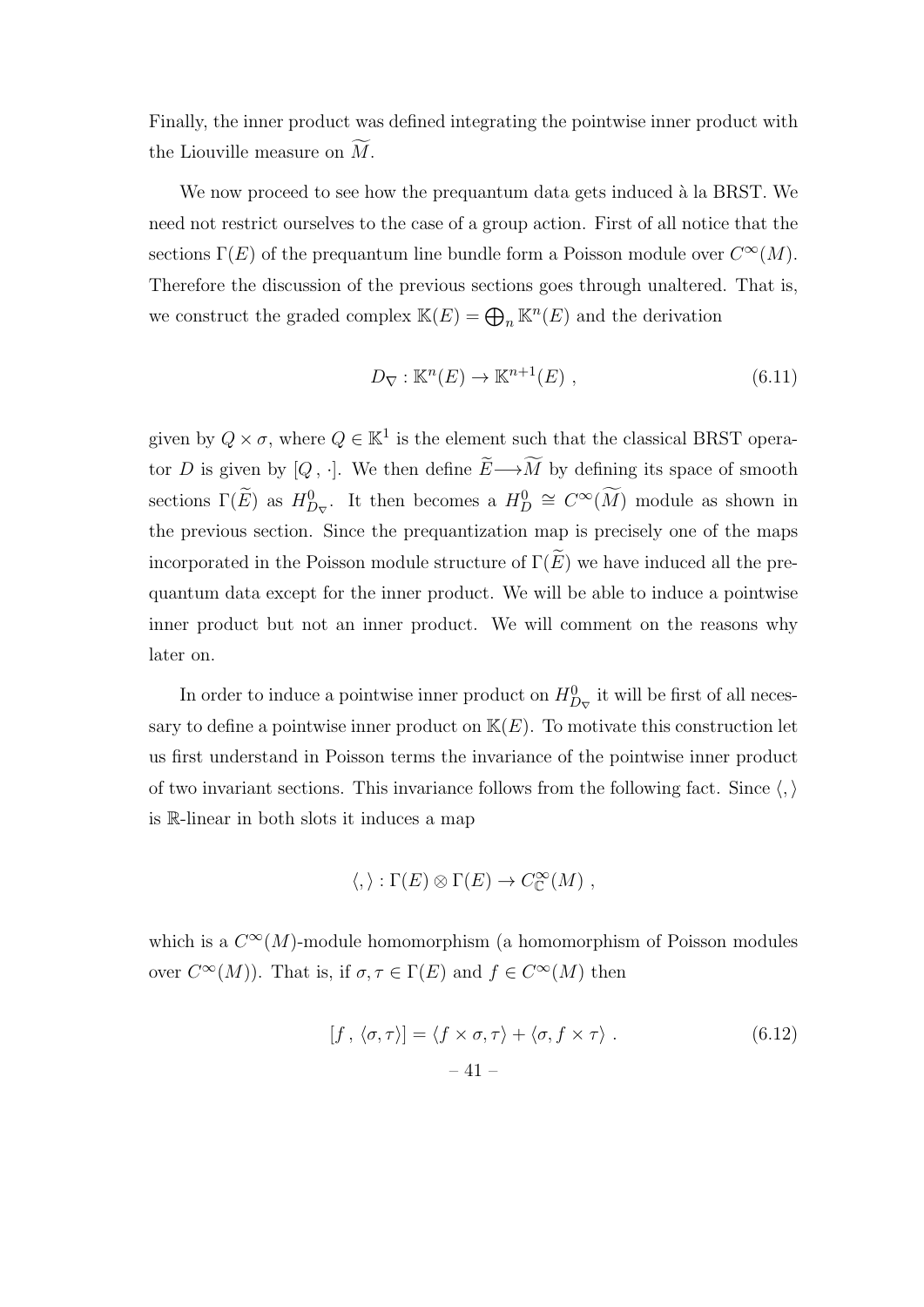Finally, the inner product was defined integrating the pointwise inner product with the Liouville measure on $\widetilde{M}$.

We now proceed to see how the prequantum data gets induced à la BRST. We need not restrict ourselves to the case of a group action. First of all notice that the sections $\Gamma(E)$ of the prequantum line bundle form a Poisson module over $C^\infty(M)$. Therefore the discussion of the previous sections goes through unaltered. That is, we construct the graded complex $\mathbb{K}(E) = \bigoplus_n \mathbb{K}^n(E)$ and the derivation

$$D_\nabla : \mathbb{K}^n(E) \to \mathbb{K}^{n+1}(E) \ , \tag{6.11}$$

given by $Q \times \sigma$, where $Q \in \mathbb{K}^1$ is the element such that the classical BRST operator $D$ is given by $[Q\,,\,\cdot]$. We then define $\widetilde{E} \longrightarrow \widetilde{M}$ by defining its space of smooth sections $\Gamma(\widetilde{E})$ as $H^0_{D_\nabla}$. It then becomes a $H^0_D \cong C^\infty(\widetilde{M})$ module as shown in the previous section. Since the prequantization map is precisely one of the maps incorporated in the Poisson module structure of $\Gamma(\widetilde{E})$ we have induced all the prequantum data except for the inner product. We will be able to induce a pointwise inner product but not an inner product. We will comment on the reasons why later on.

In order to induce a pointwise inner product on $H^0_{D_\nabla}$ it will be first of all necessary to define a pointwise inner product on $\mathbb{K}(E)$. To motivate this construction let us first understand in Poisson terms the invariance of the pointwise inner product of two invariant sections. This invariance follows from the following fact. Since $\langle , \rangle$ is $\mathbb{R}$-linear in both slots it induces a map

$$\langle , \rangle : \Gamma(E) \otimes \Gamma(E) \to C^\infty_{\mathbb{C}}(M) \ ,$$

which is a $C^\infty(M)$-module homomorphism (a homomorphism of Poisson modules over $C^\infty(M)$). That is, if $\sigma, \tau \in \Gamma(E)$ and $f \in C^\infty(M)$ then

$$[f\,,\,\langle \sigma, \tau \rangle] = \langle f \times \sigma, \tau \rangle + \langle \sigma, f \times \tau \rangle \ . \tag{6.12}$$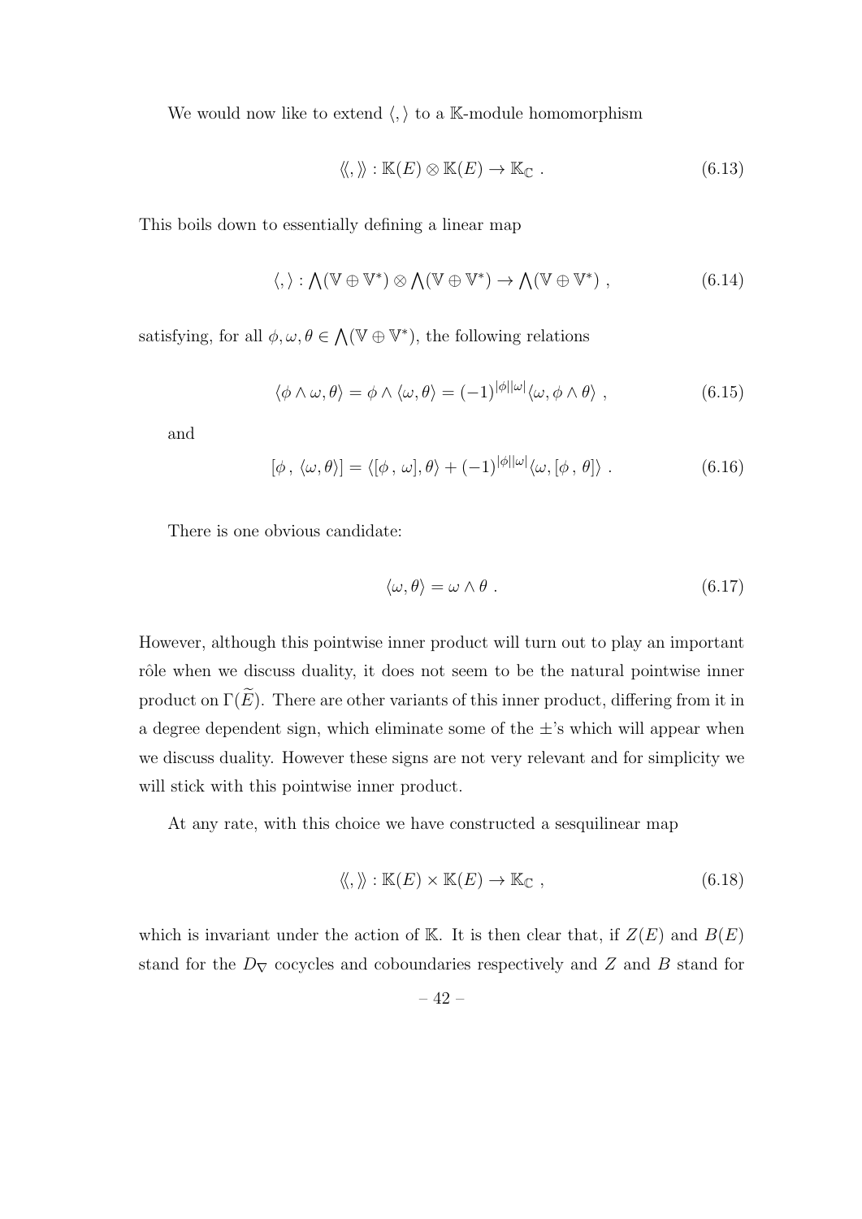We would now like to extend $\langle , \rangle$ to a $\mathbb{K}$-module homomorphism

$$\langle\!\langle , \rangle\!\rangle : \mathbb{K}(E) \otimes \mathbb{K}(E) \to \mathbb{K}_{\mathbb{C}} \ . \tag{6.13}$$

This boils down to essentially defining a linear map

$$\langle , \rangle : \bigwedge(\mathbb{V} \oplus \mathbb{V}^*) \otimes \bigwedge(\mathbb{V} \oplus \mathbb{V}^*) \to \bigwedge(\mathbb{V} \oplus \mathbb{V}^*) \ , \tag{6.14}$$

satisfying, for all $\phi, \omega, \theta \in \bigwedge(\mathbb{V} \oplus \mathbb{V}^*)$, the following relations

$$\langle \phi \wedge \omega, \theta \rangle = \phi \wedge \langle \omega, \theta \rangle = (-1)^{|\phi||\omega|} \langle \omega, \phi \wedge \theta \rangle \ , \tag{6.15}$$

and

$$[\phi \, , \, \langle \omega, \theta \rangle] = \langle [\phi \, , \, \omega], \theta \rangle + (-1)^{|\phi||\omega|} \langle \omega, [\phi \, , \, \theta] \rangle \ . \tag{6.16}$$

There is one obvious candidate:

$$\langle \omega, \theta \rangle = \omega \wedge \theta \ . \tag{6.17}$$

However, although this pointwise inner product will turn out to play an important rôle when we discuss duality, it does not seem to be the natural pointwise inner product on $\Gamma(\widetilde{E})$. There are other variants of this inner product, differing from it in a degree dependent sign, which eliminate some of the $\pm$'s which will appear when we discuss duality. However these signs are not very relevant and for simplicity we will stick with this pointwise inner product.

At any rate, with this choice we have constructed a sesquilinear map

$$\langle\!\langle , \rangle\!\rangle : \mathbb{K}(E) \times \mathbb{K}(E) \to \mathbb{K}_{\mathbb{C}} \ , \tag{6.18}$$

which is invariant under the action of $\mathbb{K}$. It is then clear that, if $Z(E)$ and $B(E)$ stand for the $D_\nabla$ cocycles and coboundaries respectively and $Z$ and $B$ stand for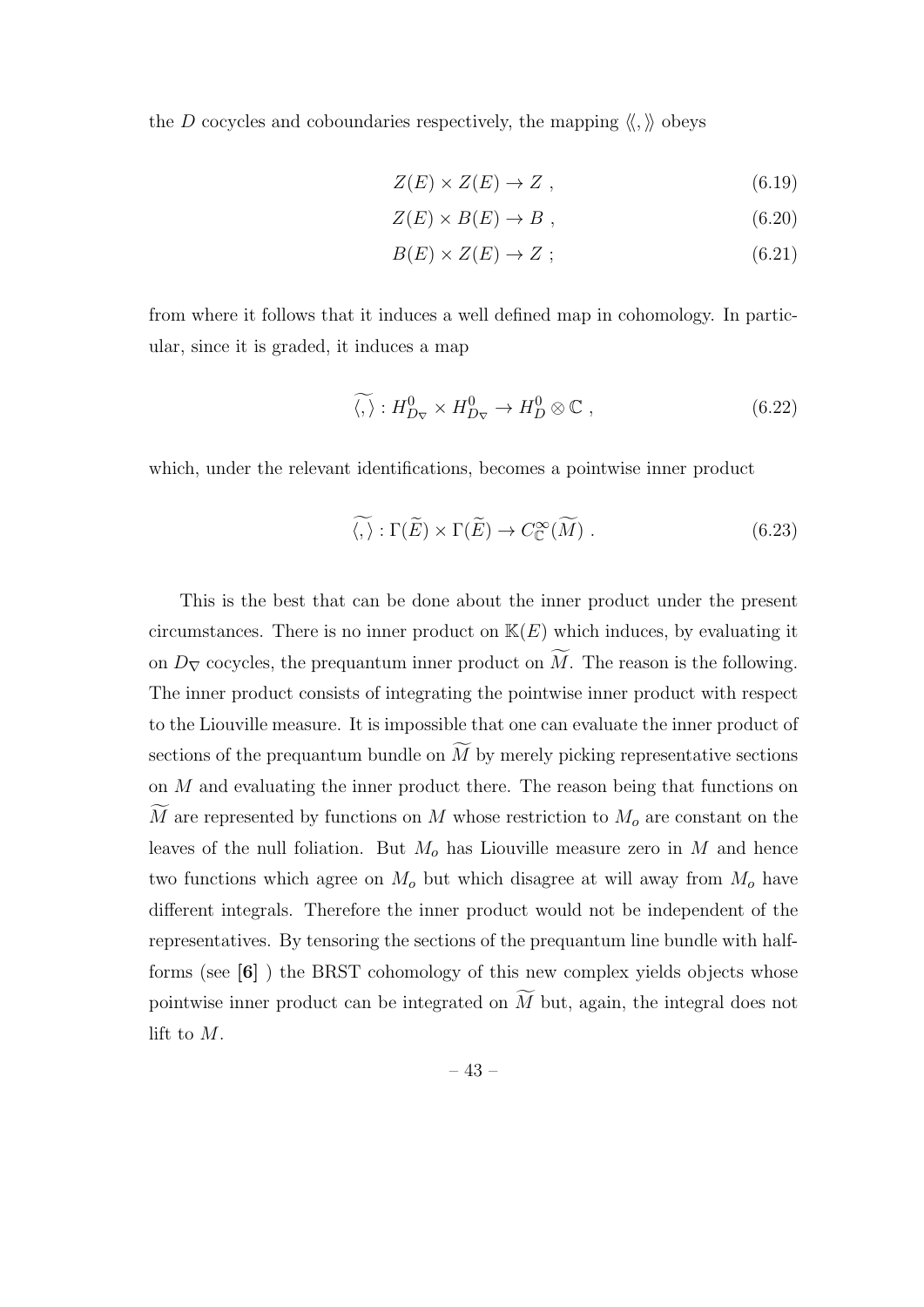the $D$ cocycles and coboundaries respectively, the mapping $\langle\!\langle , \rangle\!\rangle$ obeys

$$Z(E) \times Z(E) \to Z \ , \tag{6.19}$$

$$Z(E) \times B(E) \to B \ , \tag{6.20}$$

$$B(E) \times Z(E) \to Z \ ; \tag{6.21}$$

from where it follows that it induces a well defined map in cohomology. In particular, since it is graded, it induces a map

$$\widetilde{\langle , \rangle} : H^0_{D_\nabla} \times H^0_{D_\nabla} \to H^0_D \otimes \mathbb{C} \ , \tag{6.22}$$

which, under the relevant identifications, becomes a pointwise inner product

$$\widetilde{\langle , \rangle} : \Gamma(\widetilde{E}) \times \Gamma(\widetilde{E}) \to C^\infty_{\mathbb{C}}(\widetilde{M}) \ . \tag{6.23}$$

This is the best that can be done about the inner product under the present circumstances. There is no inner product on $\mathbb{K}(E)$ which induces, by evaluating it on $D_\nabla$ cocycles, the prequantum inner product on $\widetilde{M}$. The reason is the following. The inner product consists of integrating the pointwise inner product with respect to the Liouville measure. It is impossible that one can evaluate the inner product of sections of the prequantum bundle on $\widetilde{M}$ by merely picking representative sections on $M$ and evaluating the inner product there. The reason being that functions on $\widetilde{M}$ are represented by functions on $M$ whose restriction to $M_o$ are constant on the leaves of the null foliation. But $M_o$ has Liouville measure zero in $M$ and hence two functions which agree on $M_o$ but which disagree at will away from $M_o$ have different integrals. Therefore the inner product would not be independent of the representatives. By tensoring the sections of the prequantum line bundle with half-forms (see **[6]** ) the BRST cohomology of this new complex yields objects whose pointwise inner product can be integrated on $\widetilde{M}$ but, again, the integral does not lift to $M$.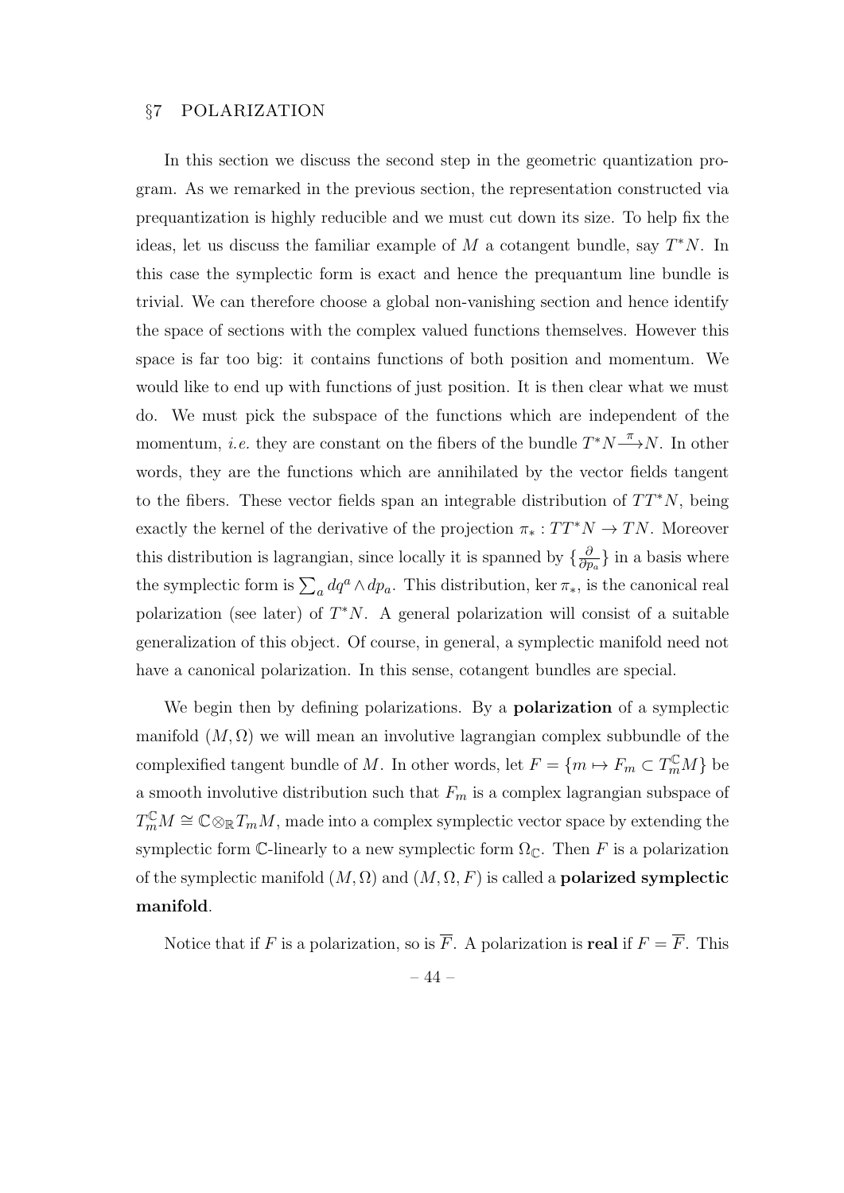## §7 POLARIZATION

In this section we discuss the second step in the geometric quantization program. As we remarked in the previous section, the representation constructed via prequantization is highly reducible and we must cut down its size. To help fix the ideas, let us discuss the familiar example of $M$ a cotangent bundle, say $T^*N$. In this case the symplectic form is exact and hence the prequantum line bundle is trivial. We can therefore choose a global non-vanishing section and hence identify the space of sections with the complex valued functions themselves. However this space is far too big: it contains functions of both position and momentum. We would like to end up with functions of just position. It is then clear what we must do. We must pick the subspace of the functions which are independent of the momentum, *i.e.* they are constant on the fibers of the bundle $T^*N \xrightarrow{\pi} N$. In other words, they are the functions which are annihilated by the vector fields tangent to the fibers. These vector fields span an integrable distribution of $TT^*N$, being exactly the kernel of the derivative of the projection $\pi_* : TT^*N \to TN$. Moreover this distribution is lagrangian, since locally it is spanned by $\{\frac{\partial}{\partial p_a}\}$ in a basis where the symplectic form is $\sum_a dq^a \wedge dp_a$. This distribution, $\ker \pi_*$, is the canonical real polarization (see later) of $T^*N$. A general polarization will consist of a suitable generalization of this object. Of course, in general, a symplectic manifold need not have a canonical polarization. In this sense, cotangent bundles are special.

We begin then by defining polarizations. By a **polarization** of a symplectic manifold $(M, \Omega)$ we will mean an involutive lagrangian complex subbundle of the complexified tangent bundle of $M$. In other words, let $F = \{m \mapsto F_m \subset T_m^{\mathbb{C}}M\}$ be a smooth involutive distribution such that $F_m$ is a complex lagrangian subspace of $T_m^{\mathbb{C}}M \cong \mathbb{C} \otimes_{\mathbb{R}} T_m M$, made into a complex symplectic vector space by extending the symplectic form $\mathbb{C}$-linearly to a new symplectic form $\Omega_{\mathbb{C}}$. Then $F$ is a polarization of the symplectic manifold $(M, \Omega)$ and $(M, \Omega, F)$ is called a **polarized symplectic manifold**.

Notice that if $F$ is a polarization, so is $\overline{F}$. A polarization is **real** if $F = \overline{F}$. This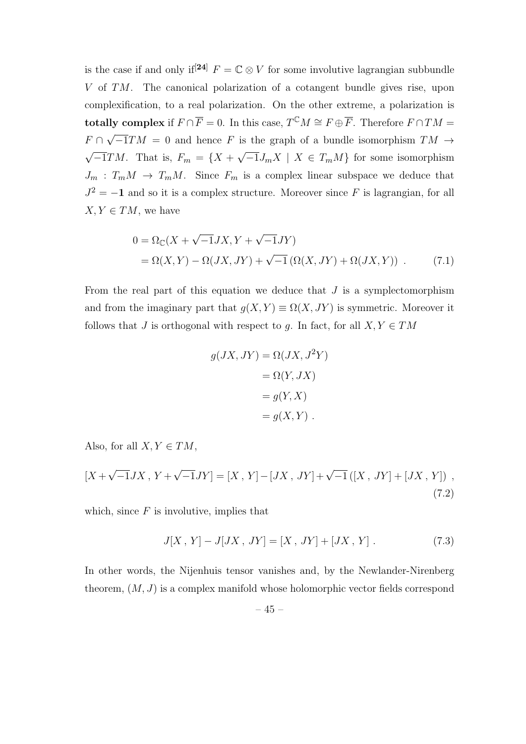is the case if and only if[24] $F = \mathbb{C} \otimes V$ for some involutive lagrangian subbundle $V$ of $TM$. The canonical polarization of a cotangent bundle gives rise, upon complexification, to a real polarization. On the other extreme, a polarization is **totally complex** if $F \cap \overline{F} = 0$. In this case, $T^{\mathbb{C}}M \cong F \oplus \overline{F}$. Therefore $F \cap TM = F \cap \sqrt{-1}TM = 0$ and hence $F$ is the graph of a bundle isomorphism $TM \to \sqrt{-1}TM$. That is, $F_m = \{X + \sqrt{-1}J_m X \mid X \in T_m M\}$ for some isomorphism $J_m : T_m M \to T_m M$. Since $F_m$ is a complex linear subspace we deduce that $J^2 = -\mathbf{1}$ and so it is a complex structure. Moreover since $F$ is lagrangian, for all $X, Y \in TM$, we have

$$
\begin{aligned}
0 &= \Omega_{\mathbb{C}}(X + \sqrt{-1}JX, Y + \sqrt{-1}JY) \\
&= \Omega(X,Y) - \Omega(JX,JY) + \sqrt{-1}\left(\Omega(X,JY) + \Omega(JX,Y)\right) \ . \qquad (7.1)
\end{aligned}
$$

From the real part of this equation we deduce that $J$ is a symplectomorphism and from the imaginary part that $g(X,Y) \equiv \Omega(X,JY)$ is symmetric. Moreover it follows that $J$ is orthogonal with respect to $g$. In fact, for all $X, Y \in TM$

$$
\begin{aligned}
g(JX,JY) &= \Omega(JX,J^2Y) \\
&= \Omega(Y,JX) \\
&= g(Y,X) \\
&= g(X,Y) \ .
\end{aligned}
$$

Also, for all $X, Y \in TM$,

$$
[X + \sqrt{-1}JX \, , \, Y + \sqrt{-1}JY] = [X \, , \, Y] - [JX \, , \, JY] + \sqrt{-1}\left([X \, , \, JY] + [JX \, , \, Y]\right) \ , \qquad (7.2)
$$

which, since $F$ is involutive, implies that

$$
J[X \, , \, Y] - J[JX \, , \, JY] = [X \, , \, JY] + [JX \, , \, Y] \ . \qquad (7.3)
$$

In other words, the Nijenhuis tensor vanishes and, by the Newlander-Nirenberg theorem, $(M, J)$ is a complex manifold whose holomorphic vector fields correspond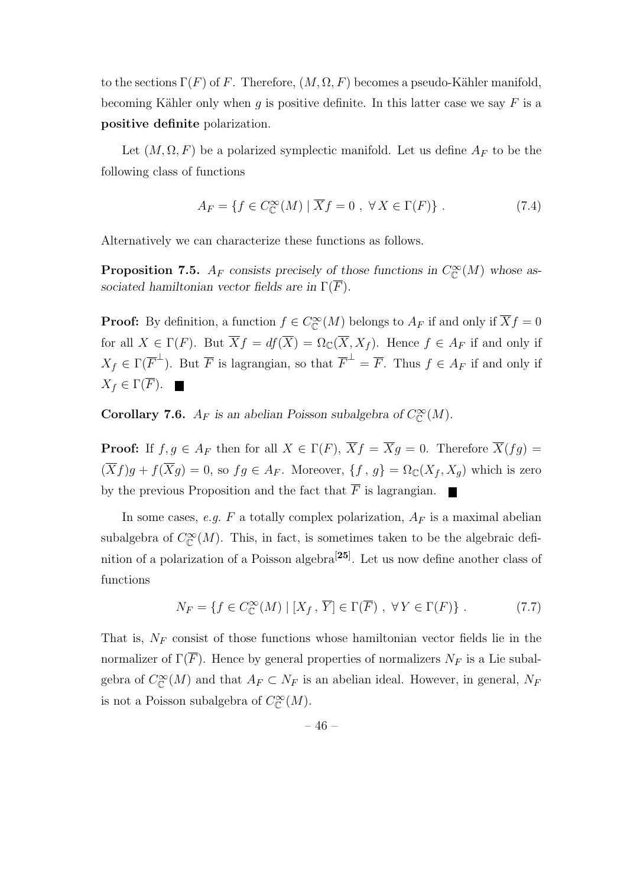to the sections $\Gamma(F)$ of $F$. Therefore, $(M, \Omega, F)$ becomes a pseudo-Kähler manifold, becoming Kähler only when $g$ is positive definite. In this latter case we say $F$ is a **positive definite** polarization.

Let $(M, \Omega, F)$ be a polarized symplectic manifold. Let us define $A_F$ to be the following class of functions

$$A_F = \{f \in C^\infty_{\mathbb{C}}(M) \mid \overline{X} f = 0 \ , \ \forall \, X \in \Gamma(F)\} \ . \tag{7.4}$$

Alternatively we can characterize these functions as follows.

**Proposition 7.5.** *$A_F$ consists precisely of those functions in $C^\infty_{\mathbb{C}}(M)$ whose associated hamiltonian vector fields are in $\Gamma(\overline{F})$.*

**Proof:** By definition, a function $f \in C^\infty_{\mathbb{C}}(M)$ belongs to $A_F$ if and only if $\overline{X} f = 0$ for all $X \in \Gamma(F)$. But $\overline{X} f = df(\overline{X}) = \Omega_{\mathbb{C}}(\overline{X}, X_f)$. Hence $f \in A_F$ if and only if $X_f \in \Gamma(\overline{F}^\perp)$. But $\overline{F}$ is lagrangian, so that $\overline{F}^\perp = \overline{F}$. Thus $f \in A_F$ if and only if $X_f \in \Gamma(\overline{F})$. ■

**Corollary 7.6.** *$A_F$ is an abelian Poisson subalgebra of $C^\infty_{\mathbb{C}}(M)$.*

**Proof:** If $f, g \in A_F$ then for all $X \in \Gamma(F)$, $\overline{X} f = \overline{X} g = 0$. Therefore $\overline{X}(fg) = (\overline{X} f) g + f(\overline{X} g) = 0$, so $fg \in A_F$. Moreover, $\{f \, , \, g\} = \Omega_{\mathbb{C}}(X_f, X_g)$ which is zero by the previous Proposition and the fact that $\overline{F}$ is lagrangian. ■

In some cases, *e.g.* $F$ a totally complex polarization, $A_F$ is a maximal abelian subalgebra of $C^\infty_{\mathbb{C}}(M)$. This, in fact, is sometimes taken to be the algebraic definition of a polarization of a Poisson algebra[25]. Let us now define another class of functions

$$N_F = \{f \in C^\infty_{\mathbb{C}}(M) \mid [X_f \, , \, \overline{Y}] \in \Gamma(\overline{F}) \ , \ \forall \, Y \in \Gamma(F)\} \ . \tag{7.7}$$

That is, $N_F$ consist of those functions whose hamiltonian vector fields lie in the normalizer of $\Gamma(\overline{F})$. Hence by general properties of normalizers $N_F$ is a Lie subalgebra of $C^\infty_{\mathbb{C}}(M)$ and that $A_F \subset N_F$ is an abelian ideal. However, in general, $N_F$ is not a Poisson subalgebra of $C^\infty_{\mathbb{C}}(M)$.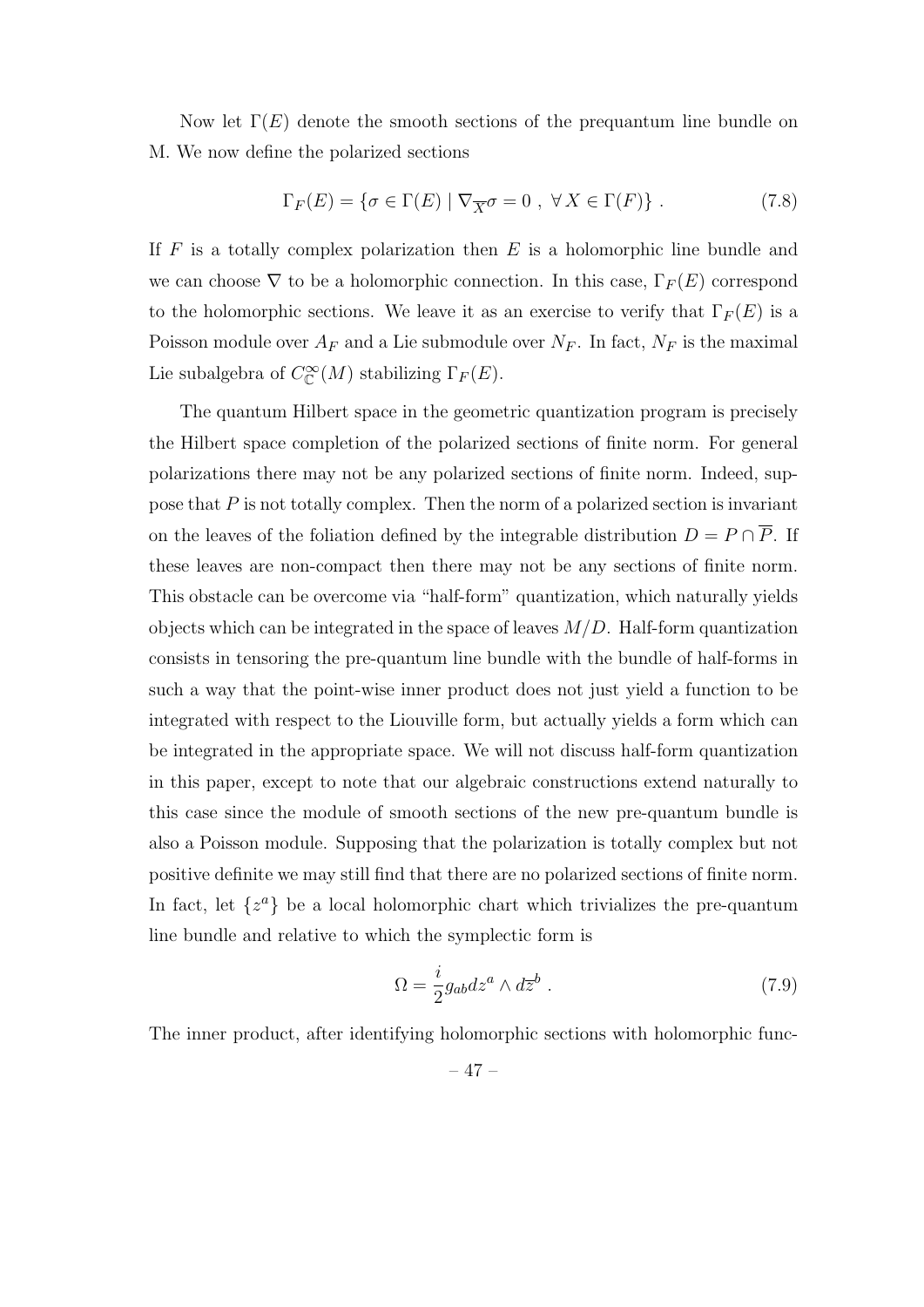Now let $\Gamma(E)$ denote the smooth sections of the prequantum line bundle on M. We now define the polarized sections

$$\Gamma_F(E) = \{\sigma \in \Gamma(E) \mid \nabla_{\overline{X}}\sigma = 0 \ , \ \forall X \in \Gamma(F)\} \ . \tag{7.8}$$

If $F$ is a totally complex polarization then $E$ is a holomorphic line bundle and we can choose $\nabla$ to be a holomorphic connection. In this case, $\Gamma_F(E)$ correspond to the holomorphic sections. We leave it as an exercise to verify that $\Gamma_F(E)$ is a Poisson module over $A_F$ and a Lie submodule over $N_F$. In fact, $N_F$ is the maximal Lie subalgebra of $C^\infty_{\mathbb{C}}(M)$ stabilizing $\Gamma_F(E)$.

The quantum Hilbert space in the geometric quantization program is precisely the Hilbert space completion of the polarized sections of finite norm. For general polarizations there may not be any polarized sections of finite norm. Indeed, suppose that $P$ is not totally complex. Then the norm of a polarized section is invariant on the leaves of the foliation defined by the integrable distribution $D = P \cap \overline{P}$. If these leaves are non-compact then there may not be any sections of finite norm. This obstacle can be overcome via "half-form" quantization, which naturally yields objects which can be integrated in the space of leaves $M/D$. Half-form quantization consists in tensoring the pre-quantum line bundle with the bundle of half-forms in such a way that the point-wise inner product does not just yield a function to be integrated with respect to the Liouville form, but actually yields a form which can be integrated in the appropriate space. We will not discuss half-form quantization in this paper, except to note that our algebraic constructions extend naturally to this case since the module of smooth sections of the new pre-quantum bundle is also a Poisson module. Supposing that the polarization is totally complex but not positive definite we may still find that there are no polarized sections of finite norm. In fact, let $\{z^a\}$ be a local holomorphic chart which trivializes the pre-quantum line bundle and relative to which the symplectic form is

$$\Omega = \frac{i}{2} g_{ab} dz^a \wedge d\overline{z}^b \ . \tag{7.9}$$

The inner product, after identifying holomorphic sections with holomorphic func-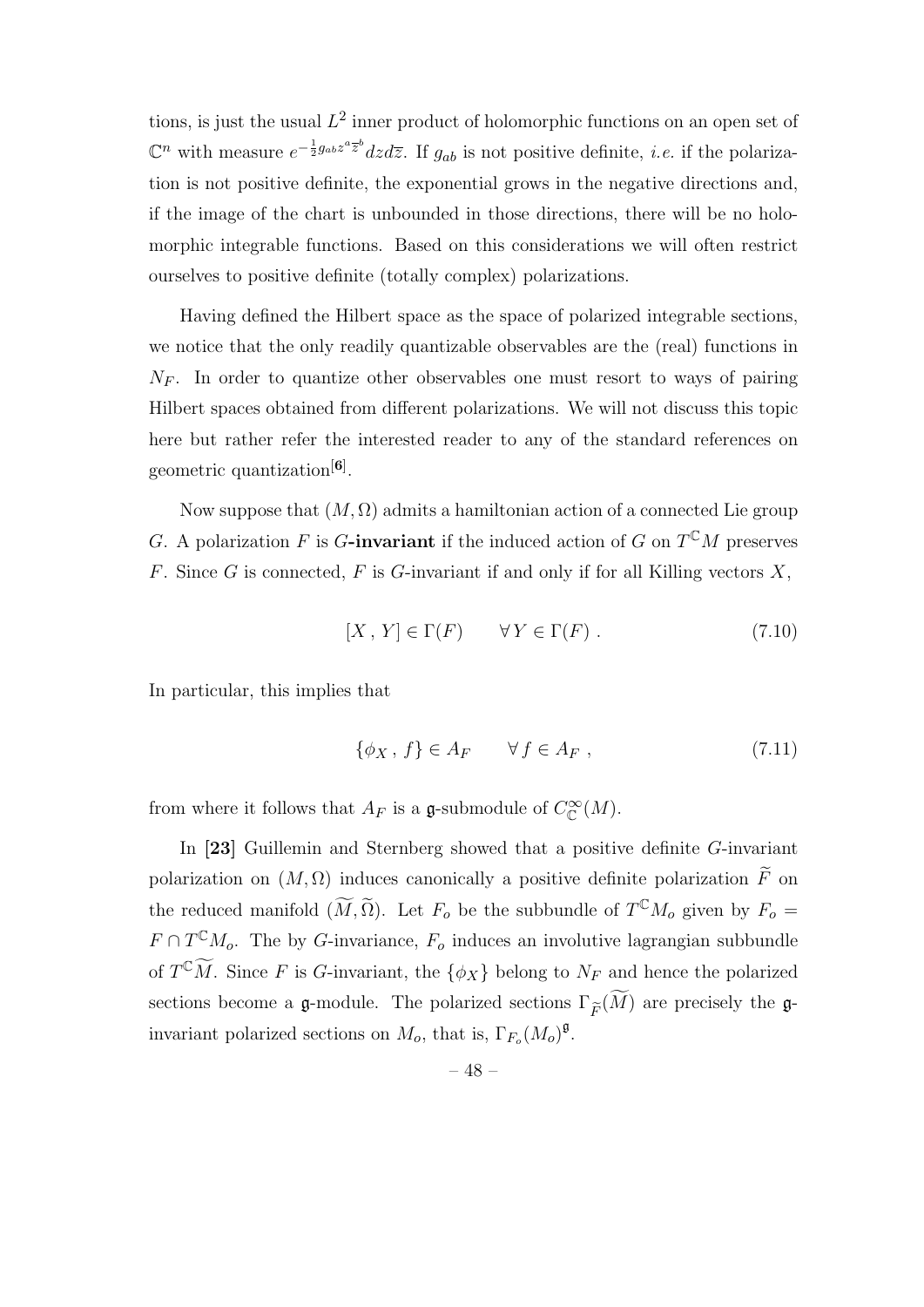tions, is just the usual $L^2$ inner product of holomorphic functions on an open set of $\mathbb{C}^n$ with measure $e^{-\frac{1}{2}g_{ab}z^a\overline{z}^b}dzd\overline{z}$. If $g_{ab}$ is not positive definite, *i.e.* if the polarization is not positive definite, the exponential grows in the negative directions and, if the image of the chart is unbounded in those directions, there will be no holomorphic integrable functions. Based on this considerations we will often restrict ourselves to positive definite (totally complex) polarizations.

Having defined the Hilbert space as the space of polarized integrable sections, we notice that the only readily quantizable observables are the (real) functions in $N_F$. In order to quantize other observables one must resort to ways of pairing Hilbert spaces obtained from different polarizations. We will not discuss this topic here but rather refer the interested reader to any of the standard references on geometric quantization[**6**].

Now suppose that $(M, \Omega)$ admits a hamiltonian action of a connected Lie group $G$. A polarization $F$ is **$G$-invariant** if the induced action of $G$ on $T^{\mathbb{C}}M$ preserves $F$. Since $G$ is connected, $F$ is $G$-invariant if and only if for all Killing vectors $X$,

$$[X\,,\,Y] \in \Gamma(F) \qquad \forall\, Y \in \Gamma(F)\;. \tag{7.10}$$

In particular, this implies that

$$\{\phi_X\,,\,f\} \in A_F \qquad \forall\, f \in A_F\;, \tag{7.11}$$

from where it follows that $A_F$ is a $\mathfrak{g}$-submodule of $C^\infty_{\mathbb{C}}(M)$.

In [**23**] Guillemin and Sternberg showed that a positive definite $G$-invariant polarization on $(M, \Omega)$ induces canonically a positive definite polarization $\widetilde{F}$ on the reduced manifold $(\widetilde{M}, \widetilde{\Omega})$. Let $F_o$ be the subbundle of $T^{\mathbb{C}}M_o$ given by $F_o = F \cap T^{\mathbb{C}}M_o$. The by $G$-invariance, $F_o$ induces an involutive lagrangian subbundle of $T^{\mathbb{C}}\widetilde{M}$. Since $F$ is $G$-invariant, the $\{\phi_X\}$ belong to $N_F$ and hence the polarized sections become a $\mathfrak{g}$-module. The polarized sections $\Gamma_{\widetilde{F}}(\widetilde{M})$ are precisely the $\mathfrak{g}$-invariant polarized sections on $M_o$, that is, $\Gamma_{F_o}(M_o)^{\mathfrak{g}}$.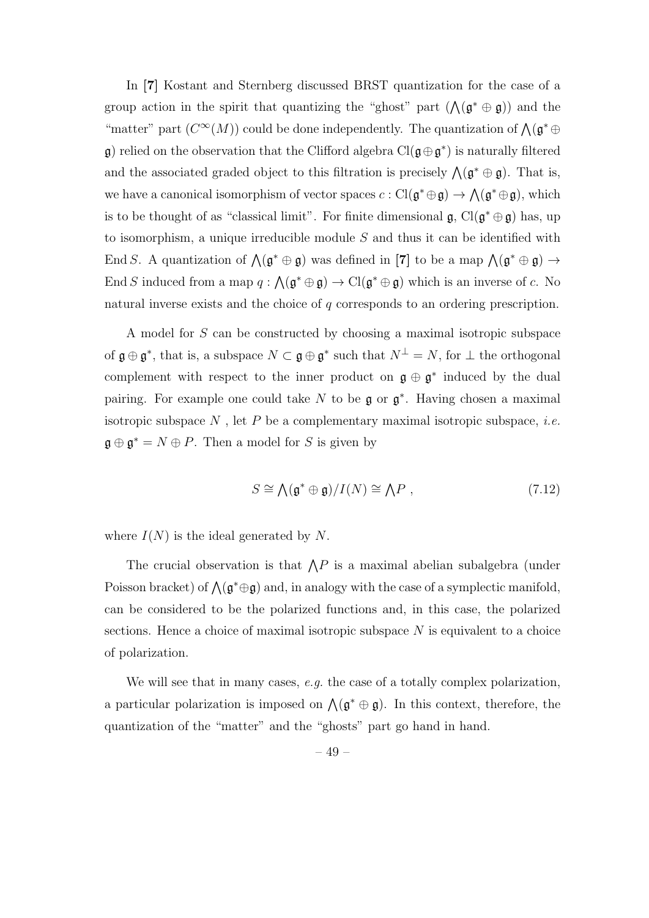In **[7]** Kostant and Sternberg discussed BRST quantization for the case of a group action in the spirit that quantizing the "ghost" part ($\bigwedge(\mathfrak{g}^* \oplus \mathfrak{g})$) and the "matter" part ($C^\infty(M)$) could be done independently. The quantization of $\bigwedge(\mathfrak{g}^* \oplus \mathfrak{g})$ relied on the observation that the Clifford algebra $\mathrm{Cl}(\mathfrak{g} \oplus \mathfrak{g}^*)$ is naturally filtered and the associated graded object to this filtration is precisely $\bigwedge(\mathfrak{g}^* \oplus \mathfrak{g})$. That is, we have a canonical isomorphism of vector spaces $c : \mathrm{Cl}(\mathfrak{g}^* \oplus \mathfrak{g}) \to \bigwedge(\mathfrak{g}^* \oplus \mathfrak{g})$, which is to be thought of as "classical limit". For finite dimensional $\mathfrak{g}$, $\mathrm{Cl}(\mathfrak{g}^* \oplus \mathfrak{g})$ has, up to isomorphism, a unique irreducible module $S$ and thus it can be identified with $\operatorname{End} S$. A quantization of $\bigwedge(\mathfrak{g}^* \oplus \mathfrak{g})$ was defined in **[7]** to be a map $\bigwedge(\mathfrak{g}^* \oplus \mathfrak{g}) \to \operatorname{End} S$ induced from a map $q : \bigwedge(\mathfrak{g}^* \oplus \mathfrak{g}) \to \mathrm{Cl}(\mathfrak{g}^* \oplus \mathfrak{g})$ which is an inverse of $c$. No natural inverse exists and the choice of $q$ corresponds to an ordering prescription.

A model for $S$ can be constructed by choosing a maximal isotropic subspace of $\mathfrak{g} \oplus \mathfrak{g}^*$, that is, a subspace $N \subset \mathfrak{g} \oplus \mathfrak{g}^*$ such that $N^\perp = N$, for $\perp$ the orthogonal complement with respect to the inner product on $\mathfrak{g} \oplus \mathfrak{g}^*$ induced by the dual pairing. For example one could take $N$ to be $\mathfrak{g}$ or $\mathfrak{g}^*$. Having chosen a maximal isotropic subspace $N$ , let $P$ be a complementary maximal isotropic subspace, *i.e.* $\mathfrak{g} \oplus \mathfrak{g}^* = N \oplus P$. Then a model for $S$ is given by

$$S \cong \bigwedge(\mathfrak{g}^* \oplus \mathfrak{g})/I(N) \cong \bigwedge P \ , \tag{7.12}$$

where $I(N)$ is the ideal generated by $N$.

The crucial observation is that $\bigwedge P$ is a maximal abelian subalgebra (under Poisson bracket) of $\bigwedge(\mathfrak{g}^* \oplus \mathfrak{g})$ and, in analogy with the case of a symplectic manifold, can be considered to be the polarized functions and, in this case, the polarized sections. Hence a choice of maximal isotropic subspace $N$ is equivalent to a choice of polarization.

We will see that in many cases, *e.g.* the case of a totally complex polarization, a particular polarization is imposed on $\bigwedge(\mathfrak{g}^* \oplus \mathfrak{g})$. In this context, therefore, the quantization of the "matter" and the "ghosts" part go hand in hand.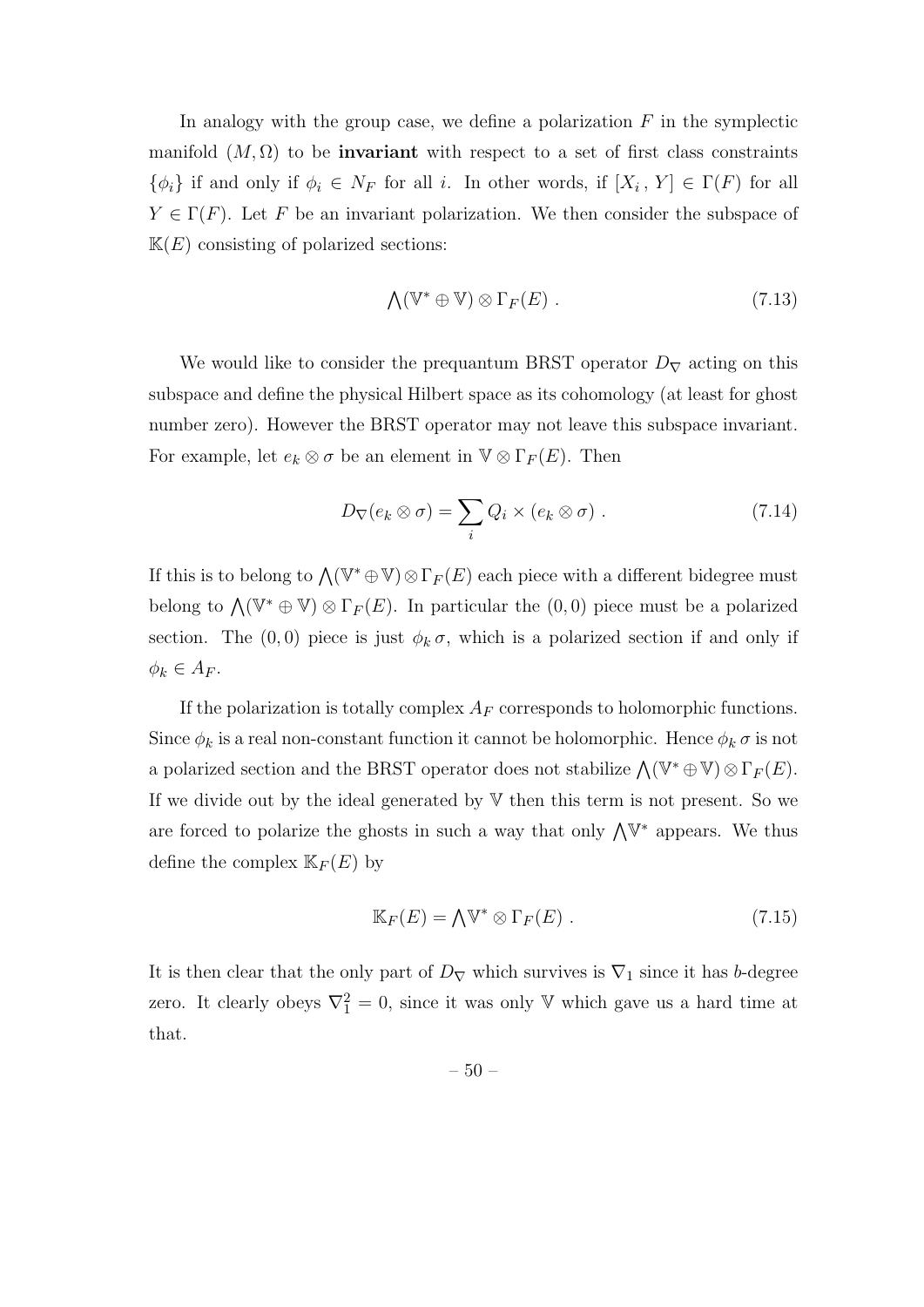In analogy with the group case, we define a polarization $F$ in the symplectic manifold $(M, \Omega)$ to be **invariant** with respect to a set of first class constraints $\{\phi_i\}$ if and only if $\phi_i \in N_F$ for all $i$. In other words, if $[X_i\,, Y] \in \Gamma(F)$ for all $Y \in \Gamma(F)$. Let $F$ be an invariant polarization. We then consider the subspace of $\mathbb{K}(E)$ consisting of polarized sections:

$$\bigwedge(\mathbb{V}^* \oplus \mathbb{V}) \otimes \Gamma_F(E)\ . \tag{7.13}$$

We would like to consider the prequantum BRST operator $D_\nabla$ acting on this subspace and define the physical Hilbert space as its cohomology (at least for ghost number zero). However the BRST operator may not leave this subspace invariant. For example, let $e_k \otimes \sigma$ be an element in $\mathbb{V} \otimes \Gamma_F(E)$. Then

$$D_\nabla(e_k \otimes \sigma) = \sum_i Q_i \times (e_k \otimes \sigma)\ . \tag{7.14}$$

If this is to belong to $\bigwedge(\mathbb{V}^* \oplus \mathbb{V}) \otimes \Gamma_F(E)$ each piece with a different bidegree must belong to $\bigwedge(\mathbb{V}^* \oplus \mathbb{V}) \otimes \Gamma_F(E)$. In particular the $(0,0)$ piece must be a polarized section. The $(0,0)$ piece is just $\phi_k\,\sigma$, which is a polarized section if and only if $\phi_k \in A_F$.

If the polarization is totally complex $A_F$ corresponds to holomorphic functions. Since $\phi_k$ is a real non-constant function it cannot be holomorphic. Hence $\phi_k\,\sigma$ is not a polarized section and the BRST operator does not stabilize $\bigwedge(\mathbb{V}^* \oplus \mathbb{V}) \otimes \Gamma_F(E)$. If we divide out by the ideal generated by $\mathbb{V}$ then this term is not present. So we are forced to polarize the ghosts in such a way that only $\bigwedge \mathbb{V}^*$ appears. We thus define the complex $\mathbb{K}_F(E)$ by

$$\mathbb{K}_F(E) = \bigwedge \mathbb{V}^* \otimes \Gamma_F(E)\ . \tag{7.15}$$

It is then clear that the only part of $D_\nabla$ which survives is $\nabla_1$ since it has $b$-degree zero. It clearly obeys $\nabla_1^2 = 0$, since it was only $\mathbb{V}$ which gave us a hard time at that.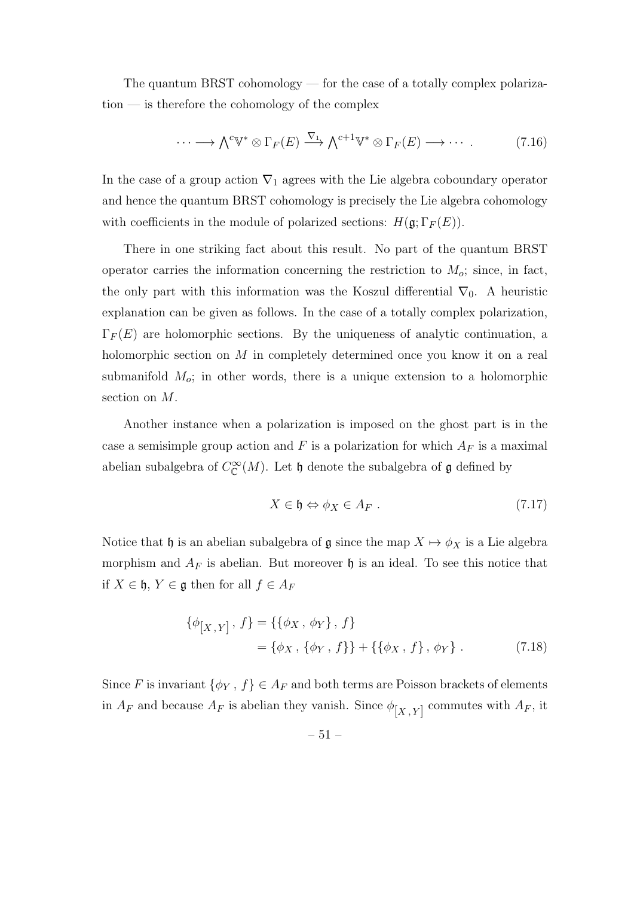The quantum BRST cohomology — for the case of a totally complex polarization — is therefore the cohomology of the complex

$$\cdots \longrightarrow \bigwedge^c \mathbb{V}^* \otimes \Gamma_F(E) \xrightarrow{\nabla_1} \bigwedge^{c+1} \mathbb{V}^* \otimes \Gamma_F(E) \longrightarrow \cdots \ . \tag{7.16}$$

In the case of a group action $\nabla_1$ agrees with the Lie algebra coboundary operator and hence the quantum BRST cohomology is precisely the Lie algebra cohomology with coefficients in the module of polarized sections: $H(\mathfrak{g}; \Gamma_F(E))$.

There in one striking fact about this result. No part of the quantum BRST operator carries the information concerning the restriction to $M_o$; since, in fact, the only part with this information was the Koszul differential $\nabla_0$. A heuristic explanation can be given as follows. In the case of a totally complex polarization, $\Gamma_F(E)$ are holomorphic sections. By the uniqueness of analytic continuation, a holomorphic section on $M$ in completely determined once you know it on a real submanifold $M_o$; in other words, there is a unique extension to a holomorphic section on $M$.

Another instance when a polarization is imposed on the ghost part is in the case a semisimple group action and $F$ is a polarization for which $A_F$ is a maximal abelian subalgebra of $C^\infty_{\mathbb{C}}(M)$. Let $\mathfrak{h}$ denote the subalgebra of $\mathfrak{g}$ defined by

$$X \in \mathfrak{h} \Leftrightarrow \phi_X \in A_F \ . \tag{7.17}$$

Notice that $\mathfrak{h}$ is an abelian subalgebra of $\mathfrak{g}$ since the map $X \mapsto \phi_X$ is a Lie algebra morphism and $A_F$ is abelian. But moreover $\mathfrak{h}$ is an ideal. To see this notice that if $X \in \mathfrak{h}$, $Y \in \mathfrak{g}$ then for all $f \in A_F$

$$\begin{aligned} \{\phi_{[X\,,Y]}\,,\, f\} &= \{\{\phi_X\,,\, \phi_Y\}\,,\, f\} \\ &= \{\phi_X\,,\, \{\phi_Y\,,\, f\}\} + \{\{\phi_X\,,\, f\}\,,\, \phi_Y\} \ . \end{aligned} \tag{7.18}$$

Since $F$ is invariant $\{\phi_Y\,,\, f\} \in A_F$ and both terms are Poisson brackets of elements in $A_F$ and because $A_F$ is abelian they vanish. Since $\phi_{[X\,,Y]}$ commutes with $A_F$, it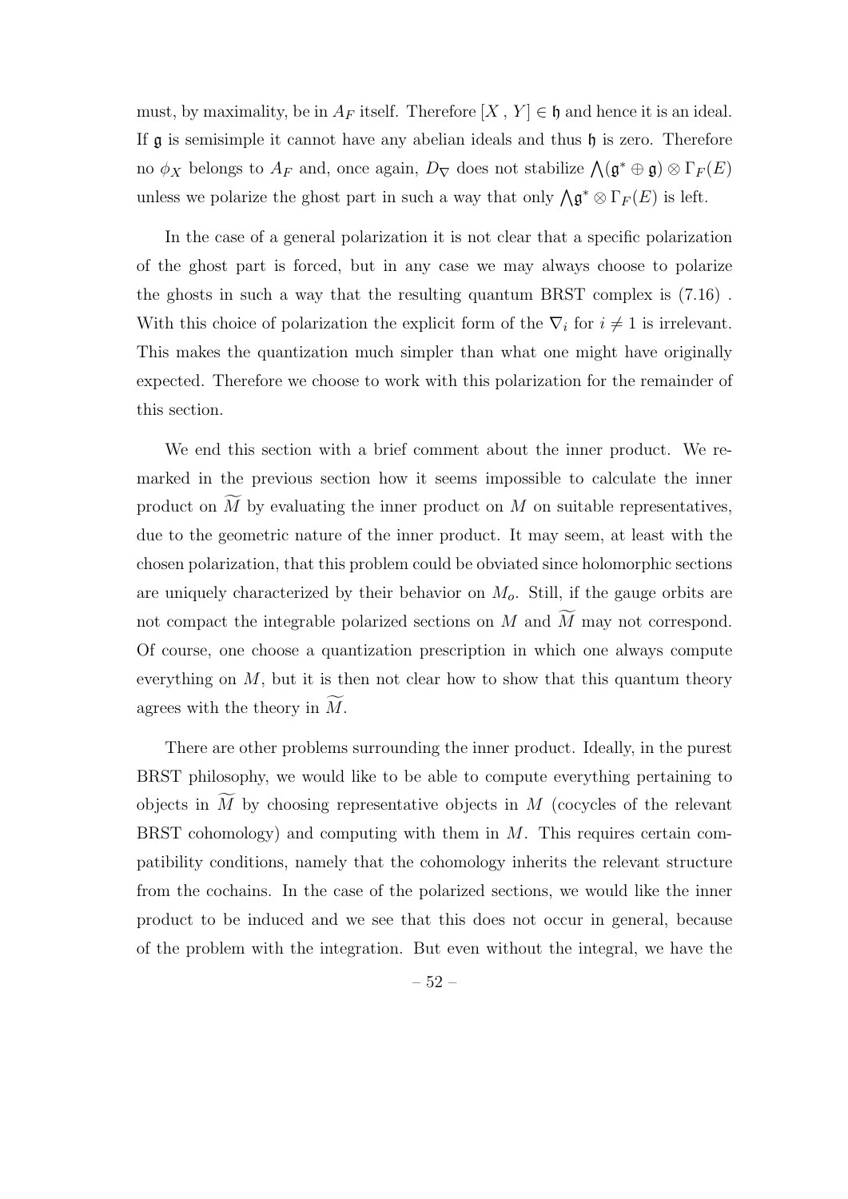must, by maximality, be in $A_F$ itself. Therefore $[X\,,\,Y] \in \mathfrak{h}$ and hence it is an ideal. If $\mathfrak{g}$ is semisimple it cannot have any abelian ideals and thus $\mathfrak{h}$ is zero. Therefore no $\phi_X$ belongs to $A_F$ and, once again, $D_\nabla$ does not stabilize $\bigwedge(\mathfrak{g}^* \oplus \mathfrak{g}) \otimes \Gamma_F(E)$ unless we polarize the ghost part in such a way that only $\bigwedge\mathfrak{g}^* \otimes \Gamma_F(E)$ is left.

In the case of a general polarization it is not clear that a specific polarization of the ghost part is forced, but in any case we may always choose to polarize the ghosts in such a way that the resulting quantum BRST complex is (7.16) . With this choice of polarization the explicit form of the $\nabla_i$ for $i \neq 1$ is irrelevant. This makes the quantization much simpler than what one might have originally expected. Therefore we choose to work with this polarization for the remainder of this section.

We end this section with a brief comment about the inner product. We remarked in the previous section how it seems impossible to calculate the inner product on $\widetilde{M}$ by evaluating the inner product on $M$ on suitable representatives, due to the geometric nature of the inner product. It may seem, at least with the chosen polarization, that this problem could be obviated since holomorphic sections are uniquely characterized by their behavior on $M_o$. Still, if the gauge orbits are not compact the integrable polarized sections on $M$ and $\widetilde{M}$ may not correspond. Of course, one choose a quantization prescription in which one always compute everything on $M$, but it is then not clear how to show that this quantum theory agrees with the theory in $\widetilde{M}$.

There are other problems surrounding the inner product. Ideally, in the purest BRST philosophy, we would like to be able to compute everything pertaining to objects in $\widetilde{M}$ by choosing representative objects in $M$ (cocycles of the relevant BRST cohomology) and computing with them in $M$. This requires certain compatibility conditions, namely that the cohomology inherits the relevant structure from the cochains. In the case of the polarized sections, we would like the inner product to be induced and we see that this does not occur in general, because of the problem with the integration. But even without the integral, we have the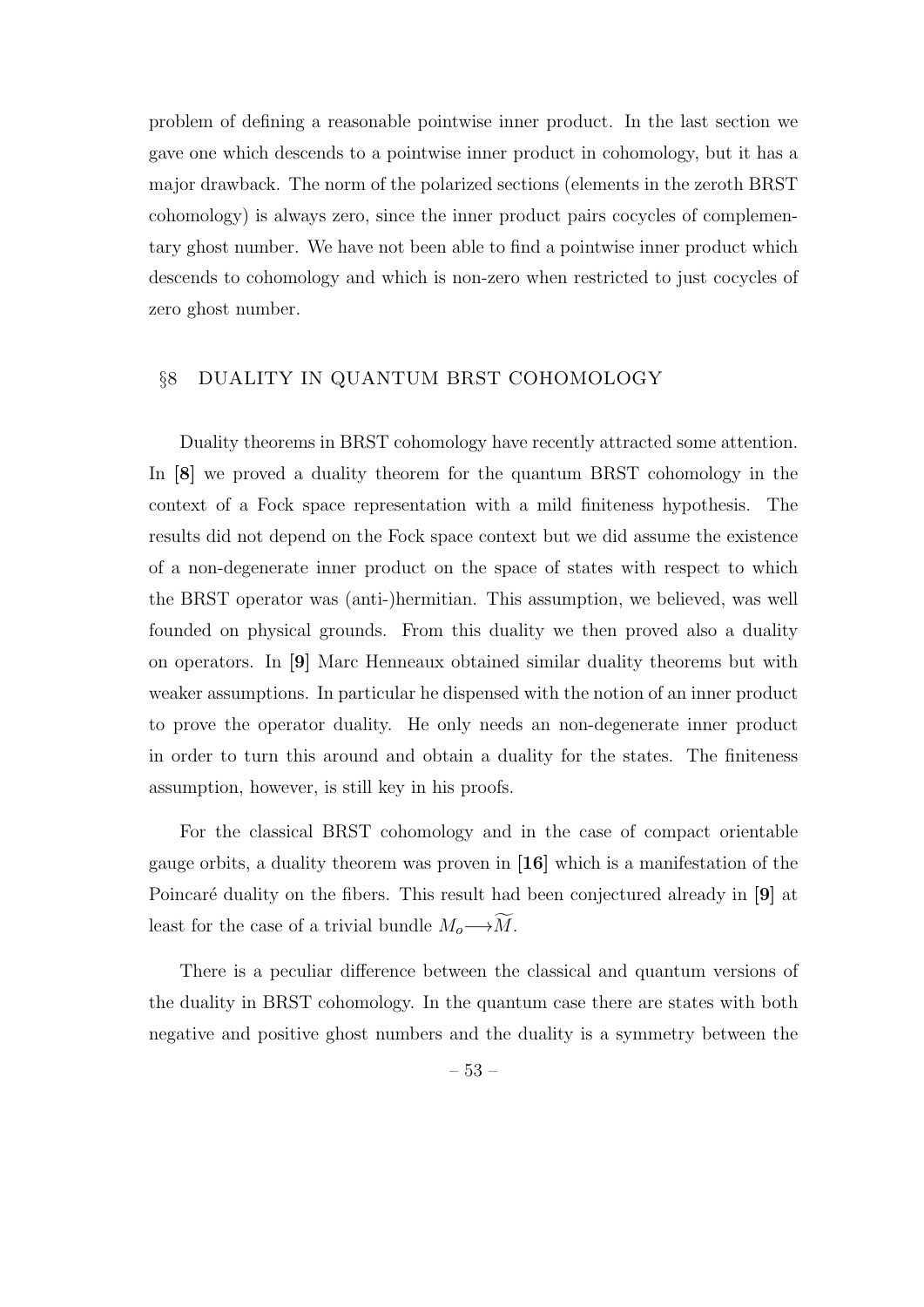problem of defining a reasonable pointwise inner product. In the last section we gave one which descends to a pointwise inner product in cohomology, but it has a major drawback. The norm of the polarized sections (elements in the zeroth BRST cohomology) is always zero, since the inner product pairs cocycles of complementary ghost number. We have not been able to find a pointwise inner product which descends to cohomology and which is non-zero when restricted to just cocycles of zero ghost number.

## §8 DUALITY IN QUANTUM BRST COHOMOLOGY

Duality theorems in BRST cohomology have recently attracted some attention. In **[8]** we proved a duality theorem for the quantum BRST cohomology in the context of a Fock space representation with a mild finiteness hypothesis. The results did not depend on the Fock space context but we did assume the existence of a non-degenerate inner product on the space of states with respect to which the BRST operator was (anti-)hermitian. This assumption, we believed, was well founded on physical grounds. From this duality we then proved also a duality on operators. In **[9]** Marc Henneaux obtained similar duality theorems but with weaker assumptions. In particular he dispensed with the notion of an inner product to prove the operator duality. He only needs an non-degenerate inner product in order to turn this around and obtain a duality for the states. The finiteness assumption, however, is still key in his proofs.

For the classical BRST cohomology and in the case of compact orientable gauge orbits, a duality theorem was proven in **[16]** which is a manifestation of the Poincaré duality on the fibers. This result had been conjectured already in **[9]** at least for the case of a trivial bundle $M_o \longrightarrow \widetilde{M}$.

There is a peculiar difference between the classical and quantum versions of the duality in BRST cohomology. In the quantum case there are states with both negative and positive ghost numbers and the duality is a symmetry between the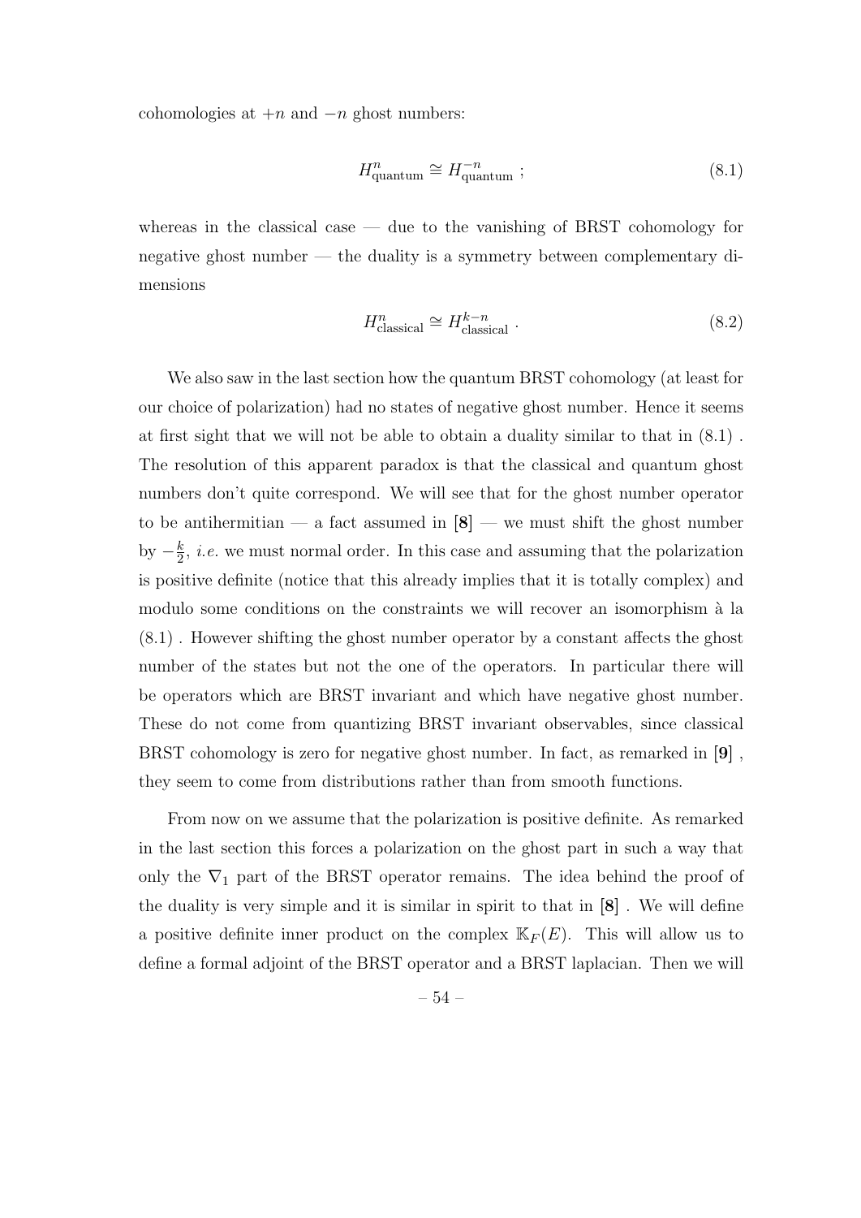cohomologies at $+n$ and $-n$ ghost numbers:

$$H^n_{\text{quantum}} \cong H^{-n}_{\text{quantum}} \; ; \tag{8.1}$$

whereas in the classical case — due to the vanishing of BRST cohomology for negative ghost number — the duality is a symmetry between complementary dimensions

$$H^n_{\text{classical}} \cong H^{k-n}_{\text{classical}} \; . \tag{8.2}$$

We also saw in the last section how the quantum BRST cohomology (at least for our choice of polarization) had no states of negative ghost number. Hence it seems at first sight that we will not be able to obtain a duality similar to that in (8.1) . The resolution of this apparent paradox is that the classical and quantum ghost numbers don't quite correspond. We will see that for the ghost number operator to be antihermitian — a fact assumed in **[8]** — we must shift the ghost number by $-\frac{k}{2}$, *i.e.* we must normal order. In this case and assuming that the polarization is positive definite (notice that this already implies that it is totally complex) and modulo some conditions on the constraints we will recover an isomorphism à la (8.1) . However shifting the ghost number operator by a constant affects the ghost number of the states but not the one of the operators. In particular there will be operators which are BRST invariant and which have negative ghost number. These do not come from quantizing BRST invariant observables, since classical BRST cohomology is zero for negative ghost number. In fact, as remarked in **[9]** , they seem to come from distributions rather than from smooth functions.

From now on we assume that the polarization is positive definite. As remarked in the last section this forces a polarization on the ghost part in such a way that only the $\nabla_1$ part of the BRST operator remains. The idea behind the proof of the duality is very simple and it is similar in spirit to that in **[8]** . We will define a positive definite inner product on the complex $\mathbb{K}_F(E)$. This will allow us to define a formal adjoint of the BRST operator and a BRST laplacian. Then we will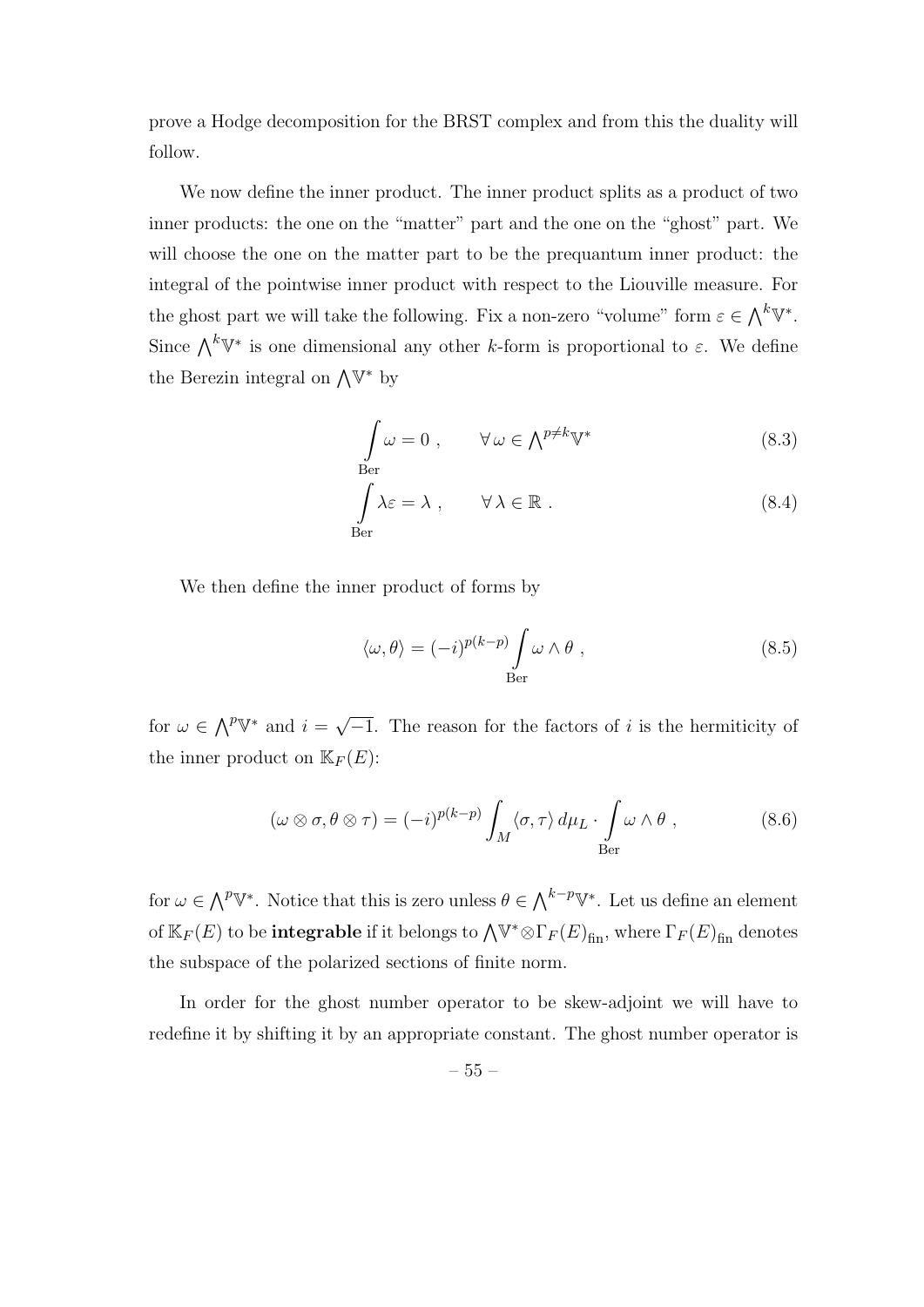prove a Hodge decomposition for the BRST complex and from this the duality will follow.

We now define the inner product. The inner product splits as a product of two inner products: the one on the "matter" part and the one on the "ghost" part. We will choose the one on the matter part to be the prequantum inner product: the integral of the pointwise inner product with respect to the Liouville measure. For the ghost part we will take the following. Fix a non-zero "volume" form $\varepsilon \in \bigwedge^k \mathbb{V}^*$. Since $\bigwedge^k \mathbb{V}^*$ is one dimensional any other $k$-form is proportional to $\varepsilon$. We define the Berezin integral on $\bigwedge \mathbb{V}^*$ by

$$\int_{\text{Ber}} \omega = 0 \;, \qquad \forall\, \omega \in {\textstyle\bigwedge}^{p \neq k} \mathbb{V}^* \tag{8.3}$$

$$\int_{\text{Ber}} \lambda \varepsilon = \lambda \;, \qquad \forall\, \lambda \in \mathbb{R} \;. \tag{8.4}$$

We then define the inner product of forms by

$$\langle \omega, \theta \rangle = (-i)^{p(k-p)} \int_{\text{Ber}} \omega \wedge \theta \;, \tag{8.5}$$

for $\omega \in \bigwedge^p \mathbb{V}^*$ and $i = \sqrt{-1}$. The reason for the factors of $i$ is the hermiticity of the inner product on $\mathbb{K}_F(E)$:

$$(\omega \otimes \sigma, \theta \otimes \tau) = (-i)^{p(k-p)} \int_M \langle \sigma, \tau \rangle \, d\mu_L \cdot \int_{\text{Ber}} \omega \wedge \theta \;, \tag{8.6}$$

for $\omega \in \bigwedge^p \mathbb{V}^*$. Notice that this is zero unless $\theta \in \bigwedge^{k-p} \mathbb{V}^*$. Let us define an element of $\mathbb{K}_F(E)$ to be **integrable** if it belongs to $\bigwedge \mathbb{V}^* \otimes \Gamma_F(E)_{\text{fin}}$, where $\Gamma_F(E)_{\text{fin}}$ denotes the subspace of the polarized sections of finite norm.

In order for the ghost number operator to be skew-adjoint we will have to redefine it by shifting it by an appropriate constant. The ghost number operator is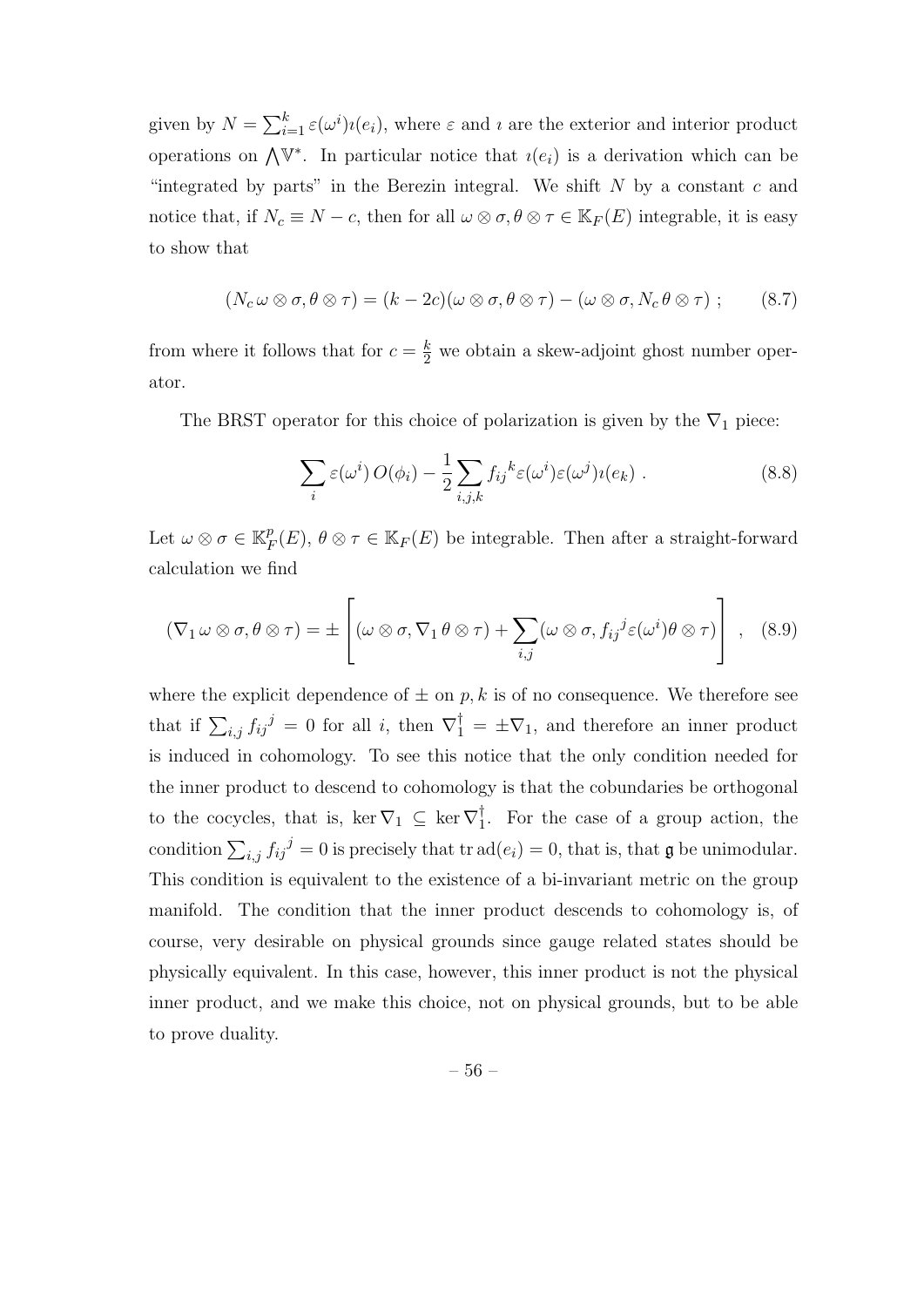given by $N = \sum_{i=1}^k \varepsilon(\omega^i)\imath(e_i)$, where $\varepsilon$ and $\imath$ are the exterior and interior product operations on $\bigwedge \mathbb{V}^*$. In particular notice that $\imath(e_i)$ is a derivation which can be "integrated by parts" in the Berezin integral. We shift $N$ by a constant $c$ and notice that, if $N_c \equiv N - c$, then for all $\omega \otimes \sigma, \theta \otimes \tau \in \mathbb{K}_F(E)$ integrable, it is easy to show that

$$(N_c \, \omega \otimes \sigma, \theta \otimes \tau) = (k - 2c)(\omega \otimes \sigma, \theta \otimes \tau) - (\omega \otimes \sigma, N_c \, \theta \otimes \tau) \; ; \qquad (8.7)$$

from where it follows that for $c = \frac{k}{2}$ we obtain a skew-adjoint ghost number operator.

The BRST operator for this choice of polarization is given by the $\nabla_1$ piece:

$$\sum_i \varepsilon(\omega^i) \, O(\phi_i) - \frac{1}{2} \sum_{i,j,k} f_{ij}{}^k \varepsilon(\omega^i)\varepsilon(\omega^j)\imath(e_k) \; . \qquad (8.8)$$

Let $\omega \otimes \sigma \in \mathbb{K}_F^p(E)$, $\theta \otimes \tau \in \mathbb{K}_F(E)$ be integrable. Then after a straight-forward calculation we find

$$(\nabla_1 \, \omega \otimes \sigma, \theta \otimes \tau) = \pm \left[ (\omega \otimes \sigma, \nabla_1 \, \theta \otimes \tau) + \sum_{i,j} (\omega \otimes \sigma, f_{ij}{}^j \varepsilon(\omega^i) \theta \otimes \tau) \right] \; , \quad (8.9)$$

where the explicit dependence of $\pm$ on $p, k$ is of no consequence. We therefore see that if $\sum_{i,j} f_{ij}{}^j = 0$ for all $i$, then $\nabla_1^\dagger = \pm \nabla_1$, and therefore an inner product is induced in cohomology. To see this notice that the only condition needed for the inner product to descend to cohomology is that the cobundaries be orthogonal to the cocycles, that is, $\ker \nabla_1 \subseteq \ker \nabla_1^\dagger$. For the case of a group action, the condition $\sum_{i,j} f_{ij}{}^j = 0$ is precisely that $\operatorname{tr} \operatorname{ad}(e_i) = 0$, that is, that $\mathfrak{g}$ be unimodular. This condition is equivalent to the existence of a bi-invariant metric on the group manifold. The condition that the inner product descends to cohomology is, of course, very desirable on physical grounds since gauge related states should be physically equivalent. In this case, however, this inner product is not the physical inner product, and we make this choice, not on physical grounds, but to be able to prove duality.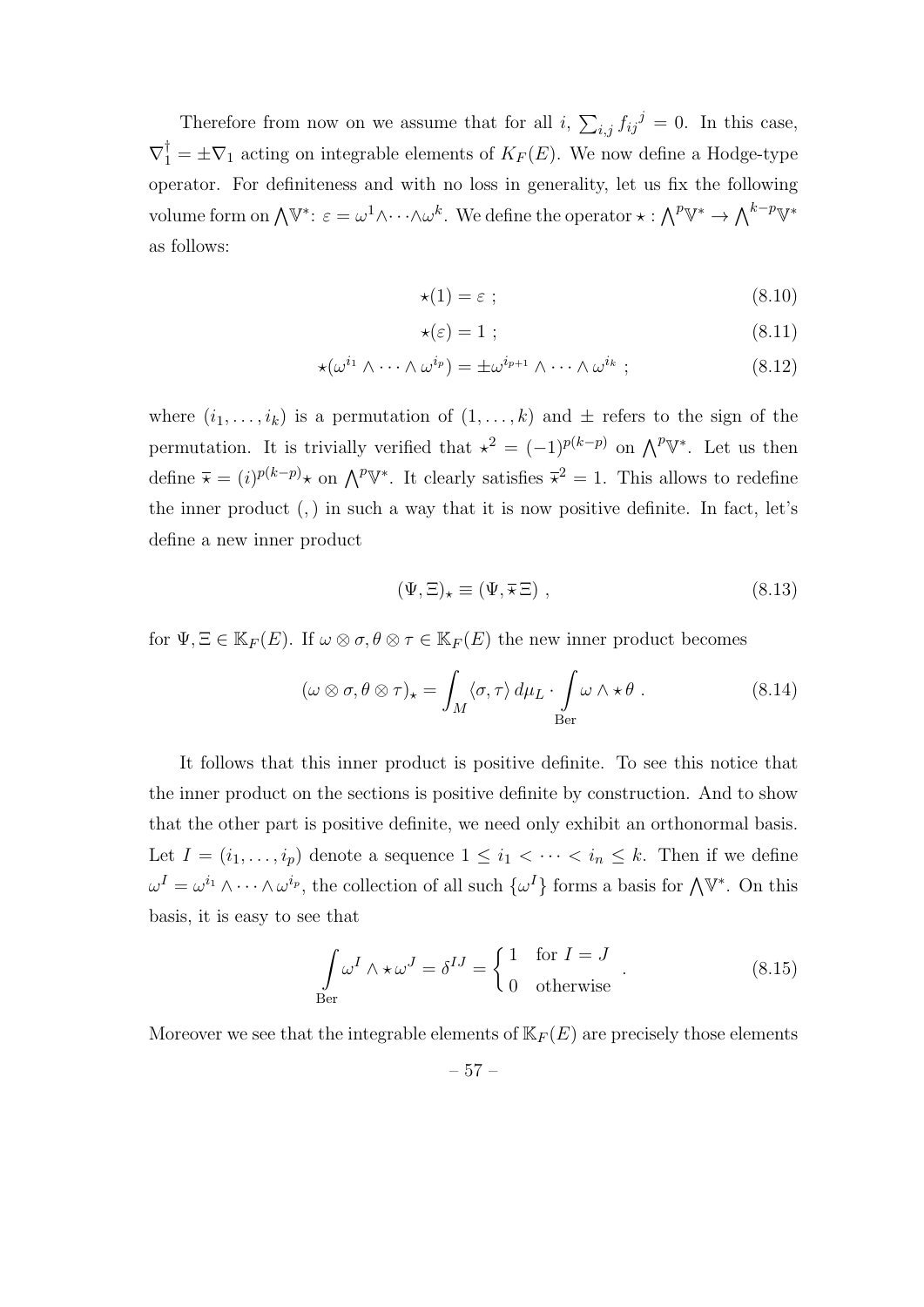Therefore from now on we assume that for all $i$, $\sum_{i,j} f_{ij}{}^j = 0$. In this case, $\nabla_1^\dagger = \pm\nabla_1$ acting on integrable elements of $K_F(E)$. We now define a Hodge-type operator. For definiteness and with no loss in generality, let us fix the following volume form on $\bigwedge\mathbb{V}^*$: $\varepsilon = \omega^1\wedge\cdots\wedge\omega^k$. We define the operator $\star : \bigwedge^p\mathbb{V}^* \to \bigwedge^{k-p}\mathbb{V}^*$ as follows:

$$\star(1) = \varepsilon \ ; \tag{8.10}$$

$$\star(\varepsilon) = 1 \ ; \tag{8.11}$$

$$\star(\omega^{i_1}\wedge\cdots\wedge\omega^{i_p}) = \pm\omega^{i_{p+1}}\wedge\cdots\wedge\omega^{i_k} \ ; \tag{8.12}$$

where $(i_1,\ldots,i_k)$ is a permutation of $(1,\ldots,k)$ and $\pm$ refers to the sign of the permutation. It is trivially verified that $\star^2 = (-1)^{p(k-p)}$ on $\bigwedge^p\mathbb{V}^*$. Let us then define $\overline{\star} = (i)^{p(k-p)}\star$ on $\bigwedge^p\mathbb{V}^*$. It clearly satisfies $\overline{\star}^2 = 1$. This allows to redefine the inner product $(,)$ in such a way that it is now positive definite. In fact, let's define a new inner product

$$(\Psi,\Xi)_\star \equiv (\Psi,\overline{\star}\,\Xi) \ , \tag{8.13}$$

for $\Psi,\Xi \in \mathbb{K}_F(E)$. If $\omega\otimes\sigma,\theta\otimes\tau \in \mathbb{K}_F(E)$ the new inner product becomes

$$(\omega\otimes\sigma,\theta\otimes\tau)_\star = \int_M \langle\sigma,\tau\rangle\, d\mu_L \cdot \int_{\mathrm{Ber}} \omega\wedge\star\theta \ . \tag{8.14}$$

It follows that this inner product is positive definite. To see this notice that the inner product on the sections is positive definite by construction. And to show that the other part is positive definite, we need only exhibit an orthonormal basis. Let $I = (i_1,\ldots,i_p)$ denote a sequence $1 \leq i_1 < \cdots < i_n \leq k$. Then if we define $\omega^I = \omega^{i_1}\wedge\cdots\wedge\omega^{i_p}$, the collection of all such $\{\omega^I\}$ forms a basis for $\bigwedge\mathbb{V}^*$. On this basis, it is easy to see that

$$\int_{\mathrm{Ber}} \omega^I\wedge\star\,\omega^J = \delta^{IJ} = \begin{cases} 1 & \text{for } I = J \\ 0 & \text{otherwise} \end{cases} \ . \tag{8.15}$$

Moreover we see that the integrable elements of $\mathbb{K}_F(E)$ are precisely those elements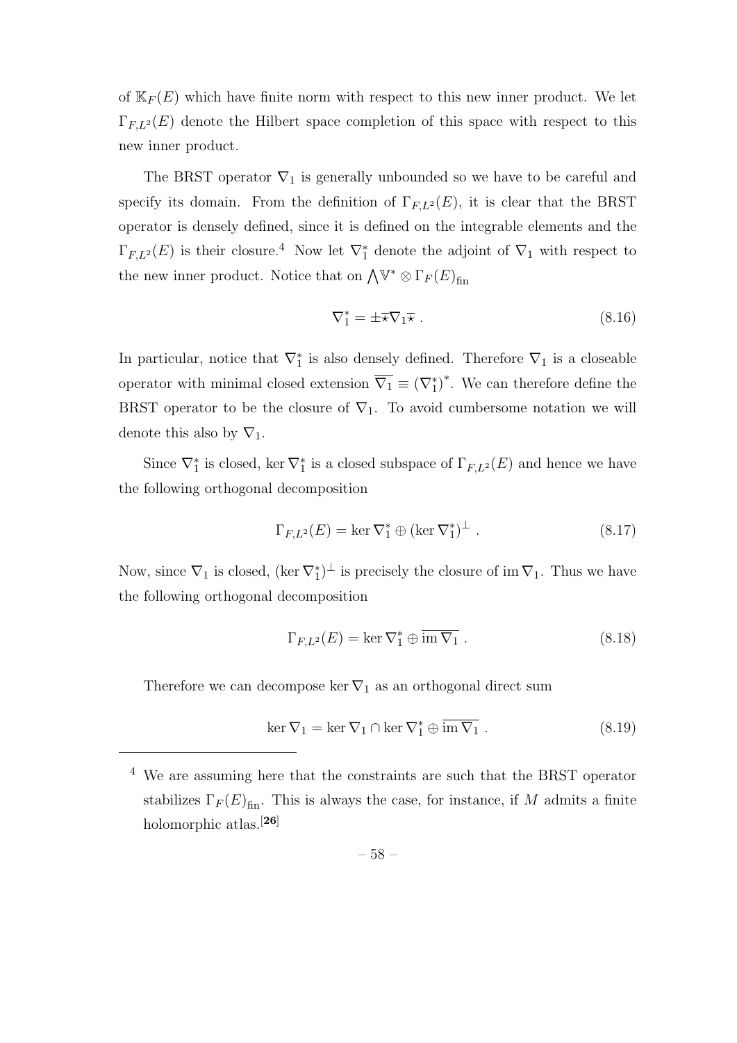of $\mathbb{K}_F(E)$ which have finite norm with respect to this new inner product. We let $\Gamma_{F,L^2}(E)$ denote the Hilbert space completion of this space with respect to this new inner product.

The BRST operator $\nabla_1$ is generally unbounded so we have to be careful and specify its domain. From the definition of $\Gamma_{F,L^2}(E)$, it is clear that the BRST operator is densely defined, since it is defined on the integrable elements and the $\Gamma_{F,L^2}(E)$ is their closure.[4] Now let $\nabla_1^*$ denote the adjoint of $\nabla_1$ with respect to the new inner product. Notice that on $\bigwedge \mathbb{V}^* \otimes \Gamma_F(E)_{\text{fin}}$

$$
\nabla_1^* = \pm \bar{\star} \nabla_1 \bar{\star} \ . \tag{8.16}
$$

In particular, notice that $\nabla_1^*$ is also densely defined. Therefore $\nabla_1$ is a closeable operator with minimal closed extension $\overline{\nabla_1} \equiv (\nabla_1^*)^*$. We can therefore define the BRST operator to be the closure of $\nabla_1$. To avoid cumbersome notation we will denote this also by $\nabla_1$.

Since $\nabla_1^*$ is closed, $\ker \nabla_1^*$ is a closed subspace of $\Gamma_{F,L^2}(E)$ and hence we have the following orthogonal decomposition

$$
\Gamma_{F,L^2}(E) = \ker \nabla_1^* \oplus (\ker \nabla_1^*)^\perp \ . \tag{8.17}
$$

Now, since $\nabla_1$ is closed, $(\ker \nabla_1^*)^\perp$ is precisely the closure of $\operatorname{im} \nabla_1$. Thus we have the following orthogonal decomposition

$$
\Gamma_{F,L^2}(E) = \ker \nabla_1^* \oplus \overline{\operatorname{im} \nabla_1} \ . \tag{8.18}
$$

Therefore we can decompose $\ker \nabla_1$ as an orthogonal direct sum

$$
\ker \nabla_1 = \ker \nabla_1 \cap \ker \nabla_1^* \oplus \overline{\operatorname{im} \nabla_1} \ . \tag{8.19}
$$

---

[4] We are assuming here that the constraints are such that the BRST operator stabilizes $\Gamma_F(E)_{\text{fin}}$. This is always the case, for instance, if $M$ admits a finite holomorphic atlas.[26]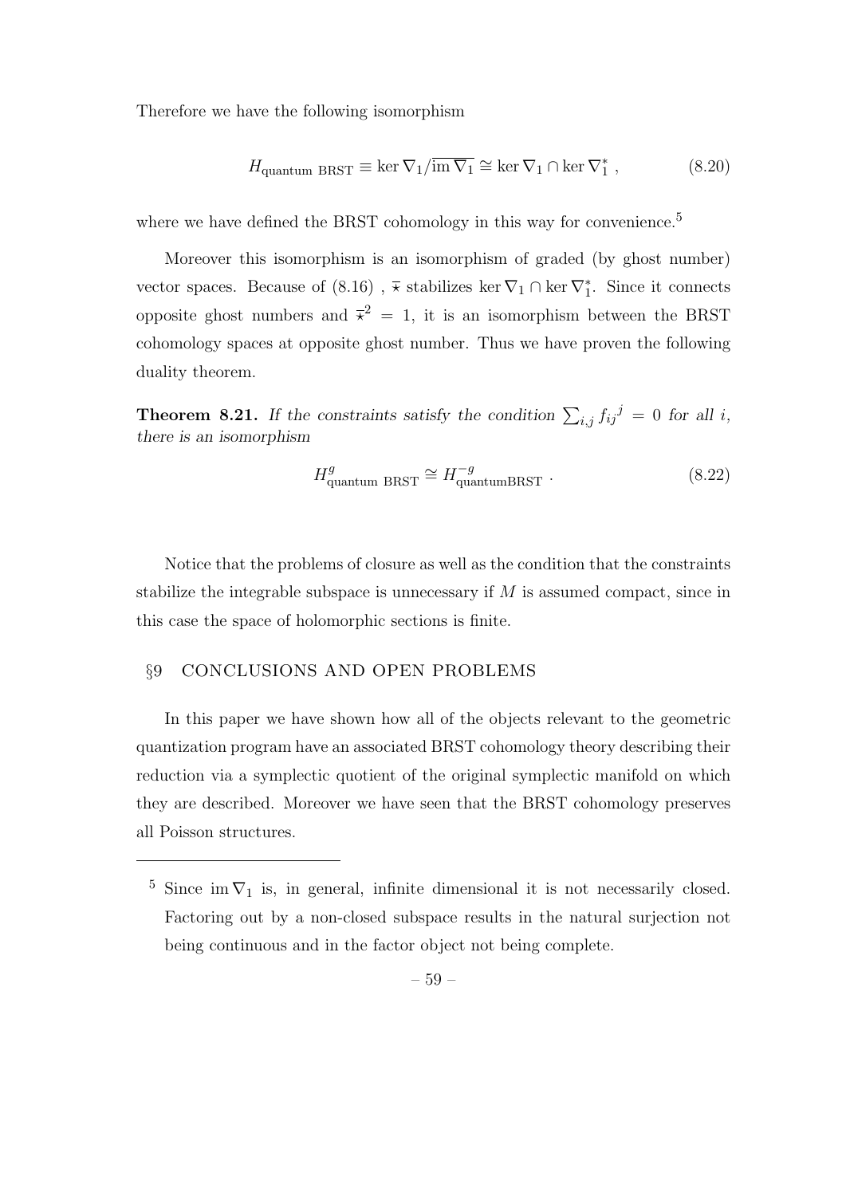Therefore we have the following isomorphism

$$H_{\text{quantum BRST}} \equiv \ker \nabla_1 / \overline{\operatorname{im} \nabla_1} \cong \ker \nabla_1 \cap \ker \nabla_1^* \,, \tag{8.20}$$

where we have defined the BRST cohomology in this way for convenience.[5]

Moreover this isomorphism is an isomorphism of graded (by ghost number) vector spaces. Because of (8.16) , $\bar{\star}$ stabilizes $\ker \nabla_1 \cap \ker \nabla_1^*$. Since it connects opposite ghost numbers and $\bar{\star}^2 = 1$, it is an isomorphism between the BRST cohomology spaces at opposite ghost number. Thus we have proven the following duality theorem.

**Theorem 8.21.** *If the constraints satisfy the condition $\sum_{i,j} f_{ij}{}^j = 0$ for all $i$, there is an isomorphism*

$$H^g_{\text{quantum BRST}} \cong H^{-g}_{\text{quantumBRST}} \,. \tag{8.22}$$

Notice that the problems of closure as well as the condition that the constraints stabilize the integrable subspace is unnecessary if $M$ is assumed compact, since in this case the space of holomorphic sections is finite.

## §9 CONCLUSIONS AND OPEN PROBLEMS

In this paper we have shown how all of the objects relevant to the geometric quantization program have an associated BRST cohomology theory describing their reduction via a symplectic quotient of the original symplectic manifold on which they are described. Moreover we have seen that the BRST cohomology preserves all Poisson structures.

---

[5] Since $\operatorname{im} \nabla_1$ is, in general, infinite dimensional it is not necessarily closed. Factoring out by a non-closed subspace results in the natural surjection not being continuous and in the factor object not being complete.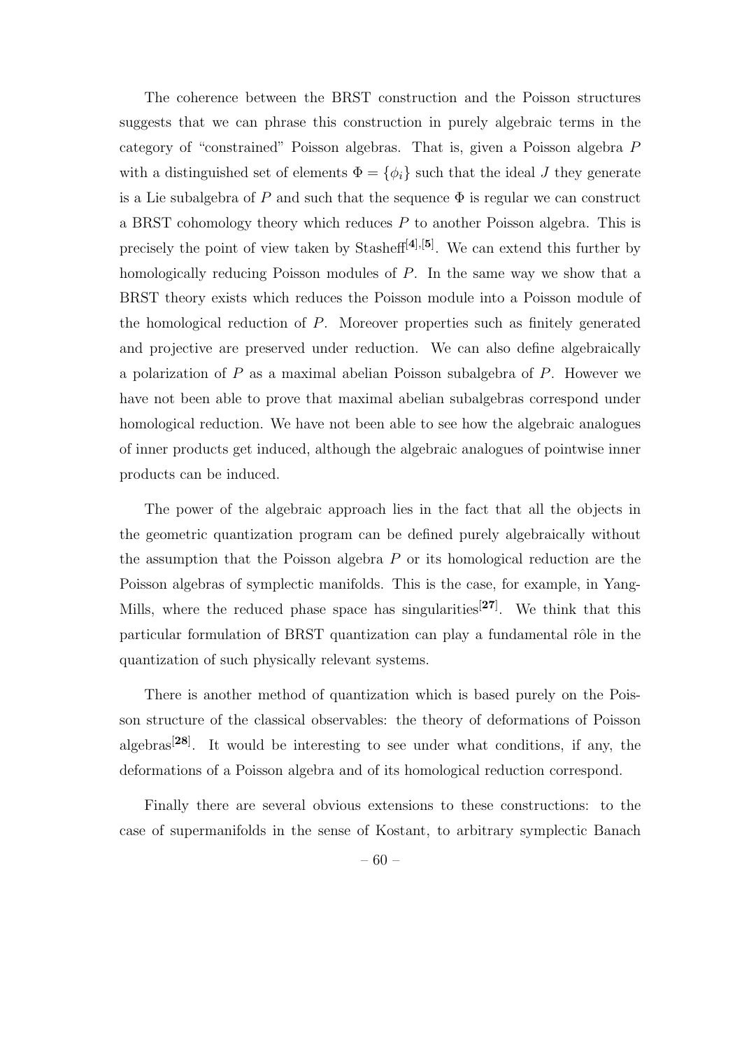The coherence between the BRST construction and the Poisson structures suggests that we can phrase this construction in purely algebraic terms in the category of "constrained" Poisson algebras. That is, given a Poisson algebra $P$ with a distinguished set of elements $\Phi = \{\phi_i\}$ such that the ideal $J$ they generate is a Lie subalgebra of $P$ and such that the sequence $\Phi$ is regular we can construct a BRST cohomology theory which reduces $P$ to another Poisson algebra. This is precisely the point of view taken by Stasheff[4],[5]. We can extend this further by homologically reducing Poisson modules of $P$. In the same way we show that a BRST theory exists which reduces the Poisson module into a Poisson module of the homological reduction of $P$. Moreover properties such as finitely generated and projective are preserved under reduction. We can also define algebraically a polarization of $P$ as a maximal abelian Poisson subalgebra of $P$. However we have not been able to prove that maximal abelian subalgebras correspond under homological reduction. We have not been able to see how the algebraic analogues of inner products get induced, although the algebraic analogues of pointwise inner products can be induced.

The power of the algebraic approach lies in the fact that all the objects in the geometric quantization program can be defined purely algebraically without the assumption that the Poisson algebra $P$ or its homological reduction are the Poisson algebras of symplectic manifolds. This is the case, for example, in Yang-Mills, where the reduced phase space has singularities[27]. We think that this particular formulation of BRST quantization can play a fundamental rôle in the quantization of such physically relevant systems.

There is another method of quantization which is based purely on the Poisson structure of the classical observables: the theory of deformations of Poisson algebras[28]. It would be interesting to see under what conditions, if any, the deformations of a Poisson algebra and of its homological reduction correspond.

Finally there are several obvious extensions to these constructions: to the case of supermanifolds in the sense of Kostant, to arbitrary symplectic Banach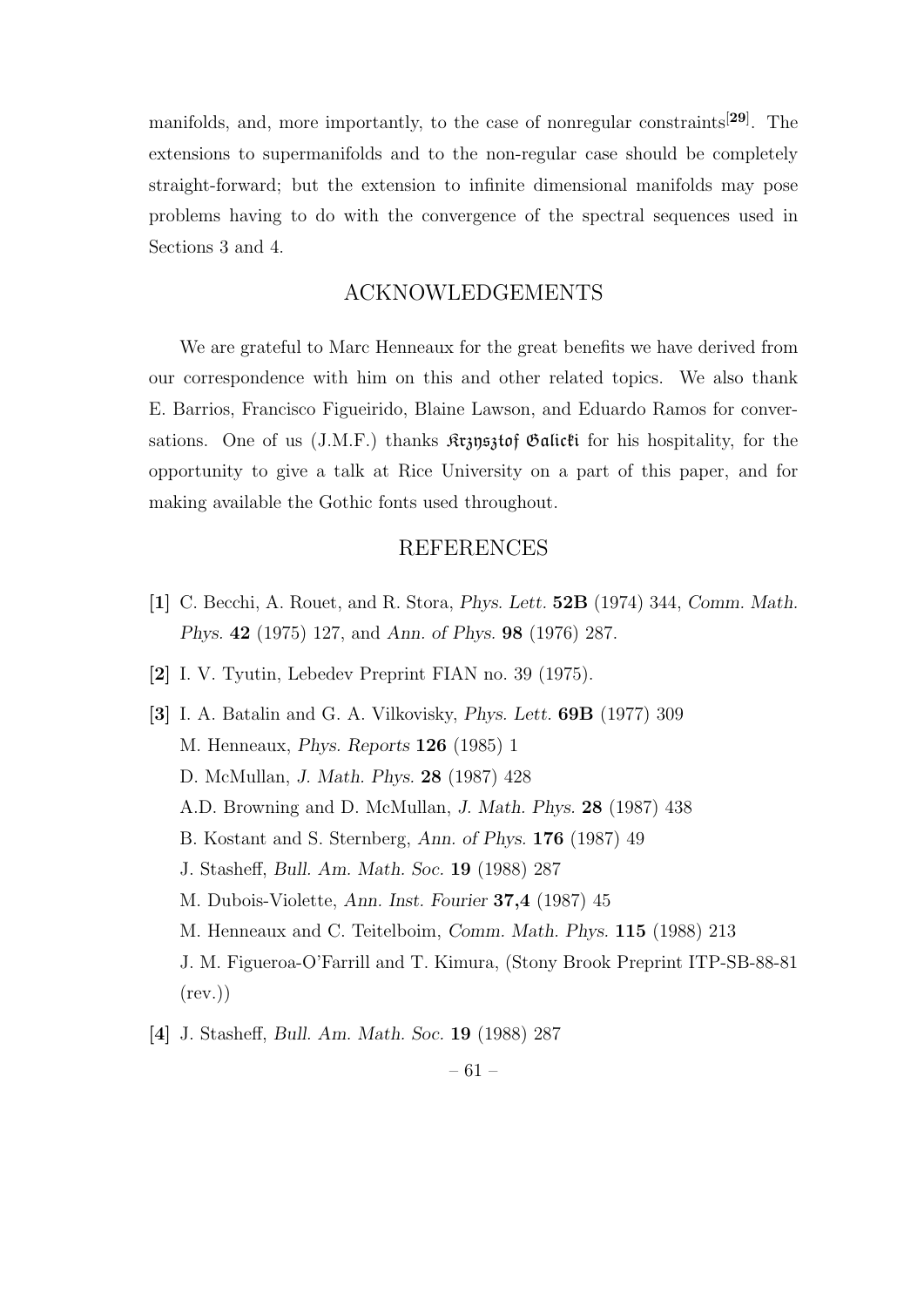manifolds, and, more importantly, to the case of nonregular constraints[**29**]. The extensions to supermanifolds and to the non-regular case should be completely straight-forward; but the extension to infinite dimensional manifolds may pose problems having to do with the convergence of the spectral sequences used in Sections 3 and 4.

## ACKNOWLEDGEMENTS

We are grateful to Marc Henneaux for the great benefits we have derived from our correspondence with him on this and other related topics. We also thank E. Barrios, Francisco Figueirido, Blaine Lawson, and Eduardo Ramos for conversations. One of us (J.M.F.) thanks Krzysztof Galicki for his hospitality, for the opportunity to give a talk at Rice University on a part of this paper, and for making available the Gothic fonts used throughout.

## REFERENCES

[**1**] C. Becchi, A. Rouet, and R. Stora, *Phys. Lett.* **52B** (1974) 344, *Comm. Math. Phys.* **42** (1975) 127, and *Ann. of Phys.* **98** (1976) 287.

[**2**] I. V. Tyutin, Lebedev Preprint FIAN no. 39 (1975).

[**3**] I. A. Batalin and G. A. Vilkovisky, *Phys. Lett.* **69B** (1977) 309
M. Henneaux, *Phys. Reports* **126** (1985) 1
D. McMullan, *J. Math. Phys.* **28** (1987) 428
A.D. Browning and D. McMullan, *J. Math. Phys.* **28** (1987) 438
B. Kostant and S. Sternberg, *Ann. of Phys.* **176** (1987) 49
J. Stasheff, *Bull. Am. Math. Soc.* **19** (1988) 287
M. Dubois-Violette, *Ann. Inst. Fourier* **37,4** (1987) 45
M. Henneaux and C. Teitelboim, *Comm. Math. Phys.* **115** (1988) 213
J. M. Figueroa-O'Farrill and T. Kimura, (Stony Brook Preprint ITP-SB-88-81 (rev.))

[**4**] J. Stasheff, *Bull. Am. Math. Soc.* **19** (1988) 287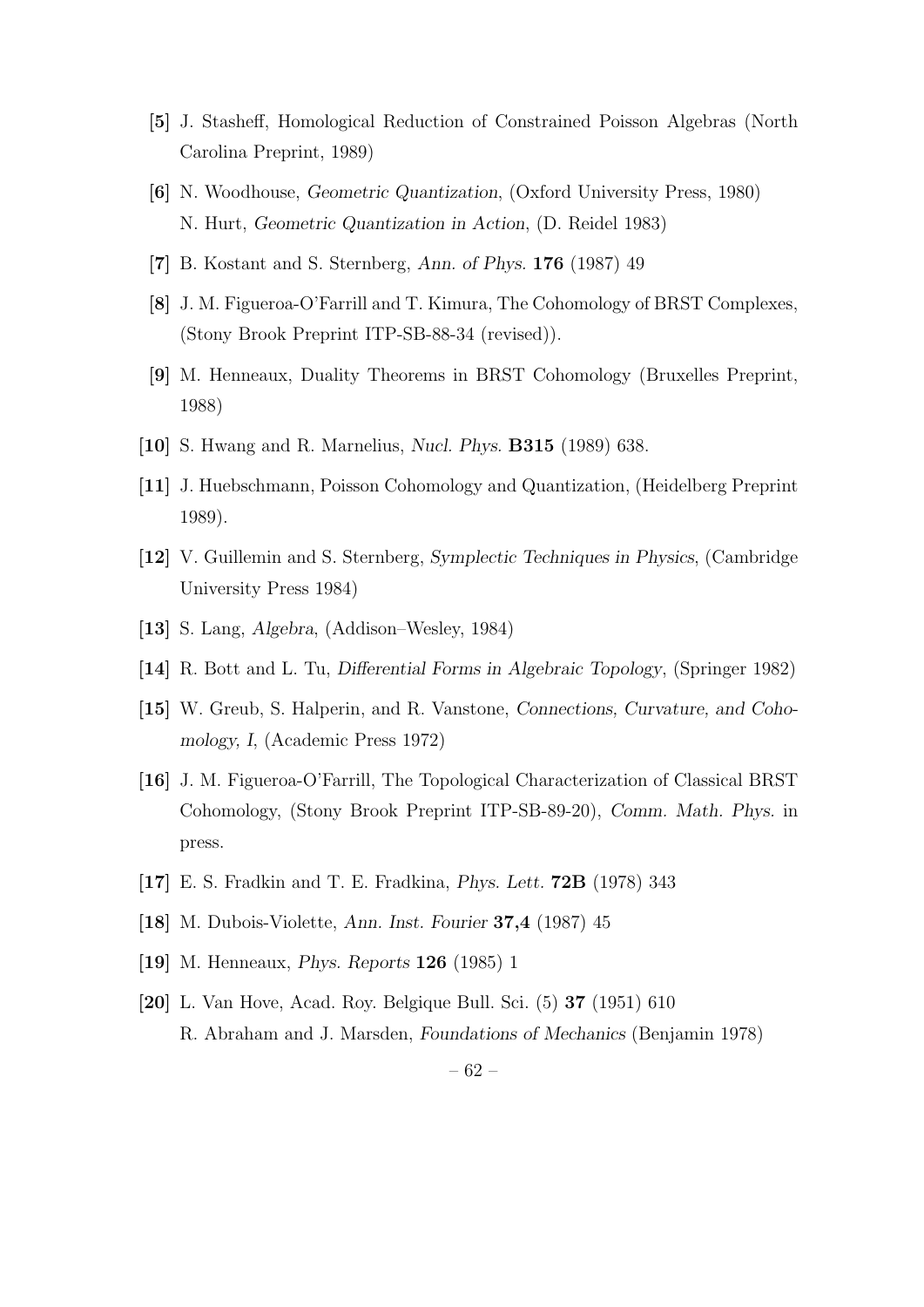**[5]** J. Stasheff, Homological Reduction of Constrained Poisson Algebras (North Carolina Preprint, 1989)

**[6]** N. Woodhouse, *Geometric Quantization*, (Oxford University Press, 1980)
N. Hurt, *Geometric Quantization in Action*, (D. Reidel 1983)

**[7]** B. Kostant and S. Sternberg, *Ann. of Phys.* **176** (1987) 49

**[8]** J. M. Figueroa-O'Farrill and T. Kimura, The Cohomology of BRST Complexes, (Stony Brook Preprint ITP-SB-88-34 (revised)).

**[9]** M. Henneaux, Duality Theorems in BRST Cohomology (Bruxelles Preprint, 1988)

**[10]** S. Hwang and R. Marnelius, *Nucl. Phys.* **B315** (1989) 638.

**[11]** J. Huebschmann, Poisson Cohomology and Quantization, (Heidelberg Preprint 1989).

**[12]** V. Guillemin and S. Sternberg, *Symplectic Techniques in Physics*, (Cambridge University Press 1984)

**[13]** S. Lang, *Algebra*, (Addison–Wesley, 1984)

**[14]** R. Bott and L. Tu, *Differential Forms in Algebraic Topology*, (Springer 1982)

**[15]** W. Greub, S. Halperin, and R. Vanstone, *Connections, Curvature, and Cohomology, I*, (Academic Press 1972)

**[16]** J. M. Figueroa-O'Farrill, The Topological Characterization of Classical BRST Cohomology, (Stony Brook Preprint ITP-SB-89-20), *Comm. Math. Phys.* in press.

**[17]** E. S. Fradkin and T. E. Fradkina, *Phys. Lett.* **72B** (1978) 343

**[18]** M. Dubois-Violette, *Ann. Inst. Fourier* **37,4** (1987) 45

**[19]** M. Henneaux, *Phys. Reports* **126** (1985) 1

**[20]** L. Van Hove, Acad. Roy. Belgique Bull. Sci. (5) **37** (1951) 610
R. Abraham and J. Marsden, *Foundations of Mechanics* (Benjamin 1978)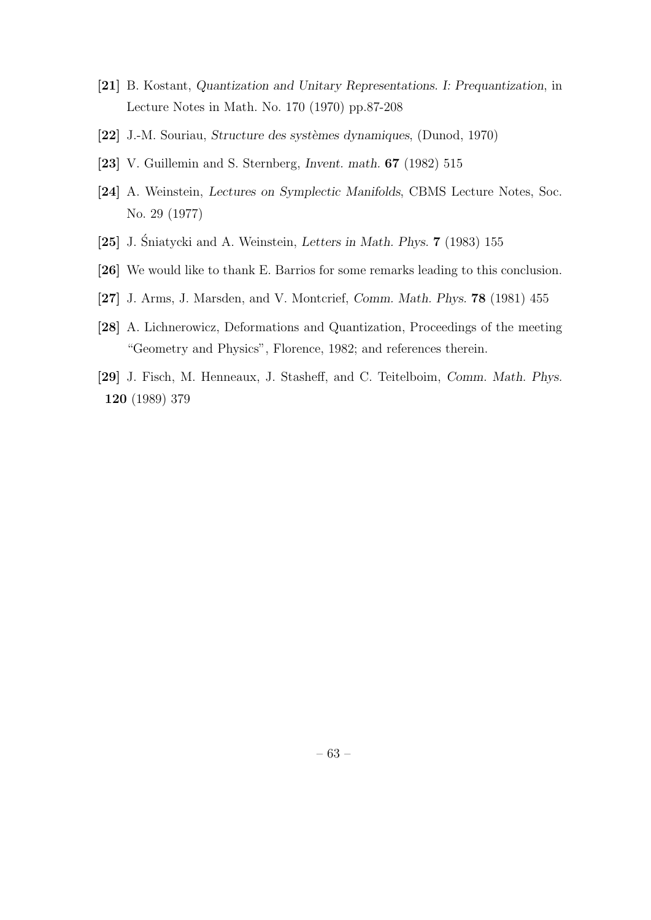**[21]** B. Kostant, *Quantization and Unitary Representations. I: Prequantization*, in Lecture Notes in Math. No. 170 (1970) pp.87-208

**[22]** J.-M. Souriau, *Structure des systèmes dynamiques*, (Dunod, 1970)

**[23]** V. Guillemin and S. Sternberg, *Invent. math.* **67** (1982) 515

**[24]** A. Weinstein, *Lectures on Symplectic Manifolds*, CBMS Lecture Notes, Soc. No. 29 (1977)

**[25]** J. Śniatycki and A. Weinstein, *Letters in Math. Phys.* **7** (1983) 155

**[26]** We would like to thank E. Barrios for some remarks leading to this conclusion.

**[27]** J. Arms, J. Marsden, and V. Montcrief, *Comm. Math. Phys.* **78** (1981) 455

**[28]** A. Lichnerowicz, Deformations and Quantization, Proceedings of the meeting "Geometry and Physics", Florence, 1982; and references therein.

**[29]** J. Fisch, M. Henneaux, J. Stasheff, and C. Teitelboim, *Comm. Math. Phys.* **120** (1989) 379